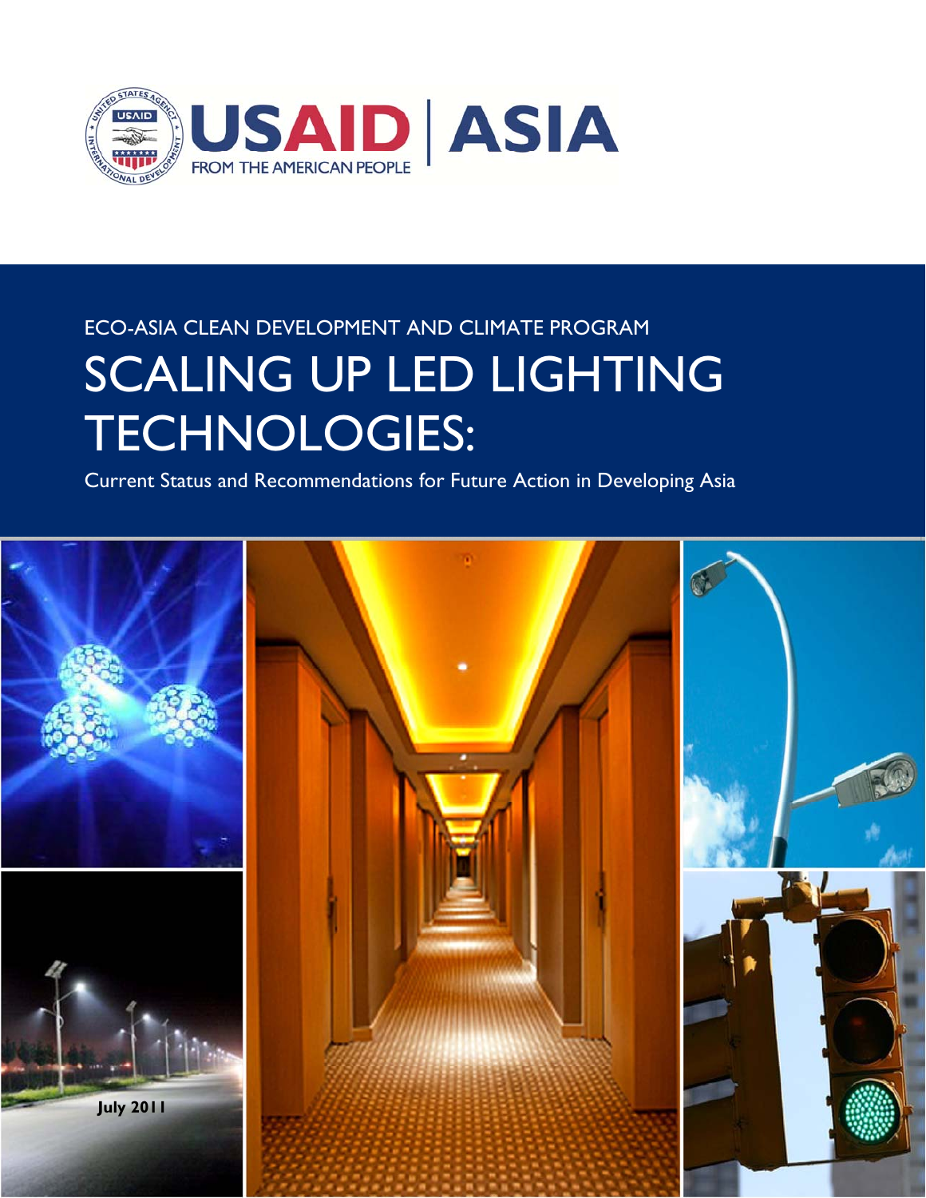USAID | ASIA

FROM THE AMERICAN PEOPLE

ECO-ASIA CLEAN DEVELOPMENT AND CLIMATE PROGRAM

# SCALING UP LED LIGHTING TECHNOLOGIES:

Current Status and Recommendations for Future Action in Developing Asia

**July 2011**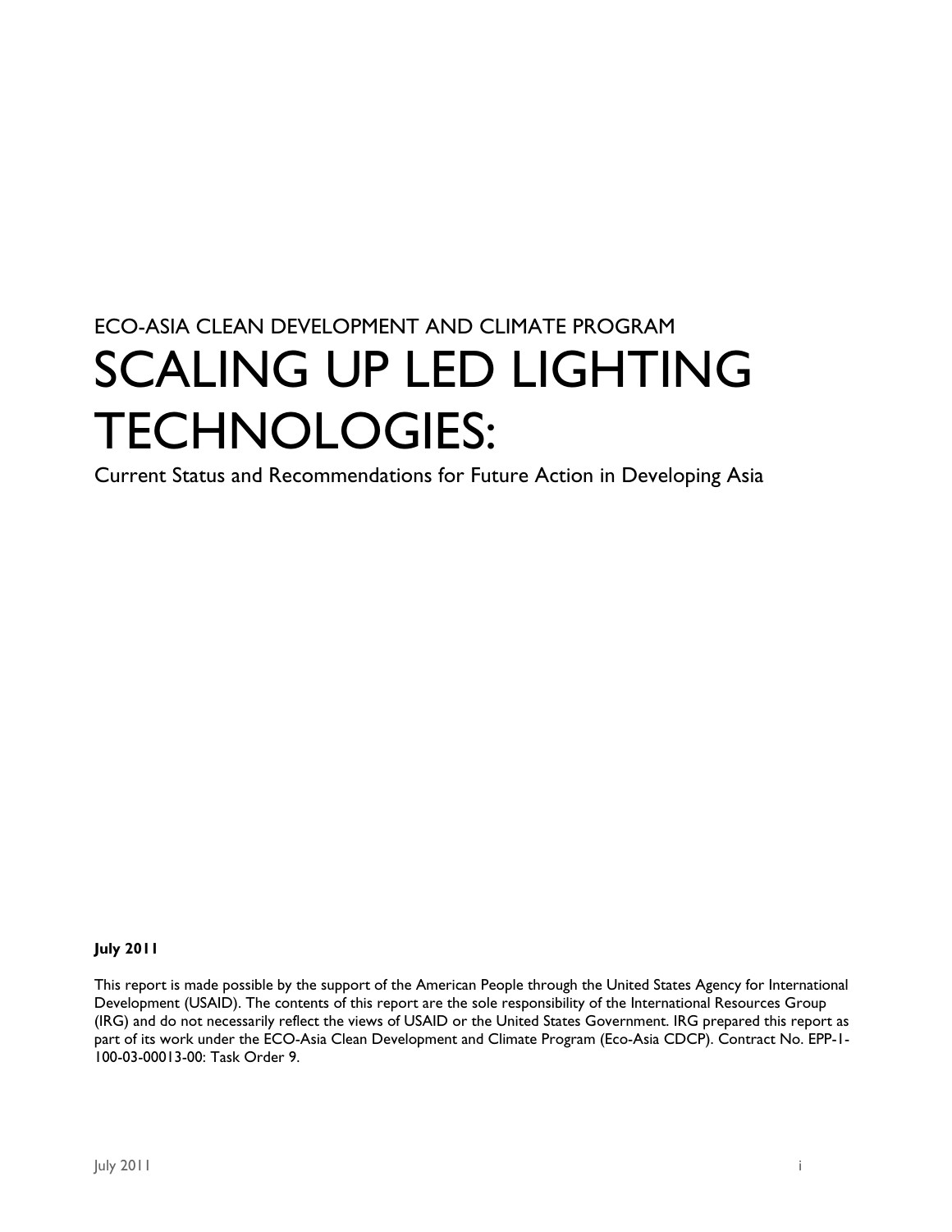ECO-ASIA CLEAN DEVELOPMENT AND CLIMATE PROGRAM

# SCALING UP LED LIGHTING TECHNOLOGIES:

Current Status and Recommendations for Future Action in Developing Asia

**July 2011**

This report is made possible by the support of the American People through the United States Agency for International Development (USAID). The contents of this report are the sole responsibility of the International Resources Group (IRG) and do not necessarily reflect the views of USAID or the United States Government. IRG prepared this report as part of its work under the ECO-Asia Clean Development and Climate Program (Eco-Asia CDCP). Contract No. EPP-I-100-03-00013-00: Task Order 9.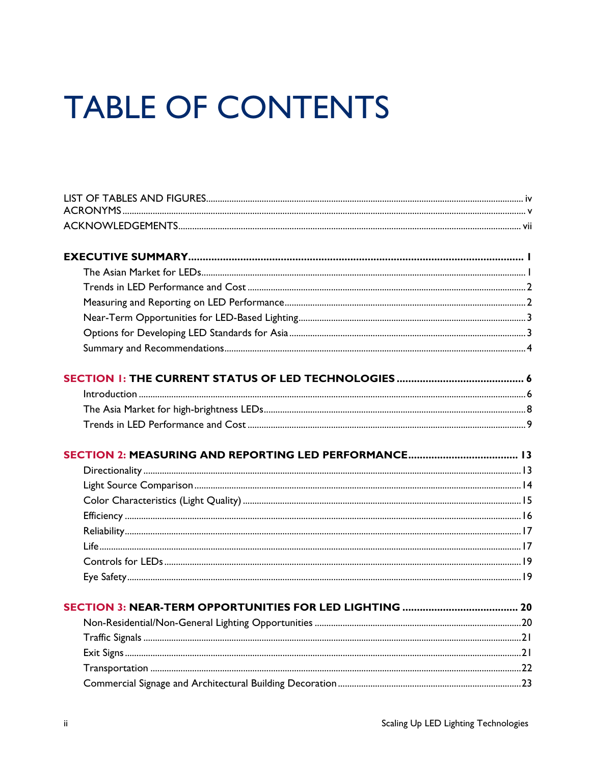# TABLE OF CONTENTS

LIST OF TABLES AND FIGURES ..... iv
ACRONYMS ..... v
ACKNOWLEDGEMENTS ..... vii

**EXECUTIVE SUMMARY ..... 1**

- The Asian Market for LEDs ..... 1
- Trends in LED Performance and Cost ..... 2
- Measuring and Reporting on LED Performance ..... 2
- Near-Term Opportunities for LED-Based Lighting ..... 3
- Options for Developing LED Standards for Asia ..... 3
- Summary and Recommendations ..... 4

**SECTION 1: THE CURRENT STATUS OF LED TECHNOLOGIES ..... 6**

- Introduction ..... 6
- The Asia Market for high-brightness LEDs ..... 8
- Trends in LED Performance and Cost ..... 9

**SECTION 2: MEASURING AND REPORTING LED PERFORMANCE ..... 13**

- Directionality ..... 13
- Light Source Comparison ..... 14
- Color Characteristics (Light Quality) ..... 15
- Efficiency ..... 16
- Reliability ..... 17
- Life ..... 17
- Controls for LEDs ..... 19
- Eye Safety ..... 19

**SECTION 3: NEAR-TERM OPPORTUNITIES FOR LED LIGHTING ..... 20**

- Non-Residential/Non-General Lighting Opportunities ..... 20
- Traffic Signals ..... 21
- Exit Signs ..... 21
- Transportation ..... 22
- Commercial Signage and Architectural Building Decoration ..... 23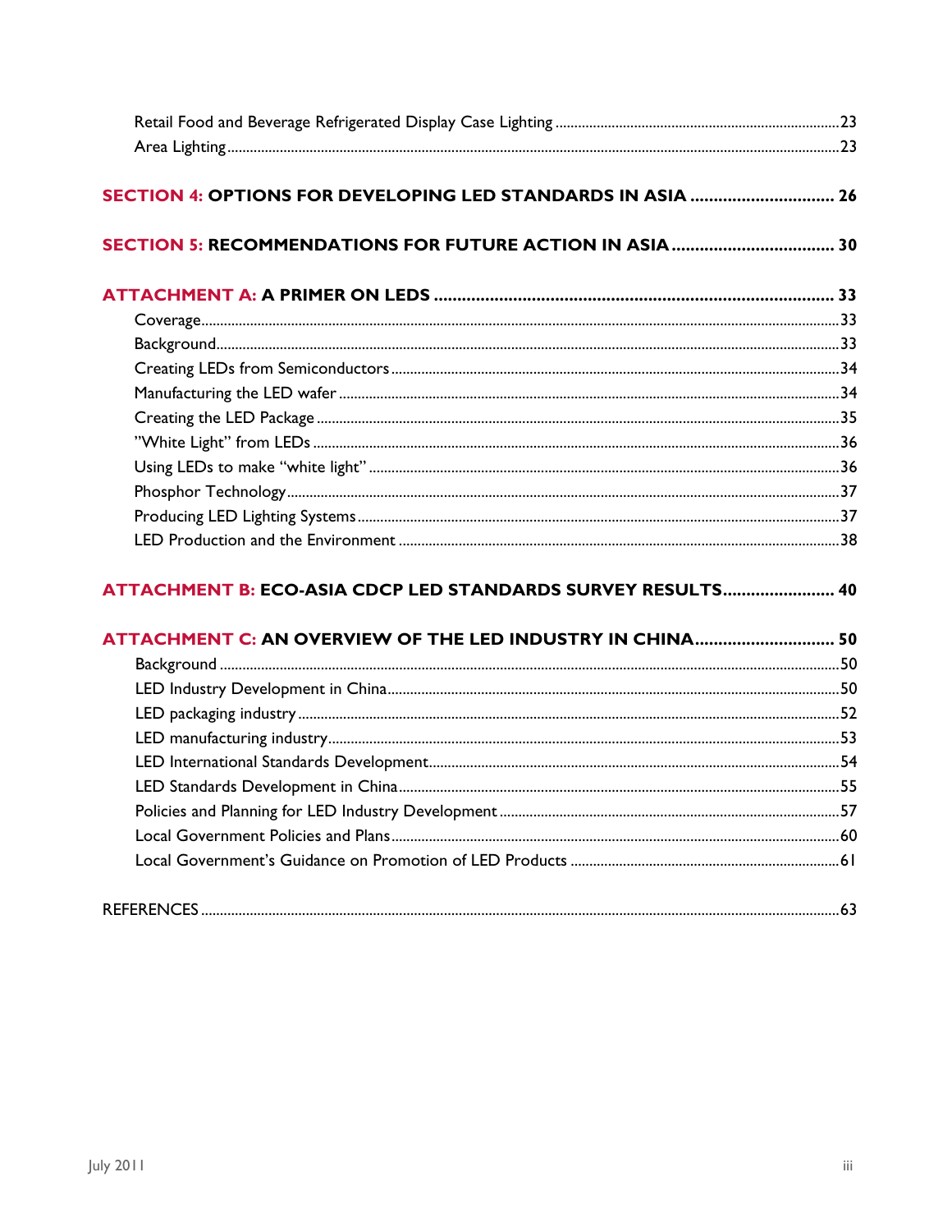Retail Food and Beverage Refrigerated Display Case Lighting ........ 23
Area Lighting ........ 23

**SECTION 4: OPTIONS FOR DEVELOPING LED STANDARDS IN ASIA ........ 26**

**SECTION 5: RECOMMENDATIONS FOR FUTURE ACTION IN ASIA ........ 30**

**ATTACHMENT A: A PRIMER ON LEDS ........ 33**

Coverage ........ 33
Background ........ 33
Creating LEDs from Semiconductors ........ 34
Manufacturing the LED wafer ........ 34
Creating the LED Package ........ 35
"White Light" from LEDs ........ 36
Using LEDs to make "white light" ........ 36
Phosphor Technology ........ 37
Producing LED Lighting Systems ........ 37
LED Production and the Environment ........ 38

**ATTACHMENT B: ECO-ASIA CDCP LED STANDARDS SURVEY RESULTS ........ 40**

**ATTACHMENT C: AN OVERVIEW OF THE LED INDUSTRY IN CHINA ........ 50**

Background ........ 50
LED Industry Development in China ........ 50
LED packaging industry ........ 52
LED manufacturing industry ........ 53
LED International Standards Development ........ 54
LED Standards Development in China ........ 55
Policies and Planning for LED Industry Development ........ 57
Local Government Policies and Plans ........ 60
Local Government's Guidance on Promotion of LED Products ........ 61

REFERENCES ........ 63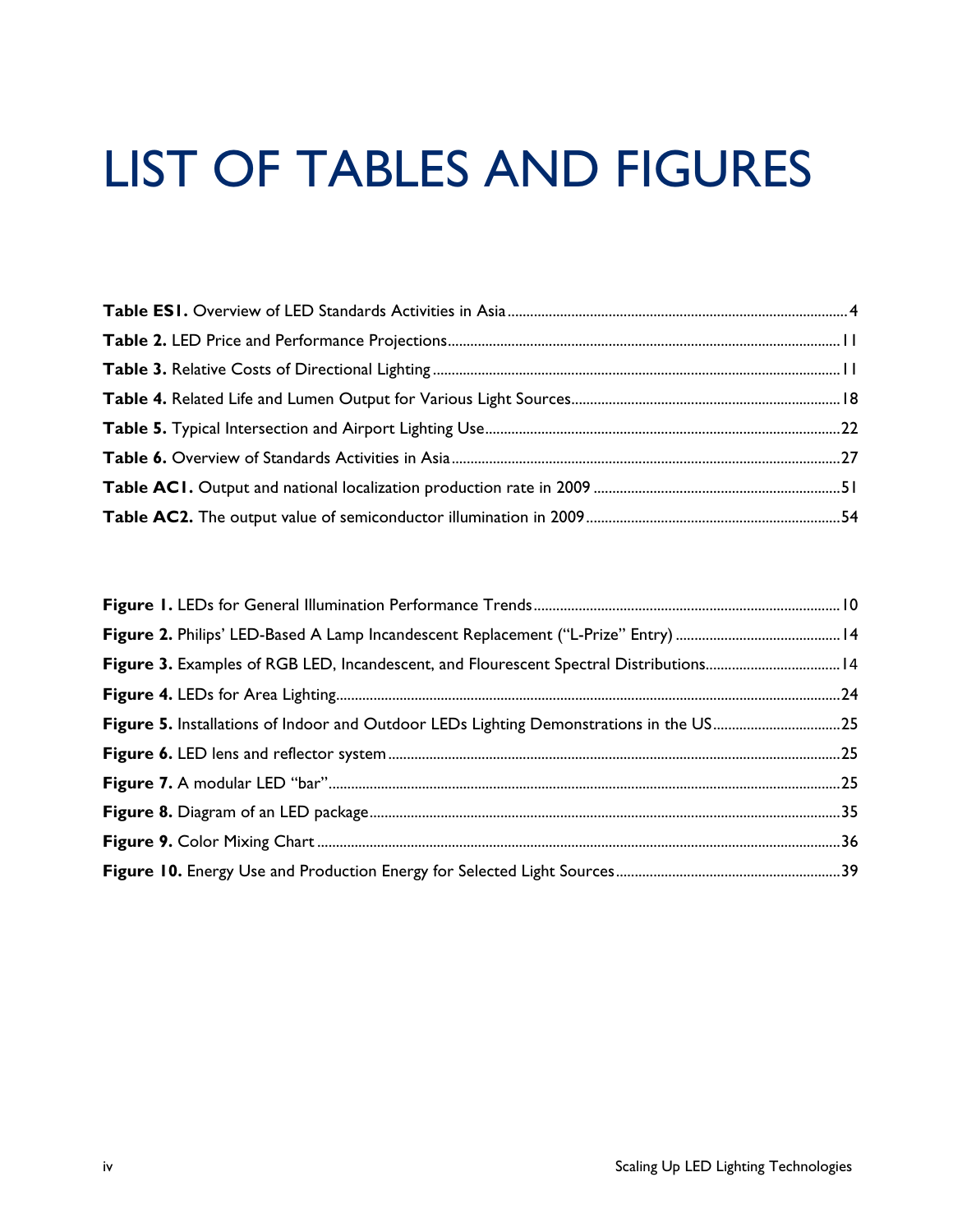# LIST OF TABLES AND FIGURES

**Table ES1.** Overview of LED Standards Activities in Asia ........ 4
**Table 2.** LED Price and Performance Projections ........ 11
**Table 3.** Relative Costs of Directional Lighting ........ 11
**Table 4.** Related Life and Lumen Output for Various Light Sources ........ 18
**Table 5.** Typical Intersection and Airport Lighting Use ........ 22
**Table 6.** Overview of Standards Activities in Asia ........ 27
**Table AC1.** Output and national localization production rate in 2009 ........ 51
**Table AC2.** The output value of semiconductor illumination in 2009 ........ 54

**Figure 1.** LEDs for General Illumination Performance Trends ........ 10
**Figure 2.** Philips' LED-Based A Lamp Incandescent Replacement ("L-Prize" Entry) ........ 14
**Figure 3.** Examples of RGB LED, Incandescent, and Flourescent Spectral Distributions ........ 14
**Figure 4.** LEDs for Area Lighting ........ 24
**Figure 5.** Installations of Indoor and Outdoor LEDs Lighting Demonstrations in the US ........ 25
**Figure 6.** LED lens and reflector system ........ 25
**Figure 7.** A modular LED "bar" ........ 25
**Figure 8.** Diagram of an LED package ........ 35
**Figure 9.** Color Mixing Chart ........ 36
**Figure 10.** Energy Use and Production Energy for Selected Light Sources ........ 39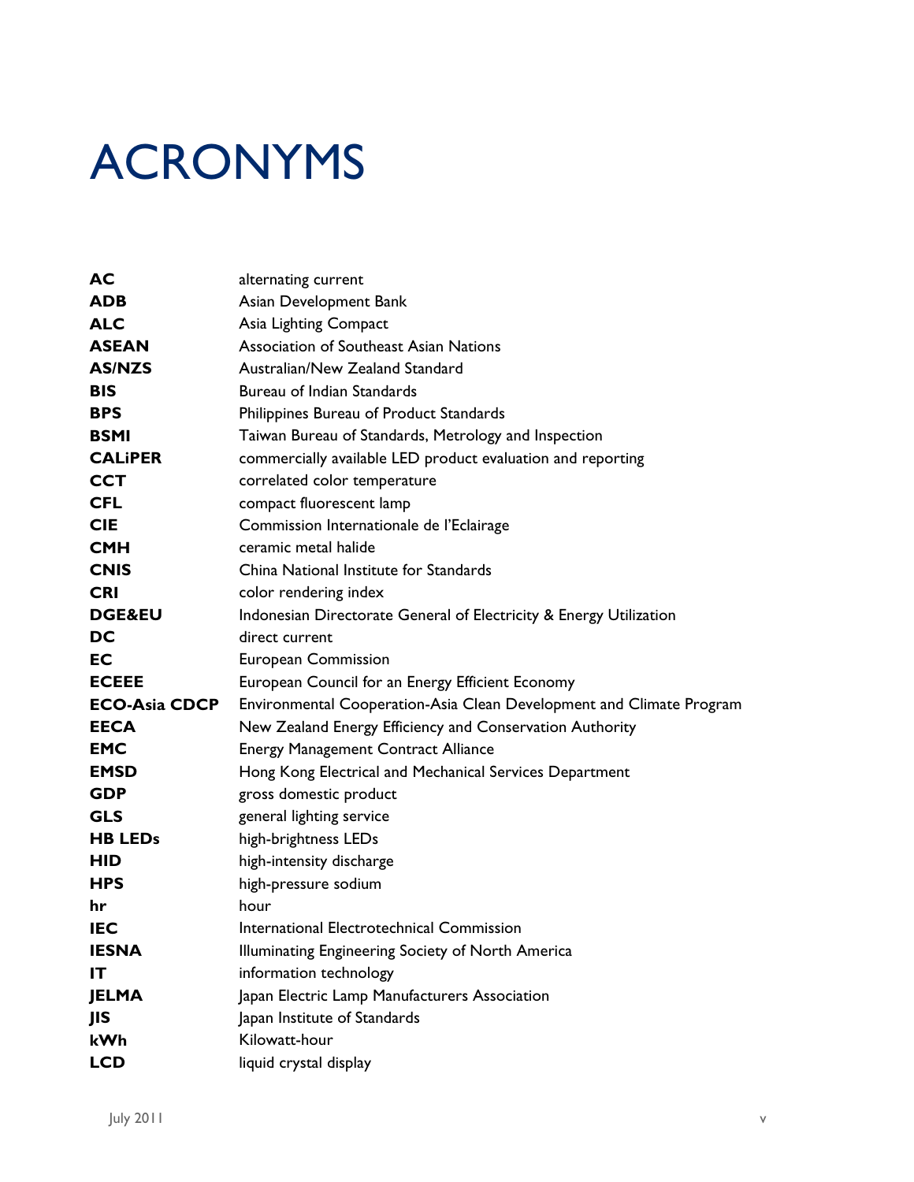# ACRONYMS

| | |
|---|---|
| **AC** | alternating current |
| **ADB** | Asian Development Bank |
| **ALC** | Asia Lighting Compact |
| **ASEAN** | Association of Southeast Asian Nations |
| **AS/NZS** | Australian/New Zealand Standard |
| **BIS** | Bureau of Indian Standards |
| **BPS** | Philippines Bureau of Product Standards |
| **BSMI** | Taiwan Bureau of Standards, Metrology and Inspection |
| **CALiPER** | commercially available LED product evaluation and reporting |
| **CCT** | correlated color temperature |
| **CFL** | compact fluorescent lamp |
| **CIE** | Commission Internationale de l'Eclairage |
| **CMH** | ceramic metal halide |
| **CNIS** | China National Institute for Standards |
| **CRI** | color rendering index |
| **DGE&EU** | Indonesian Directorate General of Electricity & Energy Utilization |
| **DC** | direct current |
| **EC** | European Commission |
| **ECEEE** | European Council for an Energy Efficient Economy |
| **ECO-Asia CDCP** | Environmental Cooperation-Asia Clean Development and Climate Program |
| **EECA** | New Zealand Energy Efficiency and Conservation Authority |
| **EMC** | Energy Management Contract Alliance |
| **EMSD** | Hong Kong Electrical and Mechanical Services Department |
| **GDP** | gross domestic product |
| **GLS** | general lighting service |
| **HB LEDs** | high-brightness LEDs |
| **HID** | high-intensity discharge |
| **HPS** | high-pressure sodium |
| **hr** | hour |
| **IEC** | International Electrotechnical Commission |
| **IESNA** | Illuminating Engineering Society of North America |
| **IT** | information technology |
| **JELMA** | Japan Electric Lamp Manufacturers Association |
| **JIS** | Japan Institute of Standards |
| **kWh** | Kilowatt-hour |
| **LCD** | liquid crystal display |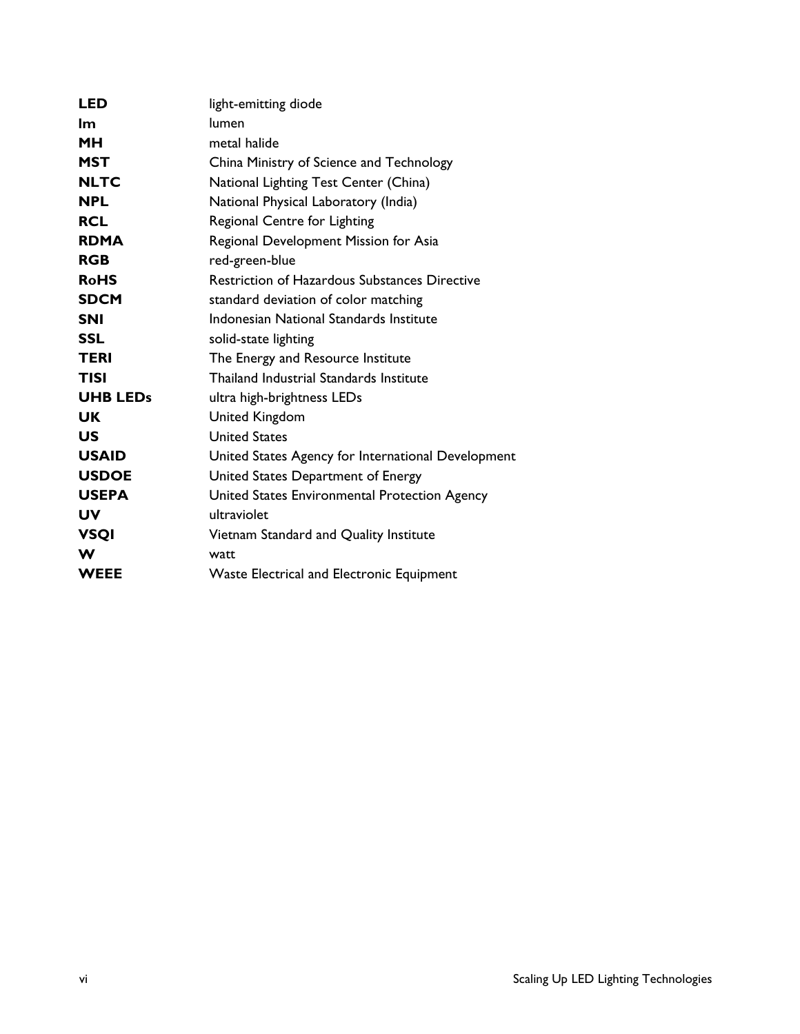| | |
|---|---|
| **LED** | light-emitting diode |
| **lm** | lumen |
| **MH** | metal halide |
| **MST** | China Ministry of Science and Technology |
| **NLTC** | National Lighting Test Center (China) |
| **NPL** | National Physical Laboratory (India) |
| **RCL** | Regional Centre for Lighting |
| **RDMA** | Regional Development Mission for Asia |
| **RGB** | red-green-blue |
| **RoHS** | Restriction of Hazardous Substances Directive |
| **SDCM** | standard deviation of color matching |
| **SNI** | Indonesian National Standards Institute |
| **SSL** | solid-state lighting |
| **TERI** | The Energy and Resource Institute |
| **TISI** | Thailand Industrial Standards Institute |
| **UHB LEDs** | ultra high-brightness LEDs |
| **UK** | United Kingdom |
| **US** | United States |
| **USAID** | United States Agency for International Development |
| **USDOE** | United States Department of Energy |
| **USEPA** | United States Environmental Protection Agency |
| **UV** | ultraviolet |
| **VSQI** | Vietnam Standard and Quality Institute |
| **W** | watt |
| **WEEE** | Waste Electrical and Electronic Equipment |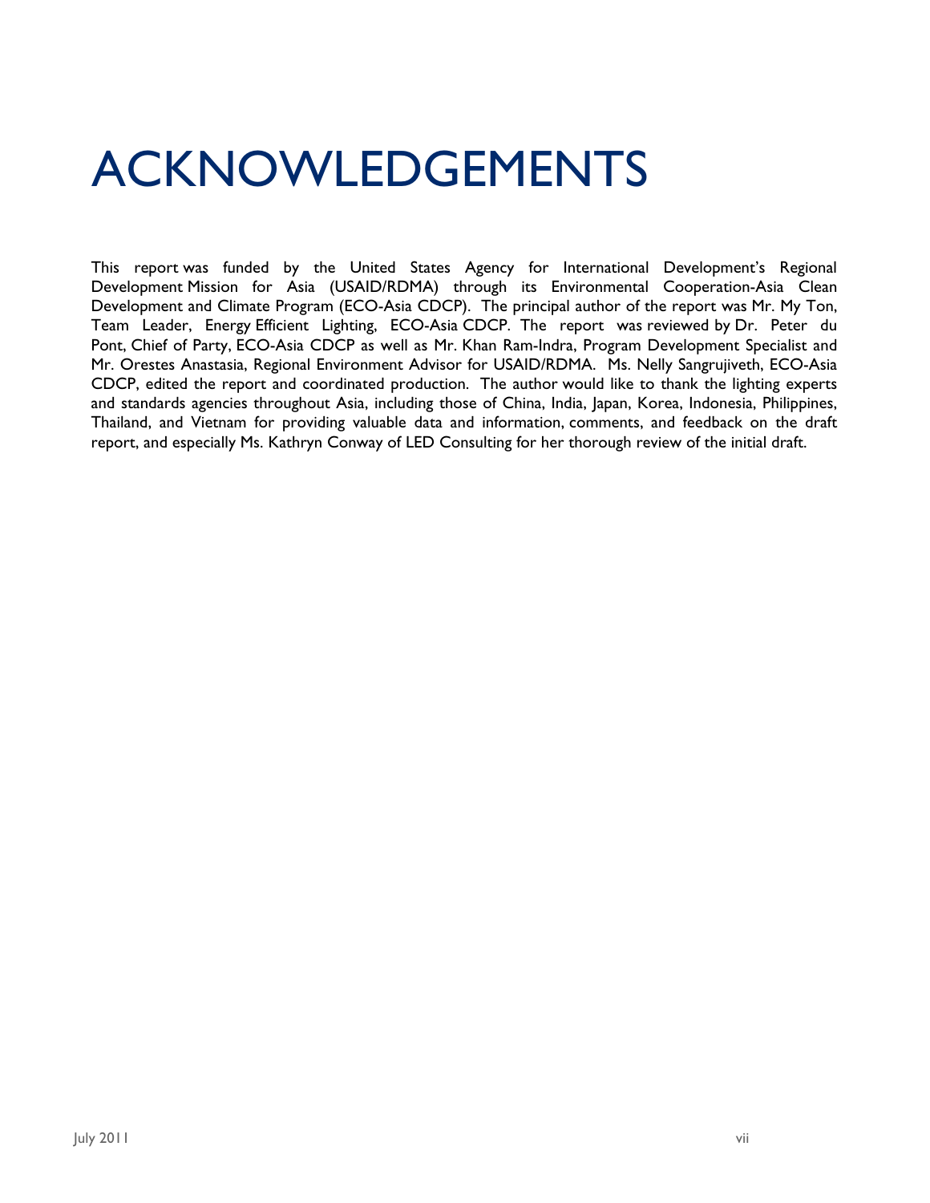# ACKNOWLEDGEMENTS

This report was funded by the United States Agency for International Development's Regional Development Mission for Asia (USAID/RDMA) through its Environmental Cooperation-Asia Clean Development and Climate Program (ECO-Asia CDCP). The principal author of the report was Mr. My Ton, Team Leader, Energy Efficient Lighting, ECO-Asia CDCP. The report was reviewed by Dr. Peter du Pont, Chief of Party, ECO-Asia CDCP as well as Mr. Khan Ram-Indra, Program Development Specialist and Mr. Orestes Anastasia, Regional Environment Advisor for USAID/RDMA. Ms. Nelly Sangrujiveth, ECO-Asia CDCP, edited the report and coordinated production. The author would like to thank the lighting experts and standards agencies throughout Asia, including those of China, India, Japan, Korea, Indonesia, Philippines, Thailand, and Vietnam for providing valuable data and information, comments, and feedback on the draft report, and especially Ms. Kathryn Conway of LED Consulting for her thorough review of the initial draft.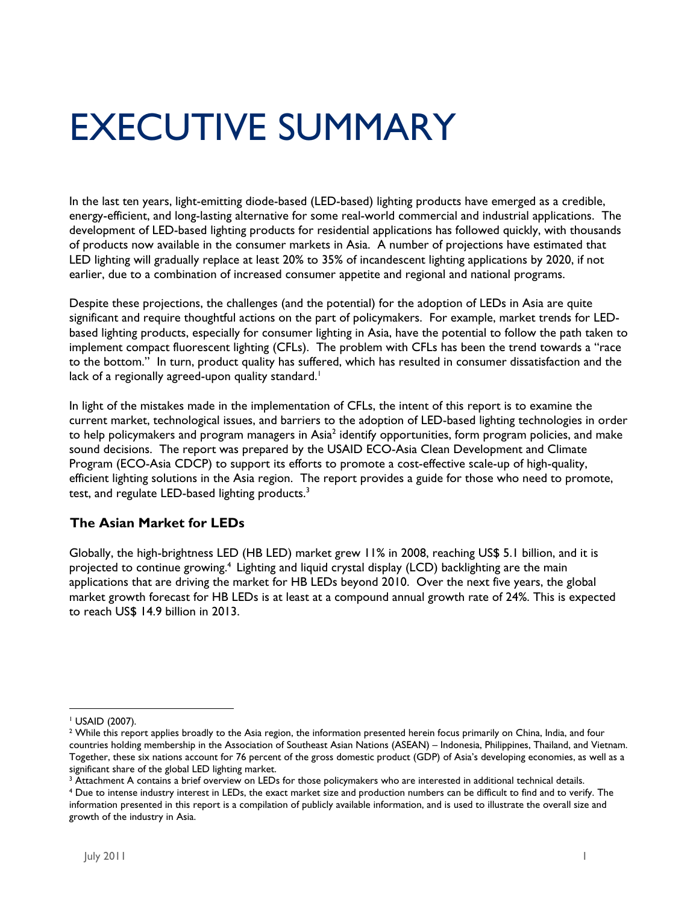# EXECUTIVE SUMMARY

In the last ten years, light-emitting diode-based (LED-based) lighting products have emerged as a credible, energy-efficient, and long-lasting alternative for some real-world commercial and industrial applications. The development of LED-based lighting products for residential applications has followed quickly, with thousands of products now available in the consumer markets in Asia. A number of projections have estimated that LED lighting will gradually replace at least 20% to 35% of incandescent lighting applications by 2020, if not earlier, due to a combination of increased consumer appetite and regional and national programs.

Despite these projections, the challenges (and the potential) for the adoption of LEDs in Asia are quite significant and require thoughtful actions on the part of policymakers. For example, market trends for LED-based lighting products, especially for consumer lighting in Asia, have the potential to follow the path taken to implement compact fluorescent lighting (CFLs). The problem with CFLs has been the trend towards a "race to the bottom." In turn, product quality has suffered, which has resulted in consumer dissatisfaction and the lack of a regionally agreed-upon quality standard.[1]

In light of the mistakes made in the implementation of CFLs, the intent of this report is to examine the current market, technological issues, and barriers to the adoption of LED-based lighting technologies in order to help policymakers and program managers in Asia[2] identify opportunities, form program policies, and make sound decisions. The report was prepared by the USAID ECO-Asia Clean Development and Climate Program (ECO-Asia CDCP) to support its efforts to promote a cost-effective scale-up of high-quality, efficient lighting solutions in the Asia region. The report provides a guide for those who need to promote, test, and regulate LED-based lighting products.[3]

### The Asian Market for LEDs

Globally, the high-brightness LED (HB LED) market grew 11% in 2008, reaching US$ 5.1 billion, and it is projected to continue growing.[4] Lighting and liquid crystal display (LCD) backlighting are the main applications that are driving the market for HB LEDs beyond 2010. Over the next five years, the global market growth forecast for HB LEDs is at least at a compound annual growth rate of 24%. This is expected to reach US$ 14.9 billion in 2013.

---

[1] USAID (2007).

[2] While this report applies broadly to the Asia region, the information presented herein focus primarily on China, India, and four countries holding membership in the Association of Southeast Asian Nations (ASEAN) – Indonesia, Philippines, Thailand, and Vietnam. Together, these six nations account for 76 percent of the gross domestic product (GDP) of Asia's developing economies, as well as a significant share of the global LED lighting market.

[3] Attachment A contains a brief overview on LEDs for those policymakers who are interested in additional technical details.

[4] Due to intense industry interest in LEDs, the exact market size and production numbers can be difficult to find and to verify. The information presented in this report is a compilation of publicly available information, and is used to illustrate the overall size and growth of the industry in Asia.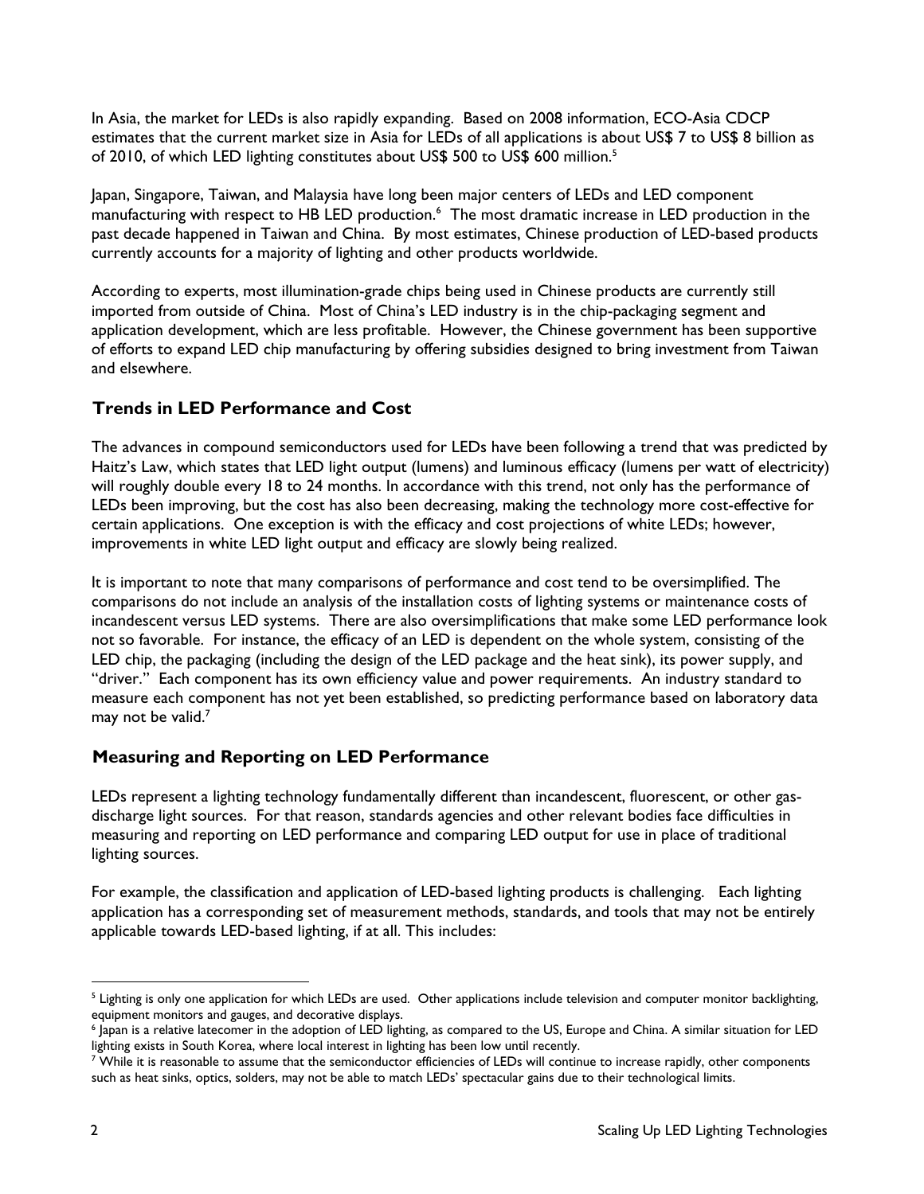In Asia, the market for LEDs is also rapidly expanding. Based on 2008 information, ECO-Asia CDCP estimates that the current market size in Asia for LEDs of all applications is about US$ 7 to US$ 8 billion as of 2010, of which LED lighting constitutes about US$ 500 to US$ 600 million.[5]

Japan, Singapore, Taiwan, and Malaysia have long been major centers of LEDs and LED component manufacturing with respect to HB LED production.[6] The most dramatic increase in LED production in the past decade happened in Taiwan and China. By most estimates, Chinese production of LED-based products currently accounts for a majority of lighting and other products worldwide.

According to experts, most illumination-grade chips being used in Chinese products are currently still imported from outside of China. Most of China's LED industry is in the chip-packaging segment and application development, which are less profitable. However, the Chinese government has been supportive of efforts to expand LED chip manufacturing by offering subsidies designed to bring investment from Taiwan and elsewhere.

## Trends in LED Performance and Cost

The advances in compound semiconductors used for LEDs have been following a trend that was predicted by Haitz's Law, which states that LED light output (lumens) and luminous efficacy (lumens per watt of electricity) will roughly double every 18 to 24 months. In accordance with this trend, not only has the performance of LEDs been improving, but the cost has also been decreasing, making the technology more cost-effective for certain applications. One exception is with the efficacy and cost projections of white LEDs; however, improvements in white LED light output and efficacy are slowly being realized.

It is important to note that many comparisons of performance and cost tend to be oversimplified. The comparisons do not include an analysis of the installation costs of lighting systems or maintenance costs of incandescent versus LED systems. There are also oversimplifications that make some LED performance look not so favorable. For instance, the efficacy of an LED is dependent on the whole system, consisting of the LED chip, the packaging (including the design of the LED package and the heat sink), its power supply, and "driver." Each component has its own efficiency value and power requirements. An industry standard to measure each component has not yet been established, so predicting performance based on laboratory data may not be valid.[7]

## Measuring and Reporting on LED Performance

LEDs represent a lighting technology fundamentally different than incandescent, fluorescent, or other gas-discharge light sources. For that reason, standards agencies and other relevant bodies face difficulties in measuring and reporting on LED performance and comparing LED output for use in place of traditional lighting sources.

For example, the classification and application of LED-based lighting products is challenging. Each lighting application has a corresponding set of measurement methods, standards, and tools that may not be entirely applicable towards LED-based lighting, if at all. This includes:

---

[5] Lighting is only one application for which LEDs are used. Other applications include television and computer monitor backlighting, equipment monitors and gauges, and decorative displays.

[6] Japan is a relative latecomer in the adoption of LED lighting, as compared to the US, Europe and China. A similar situation for LED lighting exists in South Korea, where local interest in lighting has been low until recently.

[7] While it is reasonable to assume that the semiconductor efficiencies of LEDs will continue to increase rapidly, other components such as heat sinks, optics, solders, may not be able to match LEDs' spectacular gains due to their technological limits.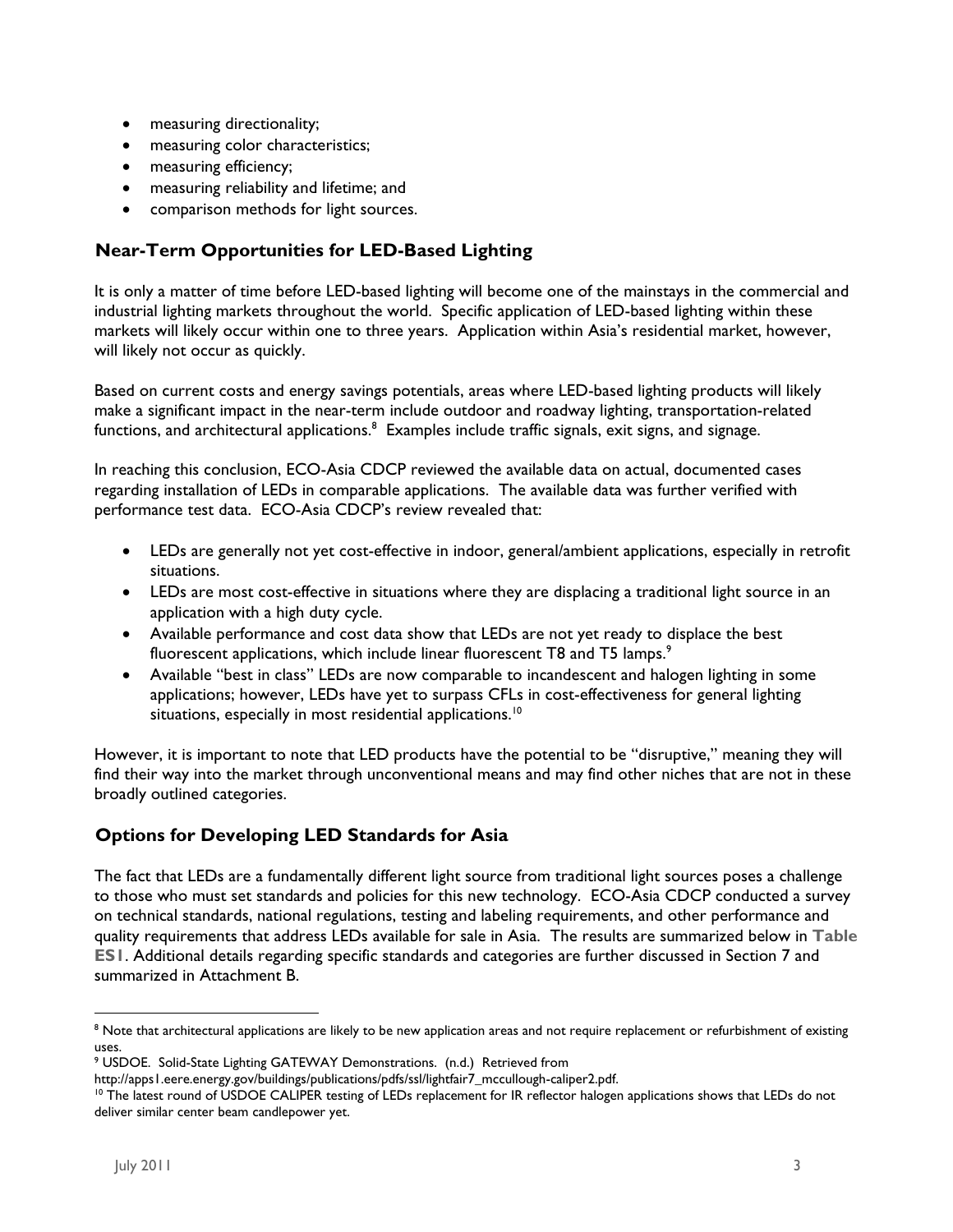- measuring directionality;
- measuring color characteristics;
- measuring efficiency;
- measuring reliability and lifetime; and
- comparison methods for light sources.

## Near-Term Opportunities for LED-Based Lighting

It is only a matter of time before LED-based lighting will become one of the mainstays in the commercial and industrial lighting markets throughout the world. Specific application of LED-based lighting within these markets will likely occur within one to three years. Application within Asia's residential market, however, will likely not occur as quickly.

Based on current costs and energy savings potentials, areas where LED-based lighting products will likely make a significant impact in the near-term include outdoor and roadway lighting, transportation-related functions, and architectural applications.[8] Examples include traffic signals, exit signs, and signage.

In reaching this conclusion, ECO-Asia CDCP reviewed the available data on actual, documented cases regarding installation of LEDs in comparable applications. The available data was further verified with performance test data. ECO-Asia CDCP's review revealed that:

- LEDs are generally not yet cost-effective in indoor, general/ambient applications, especially in retrofit situations.
- LEDs are most cost-effective in situations where they are displacing a traditional light source in an application with a high duty cycle.
- Available performance and cost data show that LEDs are not yet ready to displace the best fluorescent applications, which include linear fluorescent T8 and T5 lamps.[9]
- Available "best in class" LEDs are now comparable to incandescent and halogen lighting in some applications; however, LEDs have yet to surpass CFLs in cost-effectiveness for general lighting situations, especially in most residential applications.[10]

However, it is important to note that LED products have the potential to be "disruptive," meaning they will find their way into the market through unconventional means and may find other niches that are not in these broadly outlined categories.

## Options for Developing LED Standards for Asia

The fact that LEDs are a fundamentally different light source from traditional light sources poses a challenge to those who must set standards and policies for this new technology. ECO-Asia CDCP conducted a survey on technical standards, national regulations, testing and labeling requirements, and other performance and quality requirements that address LEDs available for sale in Asia. The results are summarized below in **Table ES1**. Additional details regarding specific standards and categories are further discussed in Section 7 and summarized in Attachment B.

---

[8] Note that architectural applications are likely to be new application areas and not require replacement or refurbishment of existing uses.

[9] USDOE. Solid-State Lighting GATEWAY Demonstrations. (n.d.) Retrieved from http://apps1.eere.energy.gov/buildings/publications/pdfs/ssl/lightfair7_mccullough-caliper2.pdf.

[10] The latest round of USDOE CALIPER testing of LEDs replacement for IR reflector halogen applications shows that LEDs do not deliver similar center beam candlepower yet.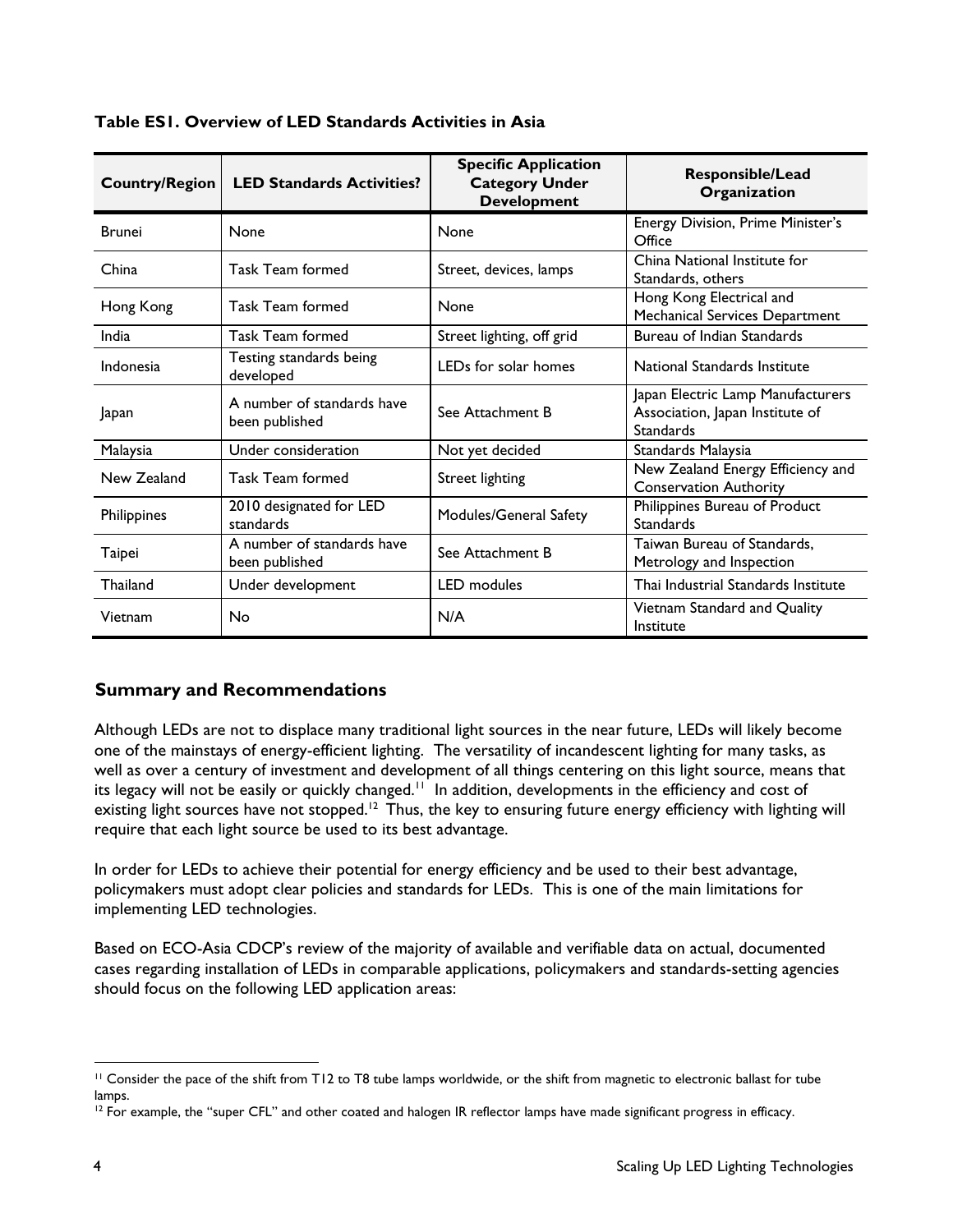**Table ES1. Overview of LED Standards Activities in Asia**

| Country/Region | LED Standards Activities? | Specific Application Category Under Development | Responsible/Lead Organization |
|---|---|---|---|
| Brunei | None | None | Energy Division, Prime Minister's Office |
| China | Task Team formed | Street, devices, lamps | China National Institute for Standards, others |
| Hong Kong | Task Team formed | None | Hong Kong Electrical and Mechanical Services Department |
| India | Task Team formed | Street lighting, off grid | Bureau of Indian Standards |
| Indonesia | Testing standards being developed | LEDs for solar homes | National Standards Institute |
| Japan | A number of standards have been published | See Attachment B | Japan Electric Lamp Manufacturers Association, Japan Institute of Standards |
| Malaysia | Under consideration | Not yet decided | Standards Malaysia |
| New Zealand | Task Team formed | Street lighting | New Zealand Energy Efficiency and Conservation Authority |
| Philippines | 2010 designated for LED standards | Modules/General Safety | Philippines Bureau of Product Standards |
| Taipei | A number of standards have been published | See Attachment B | Taiwan Bureau of Standards, Metrology and Inspection |
| Thailand | Under development | LED modules | Thai Industrial Standards Institute |
| Vietnam | No | N/A | Vietnam Standard and Quality Institute |

## Summary and Recommendations

Although LEDs are not to displace many traditional light sources in the near future, LEDs will likely become one of the mainstays of energy-efficient lighting. The versatility of incandescent lighting for many tasks, as well as over a century of investment and development of all things centering on this light source, means that its legacy will not be easily or quickly changed.[11] In addition, developments in the efficiency and cost of existing light sources have not stopped.[12] Thus, the key to ensuring future energy efficiency with lighting will require that each light source be used to its best advantage.

In order for LEDs to achieve their potential for energy efficiency and be used to their best advantage, policymakers must adopt clear policies and standards for LEDs. This is one of the main limitations for implementing LED technologies.

Based on ECO-Asia CDCP's review of the majority of available and verifiable data on actual, documented cases regarding installation of LEDs in comparable applications, policymakers and standards-setting agencies should focus on the following LED application areas:

[11] Consider the pace of the shift from T12 to T8 tube lamps worldwide, or the shift from magnetic to electronic ballast for tube lamps.

[12] For example, the "super CFL" and other coated and halogen IR reflector lamps have made significant progress in efficacy.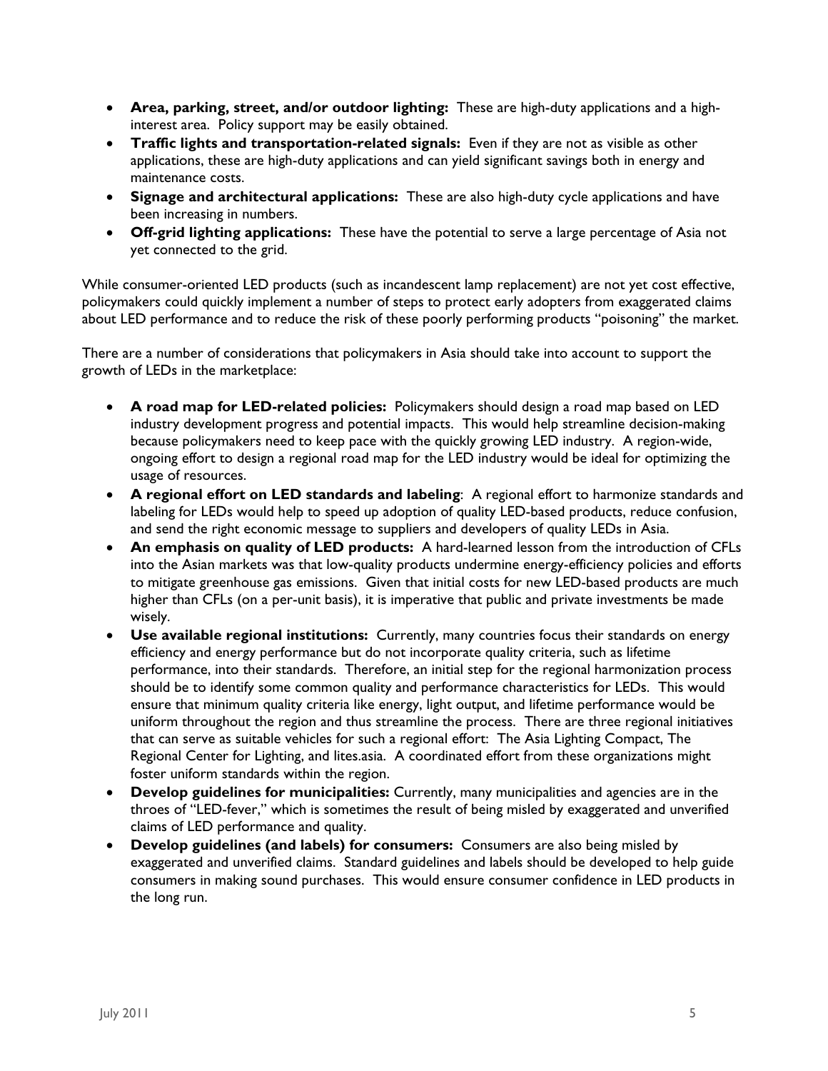- **Area, parking, street, and/or outdoor lighting:** These are high-duty applications and a high-interest area. Policy support may be easily obtained.
- **Traffic lights and transportation-related signals:** Even if they are not as visible as other applications, these are high-duty applications and can yield significant savings both in energy and maintenance costs.
- **Signage and architectural applications:** These are also high-duty cycle applications and have been increasing in numbers.
- **Off-grid lighting applications:** These have the potential to serve a large percentage of Asia not yet connected to the grid.

While consumer-oriented LED products (such as incandescent lamp replacement) are not yet cost effective, policymakers could quickly implement a number of steps to protect early adopters from exaggerated claims about LED performance and to reduce the risk of these poorly performing products "poisoning" the market.

There are a number of considerations that policymakers in Asia should take into account to support the growth of LEDs in the marketplace:

- **A road map for LED-related policies:** Policymakers should design a road map based on LED industry development progress and potential impacts. This would help streamline decision-making because policymakers need to keep pace with the quickly growing LED industry. A region-wide, ongoing effort to design a regional road map for the LED industry would be ideal for optimizing the usage of resources.
- **A regional effort on LED standards and labeling**: A regional effort to harmonize standards and labeling for LEDs would help to speed up adoption of quality LED-based products, reduce confusion, and send the right economic message to suppliers and developers of quality LEDs in Asia.
- **An emphasis on quality of LED products:** A hard-learned lesson from the introduction of CFLs into the Asian markets was that low-quality products undermine energy-efficiency policies and efforts to mitigate greenhouse gas emissions. Given that initial costs for new LED-based products are much higher than CFLs (on a per-unit basis), it is imperative that public and private investments be made wisely.
- **Use available regional institutions:** Currently, many countries focus their standards on energy efficiency and energy performance but do not incorporate quality criteria, such as lifetime performance, into their standards. Therefore, an initial step for the regional harmonization process should be to identify some common quality and performance characteristics for LEDs. This would ensure that minimum quality criteria like energy, light output, and lifetime performance would be uniform throughout the region and thus streamline the process. There are three regional initiatives that can serve as suitable vehicles for such a regional effort: The Asia Lighting Compact, The Regional Center for Lighting, and lites.asia. A coordinated effort from these organizations might foster uniform standards within the region.
- **Develop guidelines for municipalities:** Currently, many municipalities and agencies are in the throes of "LED-fever," which is sometimes the result of being misled by exaggerated and unverified claims of LED performance and quality.
- **Develop guidelines (and labels) for consumers:** Consumers are also being misled by exaggerated and unverified claims. Standard guidelines and labels should be developed to help guide consumers in making sound purchases. This would ensure consumer confidence in LED products in the long run.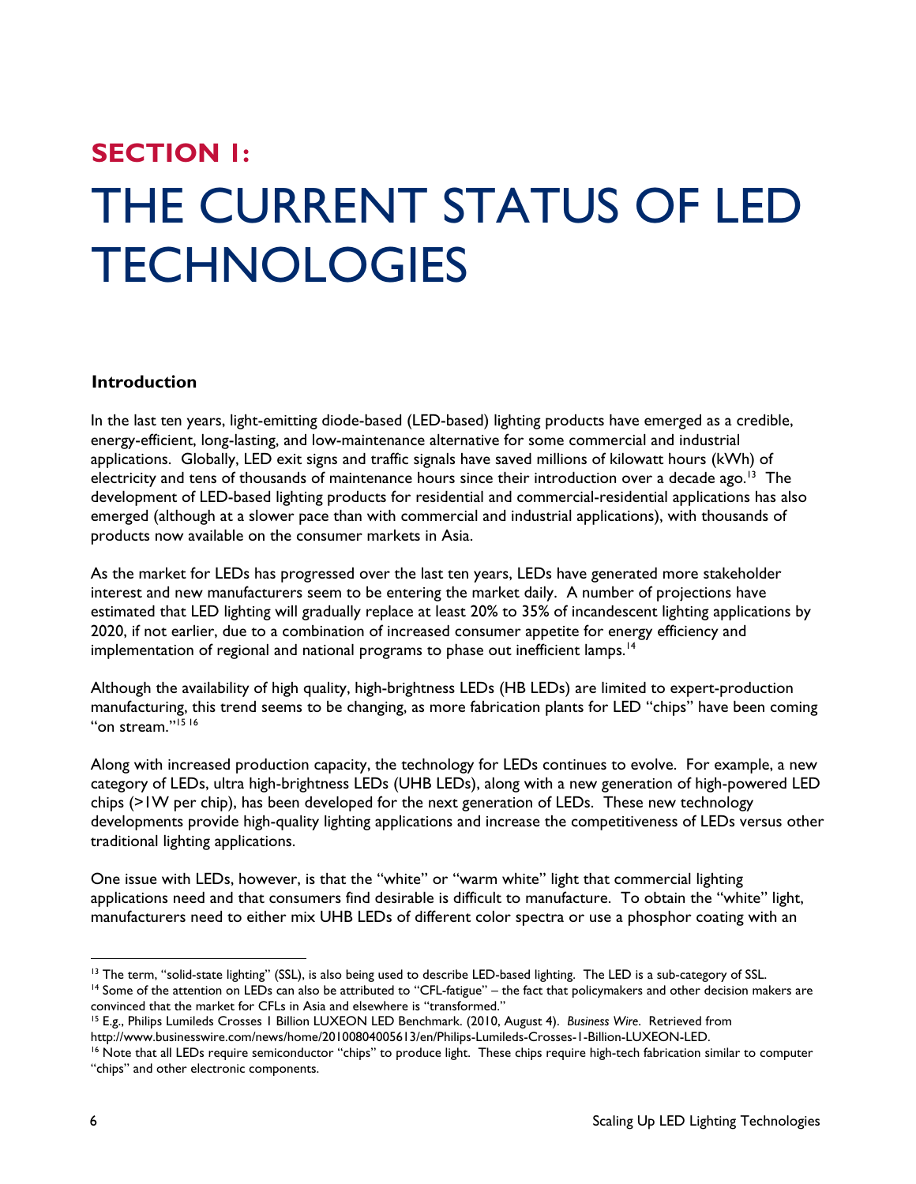## SECTION 1:

# THE CURRENT STATUS OF LED TECHNOLOGIES

### Introduction

In the last ten years, light-emitting diode-based (LED-based) lighting products have emerged as a credible, energy-efficient, long-lasting, and low-maintenance alternative for some commercial and industrial applications. Globally, LED exit signs and traffic signals have saved millions of kilowatt hours (kWh) of electricity and tens of thousands of maintenance hours since their introduction over a decade ago.[13] The development of LED-based lighting products for residential and commercial-residential applications has also emerged (although at a slower pace than with commercial and industrial applications), with thousands of products now available on the consumer markets in Asia.

As the market for LEDs has progressed over the last ten years, LEDs have generated more stakeholder interest and new manufacturers seem to be entering the market daily. A number of projections have estimated that LED lighting will gradually replace at least 20% to 35% of incandescent lighting applications by 2020, if not earlier, due to a combination of increased consumer appetite for energy efficiency and implementation of regional and national programs to phase out inefficient lamps.[14]

Although the availability of high quality, high-brightness LEDs (HB LEDs) are limited to expert-production manufacturing, this trend seems to be changing, as more fabrication plants for LED "chips" have been coming "on stream."[15] [16]

Along with increased production capacity, the technology for LEDs continues to evolve. For example, a new category of LEDs, ultra high-brightness LEDs (UHB LEDs), along with a new generation of high-powered LED chips (>1W per chip), has been developed for the next generation of LEDs. These new technology developments provide high-quality lighting applications and increase the competitiveness of LEDs versus other traditional lighting applications.

One issue with LEDs, however, is that the "white" or "warm white" light that commercial lighting applications need and that consumers find desirable is difficult to manufacture. To obtain the "white" light, manufacturers need to either mix UHB LEDs of different color spectra or use a phosphor coating with an

---

[13] The term, "solid-state lighting" (SSL), is also being used to describe LED-based lighting. The LED is a sub-category of SSL.

[14] Some of the attention on LEDs can also be attributed to "CFL-fatigue" – the fact that policymakers and other decision makers are convinced that the market for CFLs in Asia and elsewhere is "transformed."

[15] E.g., Philips Lumileds Crosses 1 Billion LUXEON LED Benchmark. (2010, August 4). *Business Wire*. Retrieved from http://www.businesswire.com/news/home/20100804005613/en/Philips-Lumileds-Crosses-1-Billion-LUXEON-LED.

[16] Note that all LEDs require semiconductor "chips" to produce light. These chips require high-tech fabrication similar to computer "chips" and other electronic components.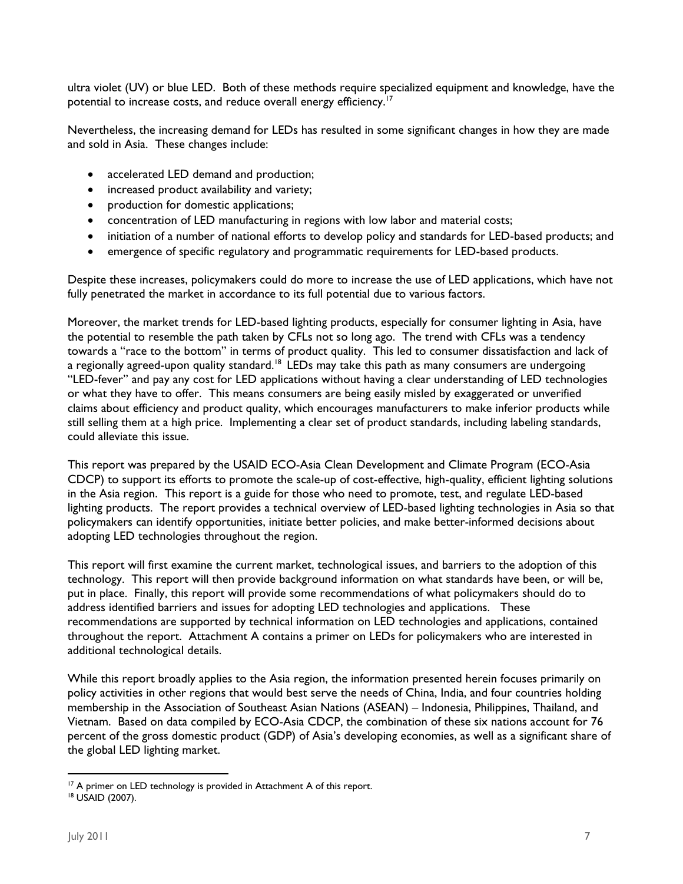ultra violet (UV) or blue LED. Both of these methods require specialized equipment and knowledge, have the potential to increase costs, and reduce overall energy efficiency.[17]

Nevertheless, the increasing demand for LEDs has resulted in some significant changes in how they are made and sold in Asia. These changes include:

- accelerated LED demand and production;
- increased product availability and variety;
- production for domestic applications;
- concentration of LED manufacturing in regions with low labor and material costs;
- initiation of a number of national efforts to develop policy and standards for LED-based products; and
- emergence of specific regulatory and programmatic requirements for LED-based products.

Despite these increases, policymakers could do more to increase the use of LED applications, which have not fully penetrated the market in accordance to its full potential due to various factors.

Moreover, the market trends for LED-based lighting products, especially for consumer lighting in Asia, have the potential to resemble the path taken by CFLs not so long ago. The trend with CFLs was a tendency towards a "race to the bottom" in terms of product quality. This led to consumer dissatisfaction and lack of a regionally agreed-upon quality standard.[18] LEDs may take this path as many consumers are undergoing "LED-fever" and pay any cost for LED applications without having a clear understanding of LED technologies or what they have to offer. This means consumers are being easily misled by exaggerated or unverified claims about efficiency and product quality, which encourages manufacturers to make inferior products while still selling them at a high price. Implementing a clear set of product standards, including labeling standards, could alleviate this issue.

This report was prepared by the USAID ECO-Asia Clean Development and Climate Program (ECO-Asia CDCP) to support its efforts to promote the scale-up of cost-effective, high-quality, efficient lighting solutions in the Asia region. This report is a guide for those who need to promote, test, and regulate LED-based lighting products. The report provides a technical overview of LED-based lighting technologies in Asia so that policymakers can identify opportunities, initiate better policies, and make better-informed decisions about adopting LED technologies throughout the region.

This report will first examine the current market, technological issues, and barriers to the adoption of this technology. This report will then provide background information on what standards have been, or will be, put in place. Finally, this report will provide some recommendations of what policymakers should do to address identified barriers and issues for adopting LED technologies and applications. These recommendations are supported by technical information on LED technologies and applications, contained throughout the report. Attachment A contains a primer on LEDs for policymakers who are interested in additional technological details.

While this report broadly applies to the Asia region, the information presented herein focuses primarily on policy activities in other regions that would best serve the needs of China, India, and four countries holding membership in the Association of Southeast Asian Nations (ASEAN) – Indonesia, Philippines, Thailand, and Vietnam. Based on data compiled by ECO-Asia CDCP, the combination of these six nations account for 76 percent of the gross domestic product (GDP) of Asia's developing economies, as well as a significant share of the global LED lighting market.

---

[17] A primer on LED technology is provided in Attachment A of this report.

[18] USAID (2007).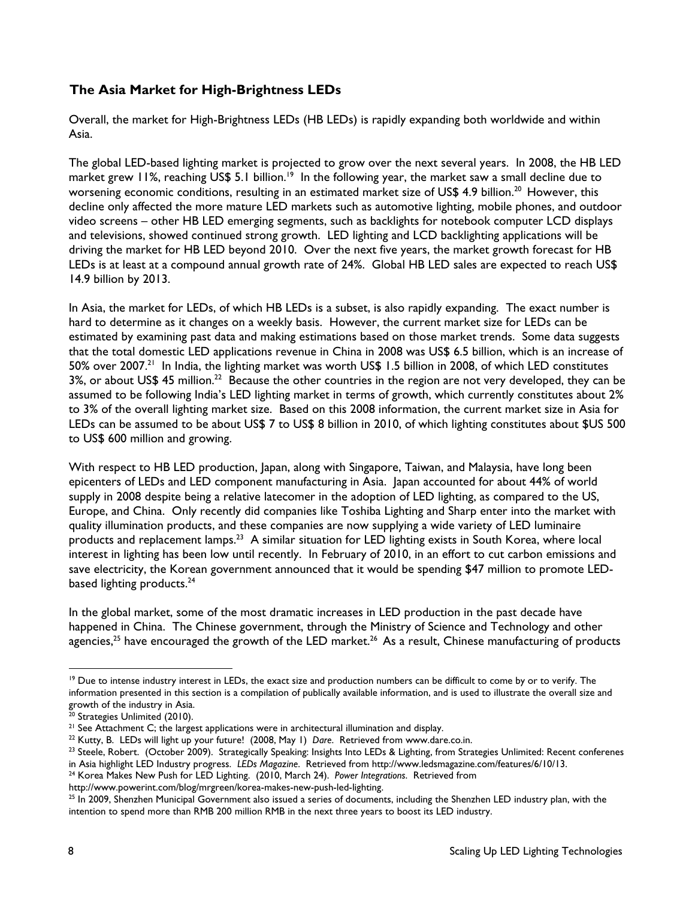## The Asia Market for High-Brightness LEDs

Overall, the market for High-Brightness LEDs (HB LEDs) is rapidly expanding both worldwide and within Asia.

The global LED-based lighting market is projected to grow over the next several years. In 2008, the HB LED market grew 11%, reaching US$ 5.1 billion.[19] In the following year, the market saw a small decline due to worsening economic conditions, resulting in an estimated market size of US$ 4.9 billion.[20] However, this decline only affected the more mature LED markets such as automotive lighting, mobile phones, and outdoor video screens – other HB LED emerging segments, such as backlights for notebook computer LCD displays and televisions, showed continued strong growth. LED lighting and LCD backlighting applications will be driving the market for HB LED beyond 2010. Over the next five years, the market growth forecast for HB LEDs is at least at a compound annual growth rate of 24%. Global HB LED sales are expected to reach US$ 14.9 billion by 2013.

In Asia, the market for LEDs, of which HB LEDs is a subset, is also rapidly expanding. The exact number is hard to determine as it changes on a weekly basis. However, the current market size for LEDs can be estimated by examining past data and making estimations based on those market trends. Some data suggests that the total domestic LED applications revenue in China in 2008 was US$ 6.5 billion, which is an increase of 50% over 2007.[21] In India, the lighting market was worth US$ 1.5 billion in 2008, of which LED constitutes 3%, or about US$ 45 million.[22] Because the other countries in the region are not very developed, they can be assumed to be following India's LED lighting market in terms of growth, which currently constitutes about 2% to 3% of the overall lighting market size. Based on this 2008 information, the current market size in Asia for LEDs can be assumed to be about US$ 7 to US$ 8 billion in 2010, of which lighting constitutes about $US 500 to US$ 600 million and growing.

With respect to HB LED production, Japan, along with Singapore, Taiwan, and Malaysia, have long been epicenters of LEDs and LED component manufacturing in Asia. Japan accounted for about 44% of world supply in 2008 despite being a relative latecomer in the adoption of LED lighting, as compared to the US, Europe, and China. Only recently did companies like Toshiba Lighting and Sharp enter into the market with quality illumination products, and these companies are now supplying a wide variety of LED luminaire products and replacement lamps.[23] A similar situation for LED lighting exists in South Korea, where local interest in lighting has been low until recently. In February of 2010, in an effort to cut carbon emissions and save electricity, the Korean government announced that it would be spending $47 million to promote LED-based lighting products.[24]

In the global market, some of the most dramatic increases in LED production in the past decade have happened in China. The Chinese government, through the Ministry of Science and Technology and other agencies,[25] have encouraged the growth of the LED market.[26] As a result, Chinese manufacturing of products

---

[19] Due to intense industry interest in LEDs, the exact size and production numbers can be difficult to come by or to verify. The information presented in this section is a compilation of publically available information, and is used to illustrate the overall size and growth of the industry in Asia.

[20] Strategies Unlimited (2010).

[21] See Attachment C; the largest applications were in architectural illumination and display.

[22] Kutty, B. LEDs will light up your future! (2008, May 1) *Dare*. Retrieved from www.dare.co.in.

[23] Steele, Robert. (October 2009). Strategically Speaking: Insights Into LEDs & Lighting, from Strategies Unlimited: Recent conferenes in Asia highlight LED Industry progress. *LEDs Magazine*. Retrieved from http://www.ledsmagazine.com/features/6/10/13.

[24] Korea Makes New Push for LED Lighting. (2010, March 24). *Power Integrations*. Retrieved from http://www.powerint.com/blog/mrgreen/korea-makes-new-push-led-lighting.

[25] In 2009, Shenzhen Municipal Government also issued a series of documents, including the Shenzhen LED industry plan, with the intention to spend more than RMB 200 million RMB in the next three years to boost its LED industry.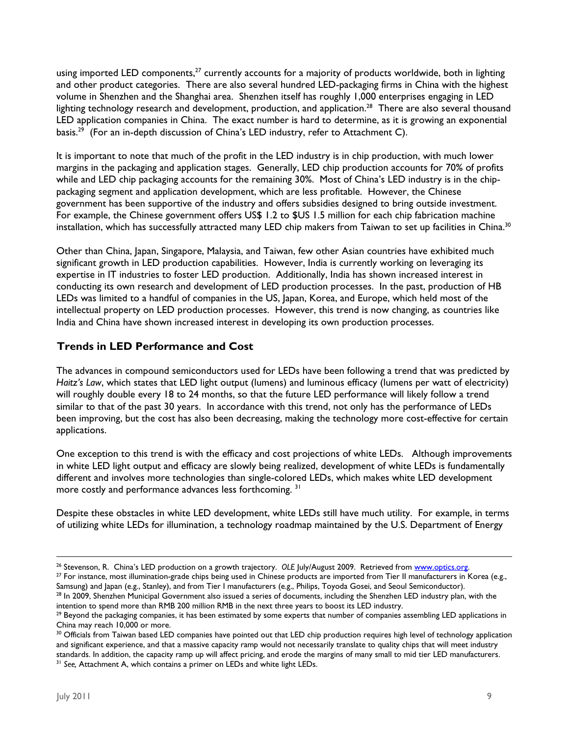using imported LED components,[27] currently accounts for a majority of products worldwide, both in lighting and other product categories. There are also several hundred LED-packaging firms in China with the highest volume in Shenzhen and the Shanghai area. Shenzhen itself has roughly 1,000 enterprises engaging in LED lighting technology research and development, production, and application.[28] There are also several thousand LED application companies in China. The exact number is hard to determine, as it is growing an exponential basis.[29] (For an in-depth discussion of China's LED industry, refer to Attachment C).

It is important to note that much of the profit in the LED industry is in chip production, with much lower margins in the packaging and application stages. Generally, LED chip production accounts for 70% of profits while and LED chip packaging accounts for the remaining 30%. Most of China's LED industry is in the chip-packaging segment and application development, which are less profitable. However, the Chinese government has been supportive of the industry and offers subsidies designed to bring outside investment. For example, the Chinese government offers US$ 1.2 to $US 1.5 million for each chip fabrication machine installation, which has successfully attracted many LED chip makers from Taiwan to set up facilities in China.[30]

Other than China, Japan, Singapore, Malaysia, and Taiwan, few other Asian countries have exhibited much significant growth in LED production capabilities. However, India is currently working on leveraging its expertise in IT industries to foster LED production. Additionally, India has shown increased interest in conducting its own research and development of LED production processes. In the past, production of HB LEDs was limited to a handful of companies in the US, Japan, Korea, and Europe, which held most of the intellectual property on LED production processes. However, this trend is now changing, as countries like India and China have shown increased interest in developing its own production processes.

## Trends in LED Performance and Cost

The advances in compound semiconductors used for LEDs have been following a trend that was predicted by *Haitz's Law*, which states that LED light output (lumens) and luminous efficacy (lumens per watt of electricity) will roughly double every 18 to 24 months, so that the future LED performance will likely follow a trend similar to that of the past 30 years. In accordance with this trend, not only has the performance of LEDs been improving, but the cost has also been decreasing, making the technology more cost-effective for certain applications.

One exception to this trend is with the efficacy and cost projections of white LEDs. Although improvements in white LED light output and efficacy are slowly being realized, development of white LEDs is fundamentally different and involves more technologies than single-colored LEDs, which makes white LED development more costly and performance advances less forthcoming.[31]

Despite these obstacles in white LED development, white LEDs still have much utility. For example, in terms of utilizing white LEDs for illumination, a technology roadmap maintained by the U.S. Department of Energy

---

[26] Stevenson, R. China's LED production on a growth trajectory. *OLE* July/August 2009. Retrieved from www.optics.org.

[27] For instance, most illumination-grade chips being used in Chinese products are imported from Tier II manufacturers in Korea (e.g., Samsung) and Japan (e.g., Stanley), and from Tier I manufacturers (e.g., Philips, Toyoda Gosei, and Seoul Semiconductor).

[28] In 2009, Shenzhen Municipal Government also issued a series of documents, including the Shenzhen LED industry plan, with the intention to spend more than RMB 200 million RMB in the next three years to boost its LED industry.

[29] Beyond the packaging companies, it has been estimated by some experts that number of companies assembling LED applications in China may reach 10,000 or more.

[30] Officials from Taiwan based LED companies have pointed out that LED chip production requires high level of technology application and significant experience, and that a massive capacity ramp would not necessarily translate to quality chips that will meet industry standards. In addition, the capacity ramp up will affect pricing, and erode the margins of many small to mid tier LED manufacturers.

[31] *See,* Attachment A, which contains a primer on LEDs and white light LEDs.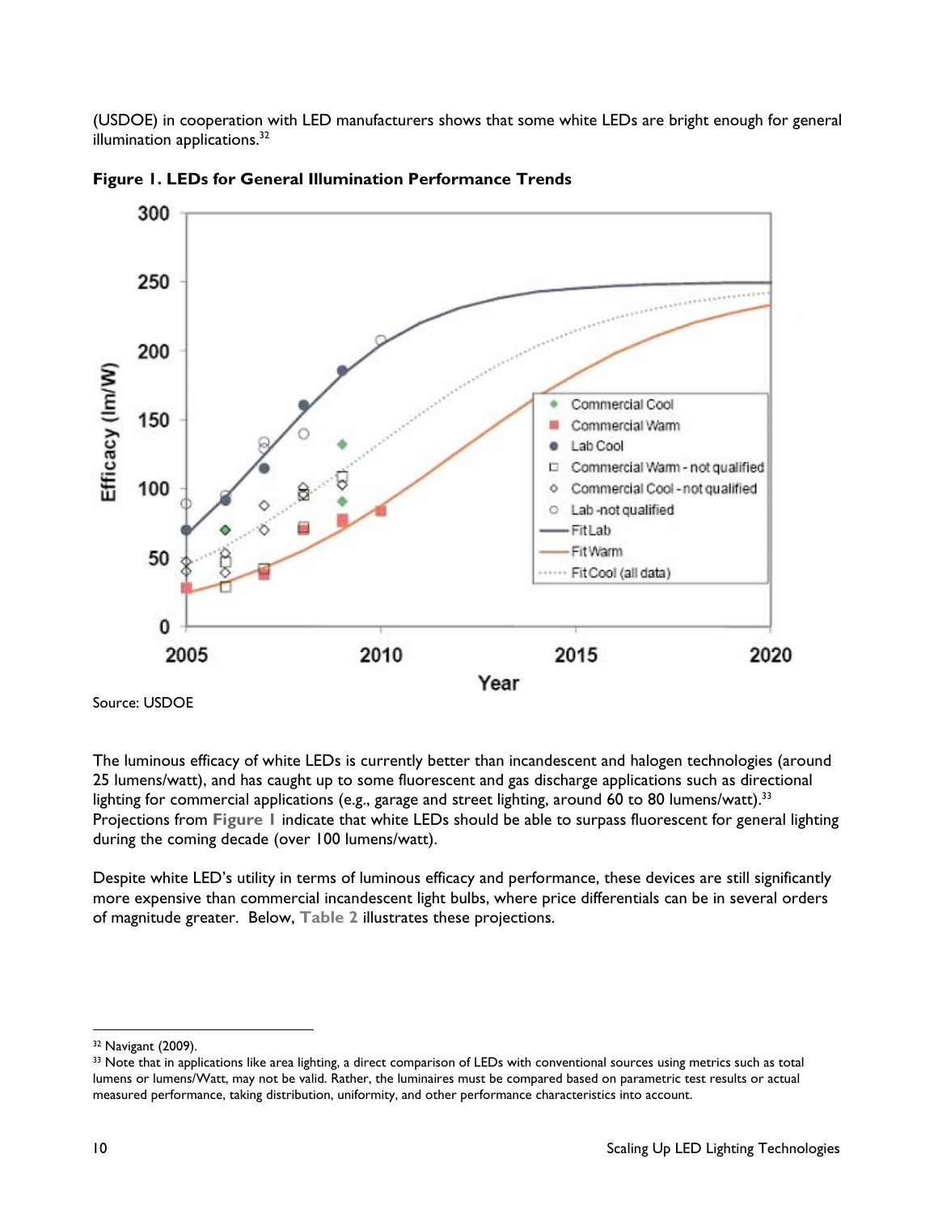(USDOE) in cooperation with LED manufacturers shows that some white LEDs are bright enough for general illumination applications.[32]

**Figure 1. LEDs for General Illumination Performance Trends**

Source: USDOE

The luminous efficacy of white LEDs is currently better than incandescent and halogen technologies (around 25 lumens/watt), and has caught up to some fluorescent and gas discharge applications such as directional lighting for commercial applications (e.g., garage and street lighting, around 60 to 80 lumens/watt).[33] Projections from **Figure 1** indicate that white LEDs should be able to surpass fluorescent for general lighting during the coming decade (over 100 lumens/watt).

Despite white LED's utility in terms of luminous efficacy and performance, these devices are still significantly more expensive than commercial incandescent light bulbs, where price differentials can be in several orders of magnitude greater. Below, **Table 2** illustrates these projections.

---

[32] Navigant (2009).

[33] Note that in applications like area lighting, a direct comparison of LEDs with conventional sources using metrics such as total lumens or lumens/Watt, may not be valid. Rather, the luminaires must be compared based on parametric test results or actual measured performance, taking distribution, uniformity, and other performance characteristics into account.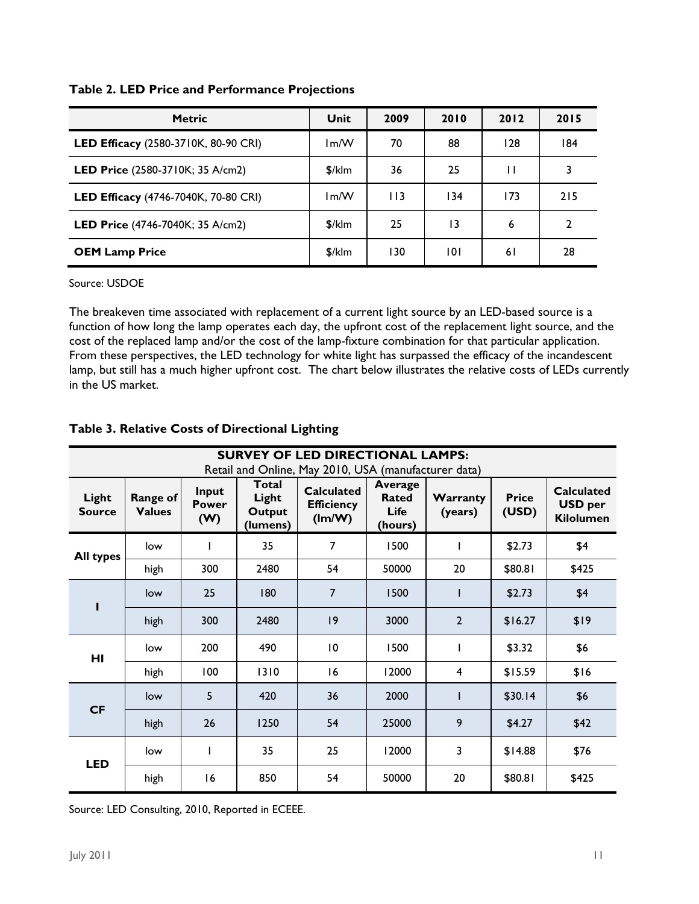**Table 2. LED Price and Performance Projections**

| Metric | Unit | 2009 | 2010 | 2012 | 2015 |
|---|---|---|---|---|---|
| **LED Efficacy** (2580-3710K, 80-90 CRI) | lm/W | 70 | 88 | 128 | 184 |
| **LED Price** (2580-3710K; 35 A/cm2) | $/klm | 36 | 25 | 11 | 3 |
| **LED Efficacy** (4746-7040K, 70-80 CRI) | lm/W | 113 | 134 | 173 | 215 |
| **LED Price** (4746-7040K; 35 A/cm2) | $/klm | 25 | 13 | 6 | 2 |
| **OEM Lamp Price** | $/klm | 130 | 101 | 61 | 28 |

Source: USDOE

The breakeven time associated with replacement of a current light source by an LED-based source is a function of how long the lamp operates each day, the upfront cost of the replacement light source, and the cost of the replaced lamp and/or the cost of the lamp-fixture combination for that particular application. From these perspectives, the LED technology for white light has surpassed the efficacy of the incandescent lamp, but still has a much higher upfront cost. The chart below illustrates the relative costs of LEDs currently in the US market.

**Table 3. Relative Costs of Directional Lighting**

| **SURVEY OF LED DIRECTIONAL LAMPS:** Retail and Online, May 2010, USA (manufacturer data) | | | | | | | | |
|---|---|---|---|---|---|---|---|---|
| **Light Source** | **Range of Values** | **Input Power (W)** | **Total Light Output (lumens)** | **Calculated Efficiency (lm/W)** | **Average Rated Life (hours)** | **Warranty (years)** | **Price (USD)** | **Calculated USD per Kilolumen** |
| **All types** | low | 1 | 35 | 7 | 1500 | 1 | $2.73 | $4 |
| | high | 300 | 2480 | 54 | 50000 | 20 | $80.81 | $425 |
| **I** | low | 25 | 180 | 7 | 1500 | 1 | $2.73 | $4 |
| | high | 300 | 2480 | 19 | 3000 | 2 | $16.27 | $19 |
| **HI** | low | 200 | 490 | 10 | 1500 | 1 | $3.32 | $6 |
| | high | 100 | 1310 | 16 | 12000 | 4 | $15.59 | $16 |
| **CF** | low | 5 | 420 | 36 | 2000 | 1 | $30.14 | $6 |
| | high | 26 | 1250 | 54 | 25000 | 9 | $4.27 | $42 |
| **LED** | low | 1 | 35 | 25 | 12000 | 3 | $14.88 | $76 |
| | high | 16 | 850 | 54 | 50000 | 20 | $80.81 | $425 |

Source: LED Consulting, 2010, Reported in ECEEE.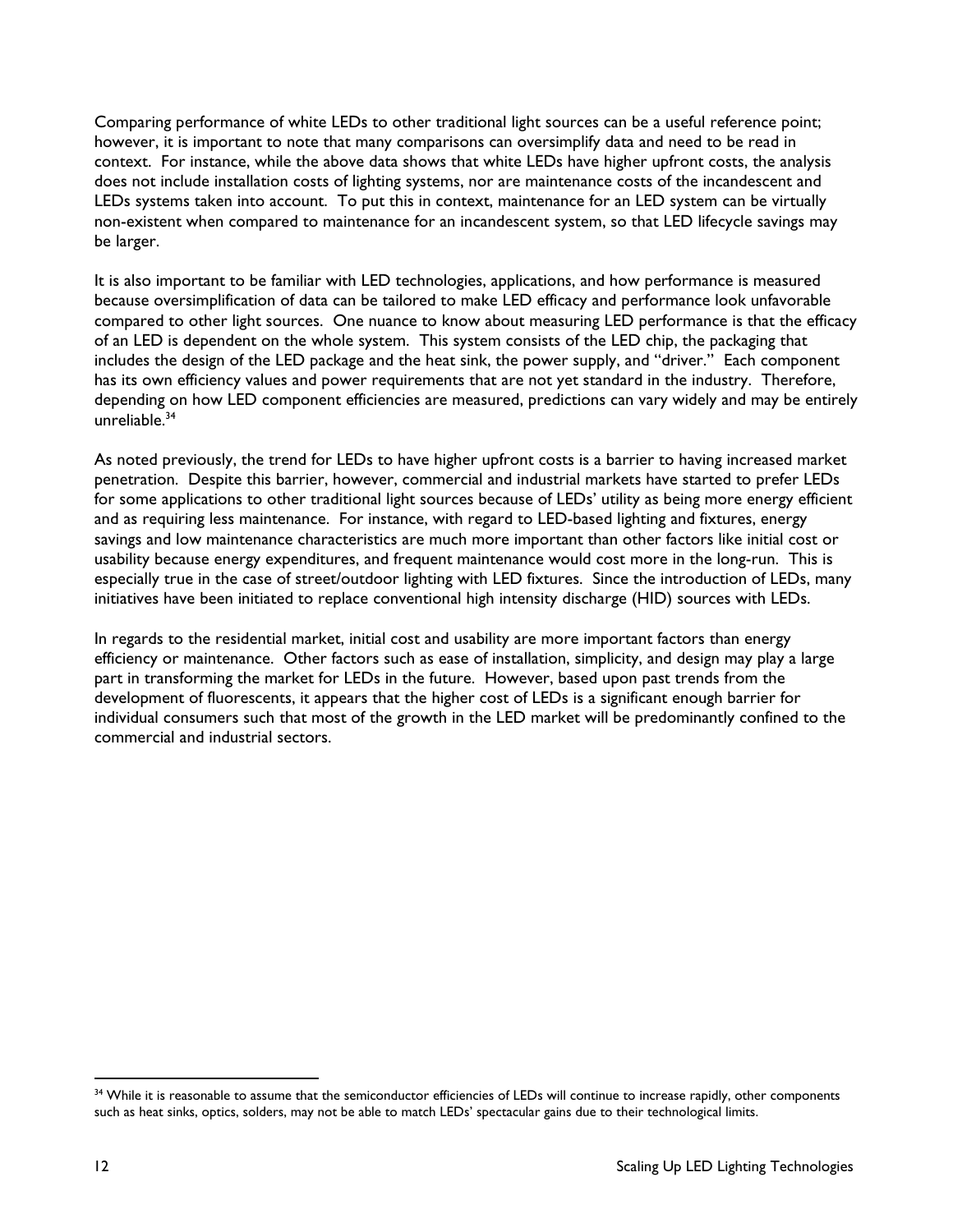Comparing performance of white LEDs to other traditional light sources can be a useful reference point; however, it is important to note that many comparisons can oversimplify data and need to be read in context. For instance, while the above data shows that white LEDs have higher upfront costs, the analysis does not include installation costs of lighting systems, nor are maintenance costs of the incandescent and LEDs systems taken into account. To put this in context, maintenance for an LED system can be virtually non-existent when compared to maintenance for an incandescent system, so that LED lifecycle savings may be larger.

It is also important to be familiar with LED technologies, applications, and how performance is measured because oversimplification of data can be tailored to make LED efficacy and performance look unfavorable compared to other light sources. One nuance to know about measuring LED performance is that the efficacy of an LED is dependent on the whole system. This system consists of the LED chip, the packaging that includes the design of the LED package and the heat sink, the power supply, and "driver." Each component has its own efficiency values and power requirements that are not yet standard in the industry. Therefore, depending on how LED component efficiencies are measured, predictions can vary widely and may be entirely unreliable.[34]

As noted previously, the trend for LEDs to have higher upfront costs is a barrier to having increased market penetration. Despite this barrier, however, commercial and industrial markets have started to prefer LEDs for some applications to other traditional light sources because of LEDs' utility as being more energy efficient and as requiring less maintenance. For instance, with regard to LED-based lighting and fixtures, energy savings and low maintenance characteristics are much more important than other factors like initial cost or usability because energy expenditures, and frequent maintenance would cost more in the long-run. This is especially true in the case of street/outdoor lighting with LED fixtures. Since the introduction of LEDs, many initiatives have been initiated to replace conventional high intensity discharge (HID) sources with LEDs.

In regards to the residential market, initial cost and usability are more important factors than energy efficiency or maintenance. Other factors such as ease of installation, simplicity, and design may play a large part in transforming the market for LEDs in the future. However, based upon past trends from the development of fluorescents, it appears that the higher cost of LEDs is a significant enough barrier for individual consumers such that most of the growth in the LED market will be predominantly confined to the commercial and industrial sectors.

---

[34] While it is reasonable to assume that the semiconductor efficiencies of LEDs will continue to increase rapidly, other components such as heat sinks, optics, solders, may not be able to match LEDs' spectacular gains due to their technological limits.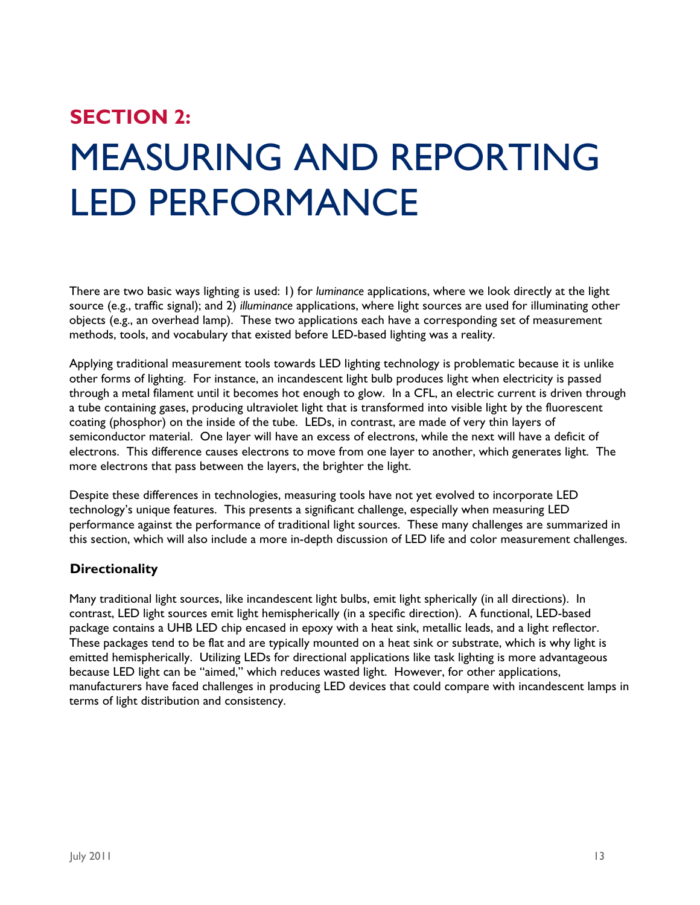**SECTION 2:**

# MEASURING AND REPORTING LED PERFORMANCE

There are two basic ways lighting is used: 1) for *luminance* applications, where we look directly at the light source (e.g., traffic signal); and 2) *illuminance* applications, where light sources are used for illuminating other objects (e.g., an overhead lamp). These two applications each have a corresponding set of measurement methods, tools, and vocabulary that existed before LED-based lighting was a reality.

Applying traditional measurement tools towards LED lighting technology is problematic because it is unlike other forms of lighting. For instance, an incandescent light bulb produces light when electricity is passed through a metal filament until it becomes hot enough to glow. In a CFL, an electric current is driven through a tube containing gases, producing ultraviolet light that is transformed into visible light by the fluorescent coating (phosphor) on the inside of the tube. LEDs, in contrast, are made of very thin layers of semiconductor material. One layer will have an excess of electrons, while the next will have a deficit of electrons. This difference causes electrons to move from one layer to another, which generates light. The more electrons that pass between the layers, the brighter the light.

Despite these differences in technologies, measuring tools have not yet evolved to incorporate LED technology's unique features. This presents a significant challenge, especially when measuring LED performance against the performance of traditional light sources. These many challenges are summarized in this section, which will also include a more in-depth discussion of LED life and color measurement challenges.

### Directionality

Many traditional light sources, like incandescent light bulbs, emit light spherically (in all directions). In contrast, LED light sources emit light hemispherically (in a specific direction). A functional, LED-based package contains a UHB LED chip encased in epoxy with a heat sink, metallic leads, and a light reflector. These packages tend to be flat and are typically mounted on a heat sink or substrate, which is why light is emitted hemispherically. Utilizing LEDs for directional applications like task lighting is more advantageous because LED light can be "aimed," which reduces wasted light. However, for other applications, manufacturers have faced challenges in producing LED devices that could compare with incandescent lamps in terms of light distribution and consistency.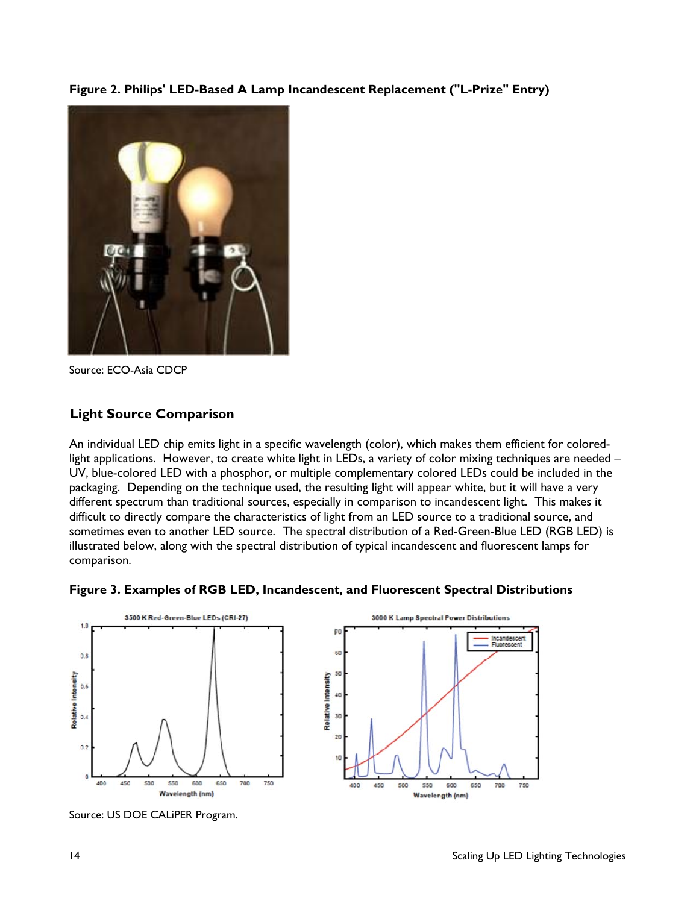**Figure 2. Philips' LED-Based A Lamp Incandescent Replacement ("L-Prize" Entry)**

Source: ECO-Asia CDCP

## Light Source Comparison

An individual LED chip emits light in a specific wavelength (color), which makes them efficient for colored-light applications. However, to create white light in LEDs, a variety of color mixing techniques are needed – UV, blue-colored LED with a phosphor, or multiple complementary colored LEDs could be included in the packaging. Depending on the technique used, the resulting light will appear white, but it will have a very different spectrum than traditional sources, especially in comparison to incandescent light. This makes it difficult to directly compare the characteristics of light from an LED source to a traditional source, and sometimes even to another LED source. The spectral distribution of a Red-Green-Blue LED (RGB LED) is illustrated below, along with the spectral distribution of typical incandescent and fluorescent lamps for comparison.

**Figure 3. Examples of RGB LED, Incandescent, and Fluorescent Spectral Distributions**

Source: US DOE CALiPER Program.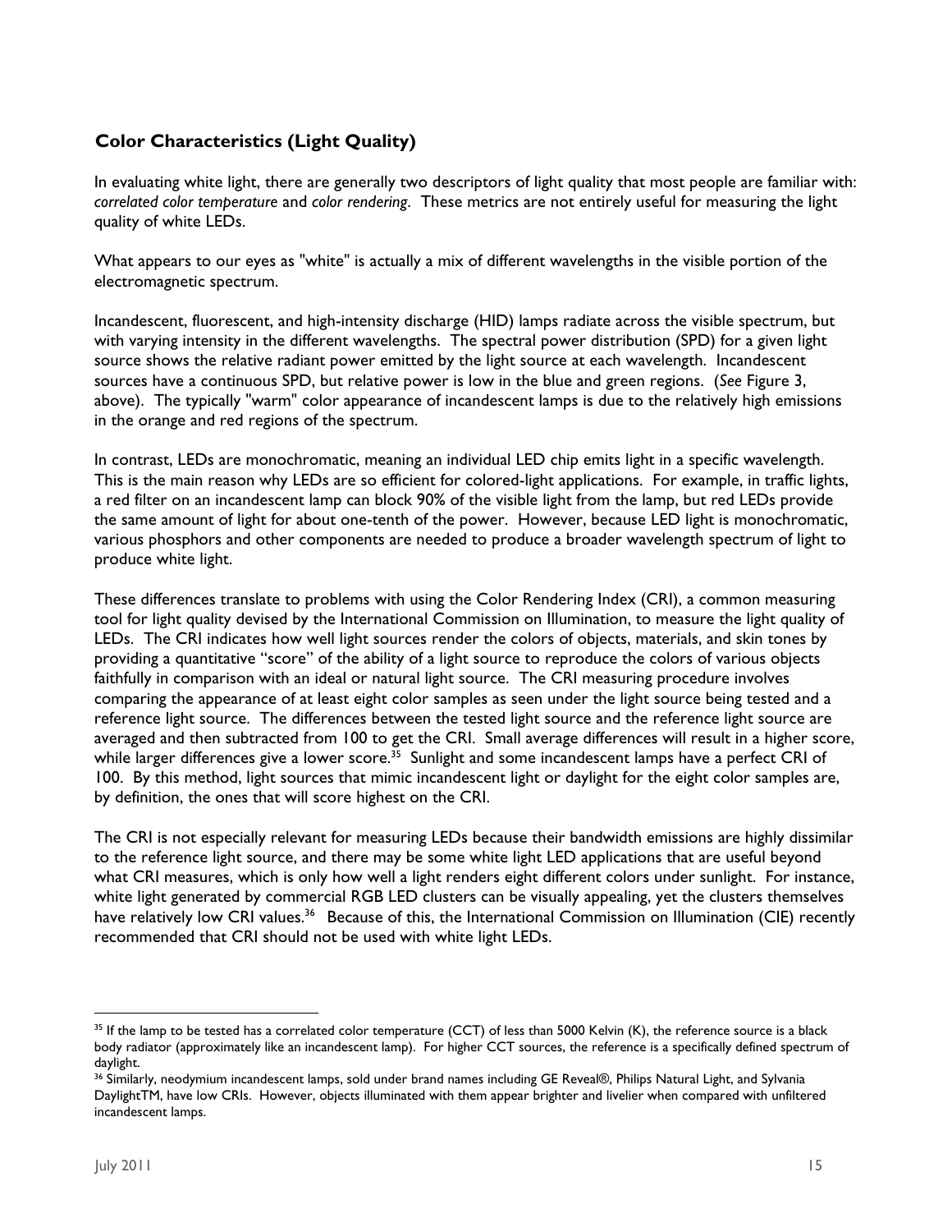## Color Characteristics (Light Quality)

In evaluating white light, there are generally two descriptors of light quality that most people are familiar with: *correlated color temperature* and *color rendering*. These metrics are not entirely useful for measuring the light quality of white LEDs.

What appears to our eyes as "white" is actually a mix of different wavelengths in the visible portion of the electromagnetic spectrum.

Incandescent, fluorescent, and high-intensity discharge (HID) lamps radiate across the visible spectrum, but with varying intensity in the different wavelengths. The spectral power distribution (SPD) for a given light source shows the relative radiant power emitted by the light source at each wavelength. Incandescent sources have a continuous SPD, but relative power is low in the blue and green regions. (*See* Figure 3, above). The typically "warm" color appearance of incandescent lamps is due to the relatively high emissions in the orange and red regions of the spectrum.

In contrast, LEDs are monochromatic, meaning an individual LED chip emits light in a specific wavelength. This is the main reason why LEDs are so efficient for colored-light applications. For example, in traffic lights, a red filter on an incandescent lamp can block 90% of the visible light from the lamp, but red LEDs provide the same amount of light for about one-tenth of the power. However, because LED light is monochromatic, various phosphors and other components are needed to produce a broader wavelength spectrum of light to produce white light.

These differences translate to problems with using the Color Rendering Index (CRI), a common measuring tool for light quality devised by the International Commission on Illumination, to measure the light quality of LEDs. The CRI indicates how well light sources render the colors of objects, materials, and skin tones by providing a quantitative "score" of the ability of a light source to reproduce the colors of various objects faithfully in comparison with an ideal or natural light source. The CRI measuring procedure involves comparing the appearance of at least eight color samples as seen under the light source being tested and a reference light source. The differences between the tested light source and the reference light source are averaged and then subtracted from 100 to get the CRI. Small average differences will result in a higher score, while larger differences give a lower score.[35] Sunlight and some incandescent lamps have a perfect CRI of 100. By this method, light sources that mimic incandescent light or daylight for the eight color samples are, by definition, the ones that will score highest on the CRI.

The CRI is not especially relevant for measuring LEDs because their bandwidth emissions are highly dissimilar to the reference light source, and there may be some white light LED applications that are useful beyond what CRI measures, which is only how well a light renders eight different colors under sunlight. For instance, white light generated by commercial RGB LED clusters can be visually appealing, yet the clusters themselves have relatively low CRI values.[36] Because of this, the International Commission on Illumination (CIE) recently recommended that CRI should not be used with white light LEDs.

---

[35] If the lamp to be tested has a correlated color temperature (CCT) of less than 5000 Kelvin (K), the reference source is a black body radiator (approximately like an incandescent lamp). For higher CCT sources, the reference is a specifically defined spectrum of daylight.

[36] Similarly, neodymium incandescent lamps, sold under brand names including GE Reveal®, Philips Natural Light, and Sylvania DaylightTM, have low CRIs. However, objects illuminated with them appear brighter and livelier when compared with unfiltered incandescent lamps.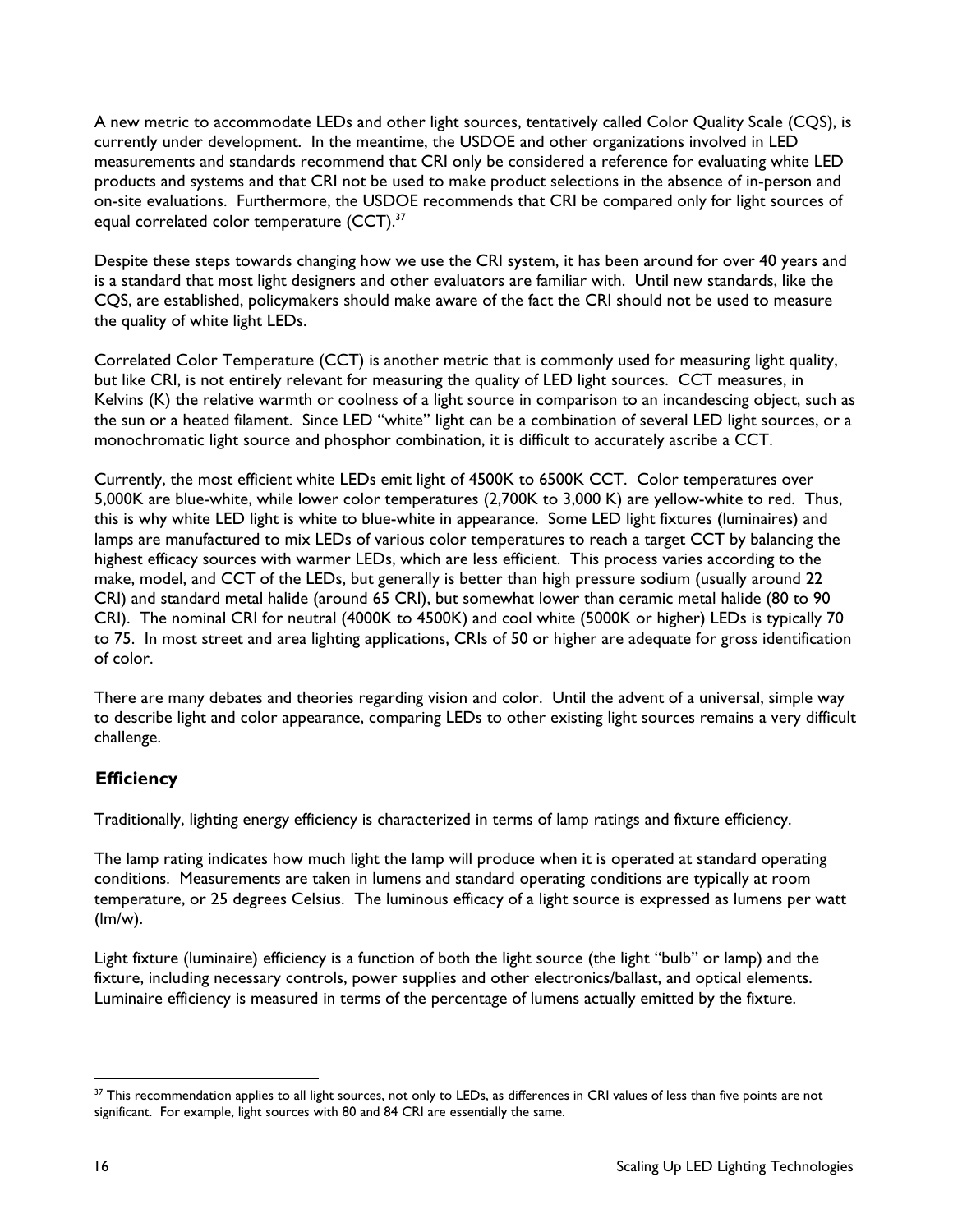A new metric to accommodate LEDs and other light sources, tentatively called Color Quality Scale (CQS), is currently under development. In the meantime, the USDOE and other organizations involved in LED measurements and standards recommend that CRI only be considered a reference for evaluating white LED products and systems and that CRI not be used to make product selections in the absence of in-person and on-site evaluations. Furthermore, the USDOE recommends that CRI be compared only for light sources of equal correlated color temperature (CCT).[37]

Despite these steps towards changing how we use the CRI system, it has been around for over 40 years and is a standard that most light designers and other evaluators are familiar with. Until new standards, like the CQS, are established, policymakers should make aware of the fact the CRI should not be used to measure the quality of white light LEDs.

Correlated Color Temperature (CCT) is another metric that is commonly used for measuring light quality, but like CRI, is not entirely relevant for measuring the quality of LED light sources. CCT measures, in Kelvins (K) the relative warmth or coolness of a light source in comparison to an incandescing object, such as the sun or a heated filament. Since LED "white" light can be a combination of several LED light sources, or a monochromatic light source and phosphor combination, it is difficult to accurately ascribe a CCT.

Currently, the most efficient white LEDs emit light of 4500K to 6500K CCT. Color temperatures over 5,000K are blue-white, while lower color temperatures (2,700K to 3,000 K) are yellow-white to red. Thus, this is why white LED light is white to blue-white in appearance. Some LED light fixtures (luminaires) and lamps are manufactured to mix LEDs of various color temperatures to reach a target CCT by balancing the highest efficacy sources with warmer LEDs, which are less efficient. This process varies according to the make, model, and CCT of the LEDs, but generally is better than high pressure sodium (usually around 22 CRI) and standard metal halide (around 65 CRI), but somewhat lower than ceramic metal halide (80 to 90 CRI). The nominal CRI for neutral (4000K to 4500K) and cool white (5000K or higher) LEDs is typically 70 to 75. In most street and area lighting applications, CRIs of 50 or higher are adequate for gross identification of color.

There are many debates and theories regarding vision and color. Until the advent of a universal, simple way to describe light and color appearance, comparing LEDs to other existing light sources remains a very difficult challenge.

## Efficiency

Traditionally, lighting energy efficiency is characterized in terms of lamp ratings and fixture efficiency.

The lamp rating indicates how much light the lamp will produce when it is operated at standard operating conditions. Measurements are taken in lumens and standard operating conditions are typically at room temperature, or 25 degrees Celsius. The luminous efficacy of a light source is expressed as lumens per watt (lm/w).

Light fixture (luminaire) efficiency is a function of both the light source (the light "bulb" or lamp) and the fixture, including necessary controls, power supplies and other electronics/ballast, and optical elements. Luminaire efficiency is measured in terms of the percentage of lumens actually emitted by the fixture.

---

[37] This recommendation applies to all light sources, not only to LEDs, as differences in CRI values of less than five points are not significant. For example, light sources with 80 and 84 CRI are essentially the same.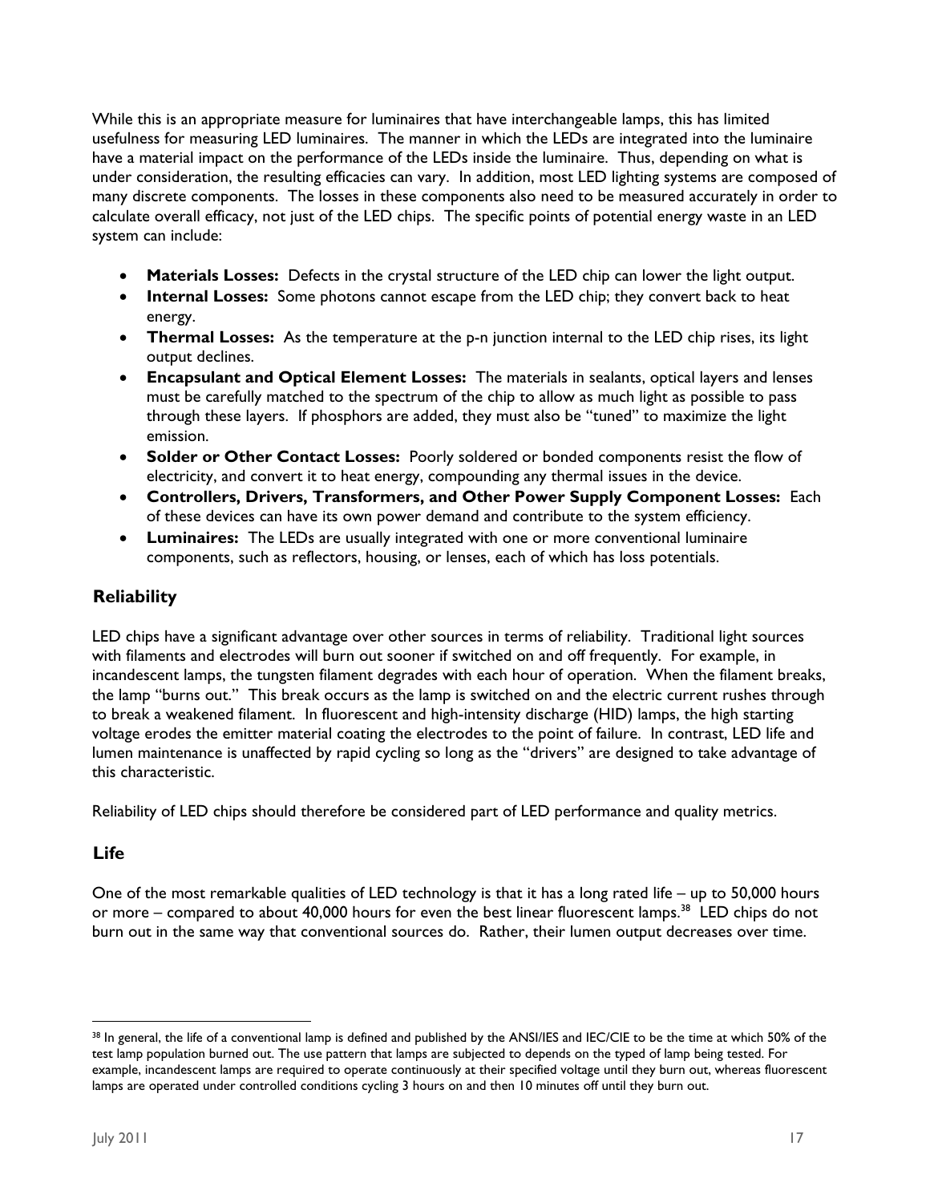While this is an appropriate measure for luminaires that have interchangeable lamps, this has limited usefulness for measuring LED luminaires. The manner in which the LEDs are integrated into the luminaire have a material impact on the performance of the LEDs inside the luminaire. Thus, depending on what is under consideration, the resulting efficacies can vary. In addition, most LED lighting systems are composed of many discrete components. The losses in these components also need to be measured accurately in order to calculate overall efficacy, not just of the LED chips. The specific points of potential energy waste in an LED system can include:

- **Materials Losses:** Defects in the crystal structure of the LED chip can lower the light output.
- **Internal Losses:** Some photons cannot escape from the LED chip; they convert back to heat energy.
- **Thermal Losses:** As the temperature at the p-n junction internal to the LED chip rises, its light output declines.
- **Encapsulant and Optical Element Losses:** The materials in sealants, optical layers and lenses must be carefully matched to the spectrum of the chip to allow as much light as possible to pass through these layers. If phosphors are added, they must also be "tuned" to maximize the light emission.
- **Solder or Other Contact Losses:** Poorly soldered or bonded components resist the flow of electricity, and convert it to heat energy, compounding any thermal issues in the device.
- **Controllers, Drivers, Transformers, and Other Power Supply Component Losses:** Each of these devices can have its own power demand and contribute to the system efficiency.
- **Luminaires:** The LEDs are usually integrated with one or more conventional luminaire components, such as reflectors, housing, or lenses, each of which has loss potentials.

### Reliability

LED chips have a significant advantage over other sources in terms of reliability. Traditional light sources with filaments and electrodes will burn out sooner if switched on and off frequently. For example, in incandescent lamps, the tungsten filament degrades with each hour of operation. When the filament breaks, the lamp "burns out." This break occurs as the lamp is switched on and the electric current rushes through to break a weakened filament. In fluorescent and high-intensity discharge (HID) lamps, the high starting voltage erodes the emitter material coating the electrodes to the point of failure. In contrast, LED life and lumen maintenance is unaffected by rapid cycling so long as the "drivers" are designed to take advantage of this characteristic.

Reliability of LED chips should therefore be considered part of LED performance and quality metrics.

### Life

One of the most remarkable qualities of LED technology is that it has a long rated life – up to 50,000 hours or more – compared to about 40,000 hours for even the best linear fluorescent lamps.[38] LED chips do not burn out in the same way that conventional sources do. Rather, their lumen output decreases over time.

---

[38] In general, the life of a conventional lamp is defined and published by the ANSI/IES and IEC/CIE to be the time at which 50% of the test lamp population burned out. The use pattern that lamps are subjected to depends on the typed of lamp being tested. For example, incandescent lamps are required to operate continuously at their specified voltage until they burn out, whereas fluorescent lamps are operated under controlled conditions cycling 3 hours on and then 10 minutes off until they burn out.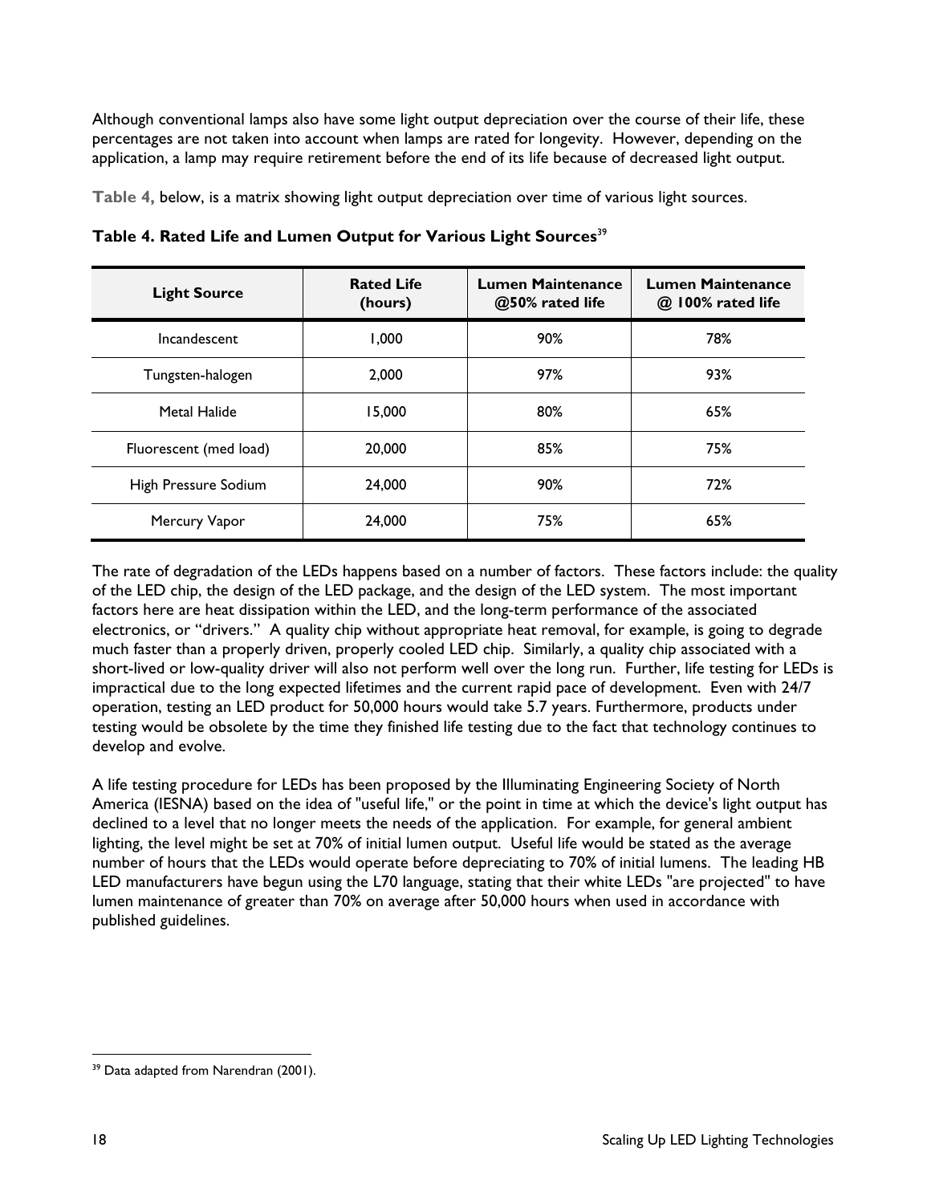Although conventional lamps also have some light output depreciation over the course of their life, these percentages are not taken into account when lamps are rated for longevity. However, depending on the application, a lamp may require retirement before the end of its life because of decreased light output.

Table 4, below, is a matrix showing light output depreciation over time of various light sources.

**Table 4. Rated Life and Lumen Output for Various Light Sources**[39]

| Light Source | Rated Life (hours) | Lumen Maintenance @50% rated life | Lumen Maintenance @ 100% rated life |
|---|---|---|---|
| Incandescent | 1,000 | 90% | 78% |
| Tungsten-halogen | 2,000 | 97% | 93% |
| Metal Halide | 15,000 | 80% | 65% |
| Fluorescent (med load) | 20,000 | 85% | 75% |
| High Pressure Sodium | 24,000 | 90% | 72% |
| Mercury Vapor | 24,000 | 75% | 65% |

The rate of degradation of the LEDs happens based on a number of factors. These factors include: the quality of the LED chip, the design of the LED package, and the design of the LED system. The most important factors here are heat dissipation within the LED, and the long-term performance of the associated electronics, or "drivers." A quality chip without appropriate heat removal, for example, is going to degrade much faster than a properly driven, properly cooled LED chip. Similarly, a quality chip associated with a short-lived or low-quality driver will also not perform well over the long run. Further, life testing for LEDs is impractical due to the long expected lifetimes and the current rapid pace of development. Even with 24/7 operation, testing an LED product for 50,000 hours would take 5.7 years. Furthermore, products under testing would be obsolete by the time they finished life testing due to the fact that technology continues to develop and evolve.

A life testing procedure for LEDs has been proposed by the Illuminating Engineering Society of North America (IESNA) based on the idea of "useful life," or the point in time at which the device's light output has declined to a level that no longer meets the needs of the application. For example, for general ambient lighting, the level might be set at 70% of initial lumen output. Useful life would be stated as the average number of hours that the LEDs would operate before depreciating to 70% of initial lumens. The leading HB LED manufacturers have begun using the L70 language, stating that their white LEDs "are projected" to have lumen maintenance of greater than 70% on average after 50,000 hours when used in accordance with published guidelines.

[39] Data adapted from Narendran (2001).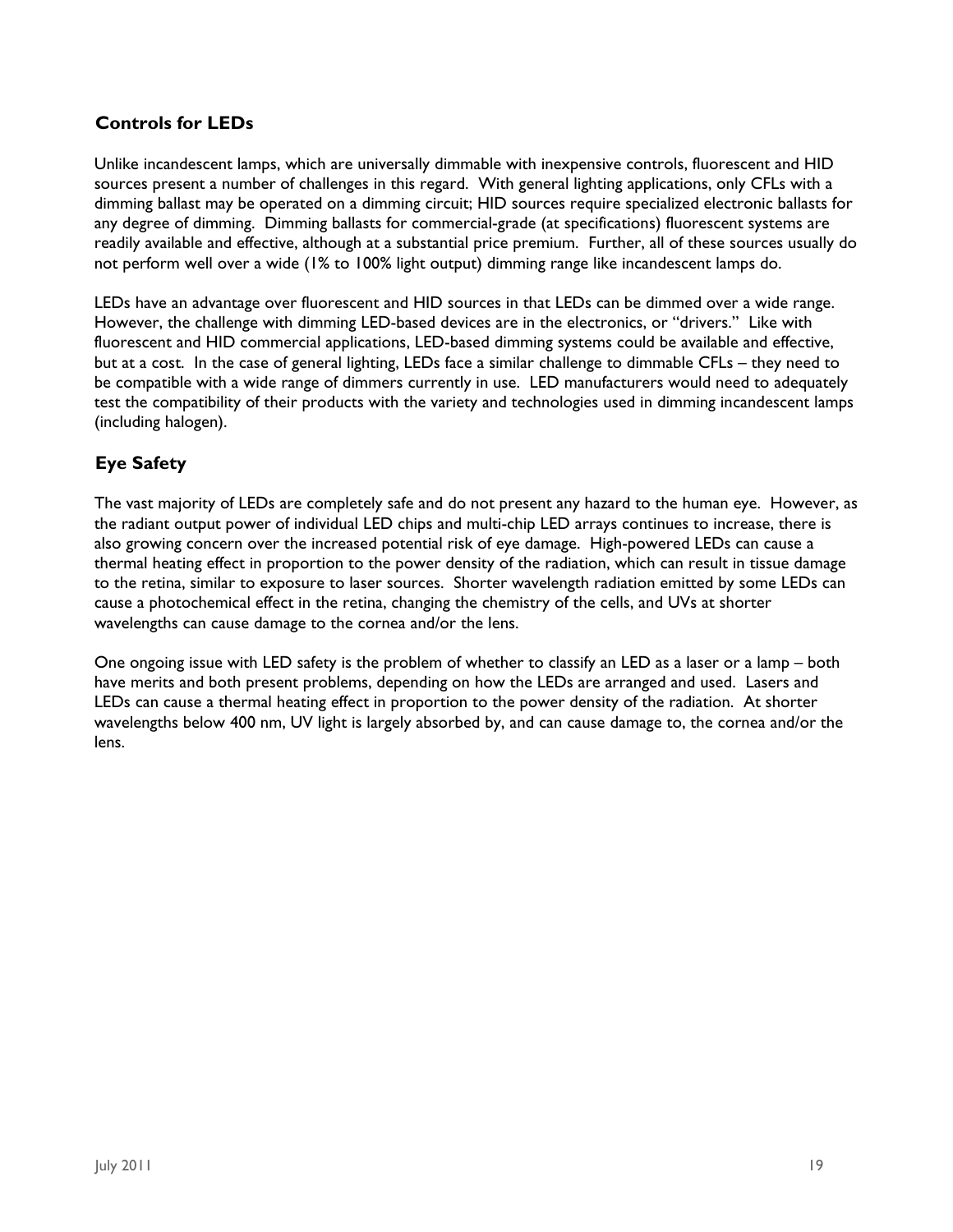### Controls for LEDs

Unlike incandescent lamps, which are universally dimmable with inexpensive controls, fluorescent and HID sources present a number of challenges in this regard. With general lighting applications, only CFLs with a dimming ballast may be operated on a dimming circuit; HID sources require specialized electronic ballasts for any degree of dimming. Dimming ballasts for commercial-grade (at specifications) fluorescent systems are readily available and effective, although at a substantial price premium. Further, all of these sources usually do not perform well over a wide (1% to 100% light output) dimming range like incandescent lamps do.

LEDs have an advantage over fluorescent and HID sources in that LEDs can be dimmed over a wide range. However, the challenge with dimming LED-based devices are in the electronics, or "drivers." Like with fluorescent and HID commercial applications, LED-based dimming systems could be available and effective, but at a cost. In the case of general lighting, LEDs face a similar challenge to dimmable CFLs – they need to be compatible with a wide range of dimmers currently in use. LED manufacturers would need to adequately test the compatibility of their products with the variety and technologies used in dimming incandescent lamps (including halogen).

### Eye Safety

The vast majority of LEDs are completely safe and do not present any hazard to the human eye. However, as the radiant output power of individual LED chips and multi-chip LED arrays continues to increase, there is also growing concern over the increased potential risk of eye damage. High-powered LEDs can cause a thermal heating effect in proportion to the power density of the radiation, which can result in tissue damage to the retina, similar to exposure to laser sources. Shorter wavelength radiation emitted by some LEDs can cause a photochemical effect in the retina, changing the chemistry of the cells, and UVs at shorter wavelengths can cause damage to the cornea and/or the lens.

One ongoing issue with LED safety is the problem of whether to classify an LED as a laser or a lamp – both have merits and both present problems, depending on how the LEDs are arranged and used. Lasers and LEDs can cause a thermal heating effect in proportion to the power density of the radiation. At shorter wavelengths below 400 nm, UV light is largely absorbed by, and can cause damage to, the cornea and/or the lens.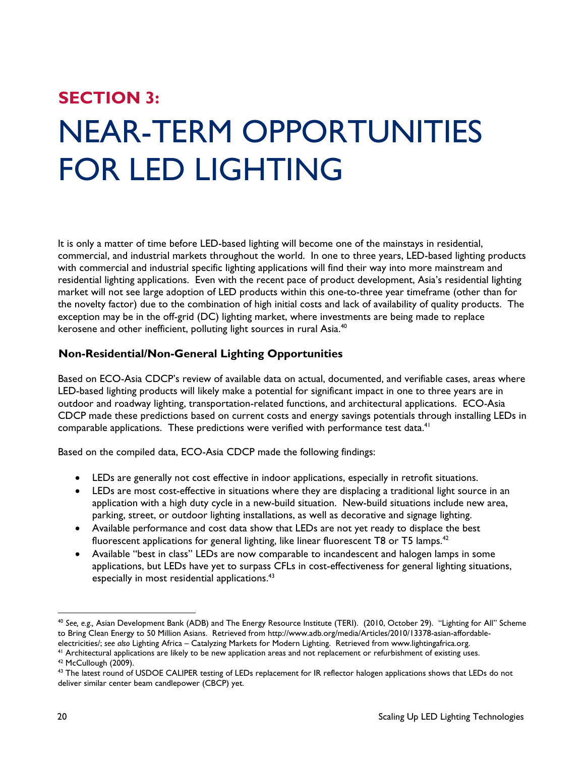## SECTION 3:

# NEAR-TERM OPPORTUNITIES FOR LED LIGHTING

It is only a matter of time before LED-based lighting will become one of the mainstays in residential, commercial, and industrial markets throughout the world. In one to three years, LED-based lighting products with commercial and industrial specific lighting applications will find their way into more mainstream and residential lighting applications. Even with the recent pace of product development, Asia's residential lighting market will not see large adoption of LED products within this one-to-three year timeframe (other than for the novelty factor) due to the combination of high initial costs and lack of availability of quality products. The exception may be in the off-grid (DC) lighting market, where investments are being made to replace kerosene and other inefficient, polluting light sources in rural Asia.[40]

### Non-Residential/Non-General Lighting Opportunities

Based on ECO-Asia CDCP's review of available data on actual, documented, and verifiable cases, areas where LED-based lighting products will likely make a potential for significant impact in one to three years are in outdoor and roadway lighting, transportation-related functions, and architectural applications. ECO-Asia CDCP made these predictions based on current costs and energy savings potentials through installing LEDs in comparable applications. These predictions were verified with performance test data.[41]

Based on the compiled data, ECO-Asia CDCP made the following findings:

- LEDs are generally not cost effective in indoor applications, especially in retrofit situations.
- LEDs are most cost-effective in situations where they are displacing a traditional light source in an application with a high duty cycle in a new-build situation. New-build situations include new area, parking, street, or outdoor lighting installations, as well as decorative and signage lighting.
- Available performance and cost data show that LEDs are not yet ready to displace the best fluorescent applications for general lighting, like linear fluorescent T8 or T5 lamps.[42]
- Available "best in class" LEDs are now comparable to incandescent and halogen lamps in some applications, but LEDs have yet to surpass CFLs in cost-effectiveness for general lighting situations, especially in most residential applications.[43]

---

[40] *See, e.g.,* Asian Development Bank (ADB) and The Energy Resource Institute (TERI). (2010, October 29). "Lighting for All" Scheme to Bring Clean Energy to 50 Million Asians. Retrieved from http://www.adb.org/media/Articles/2010/13378-asian-affordable-electricities/; *see also* Lighting Africa – Catalyzing Markets for Modern Lighting. Retrieved from www.lightingafrica.org.

[41] Architectural applications are likely to be new application areas and not replacement or refurbishment of existing uses.

[42] McCullough (2009).

[43] The latest round of USDOE CALIPER testing of LEDs replacement for IR reflector halogen applications shows that LEDs do not deliver similar center beam candlepower (CBCP) yet.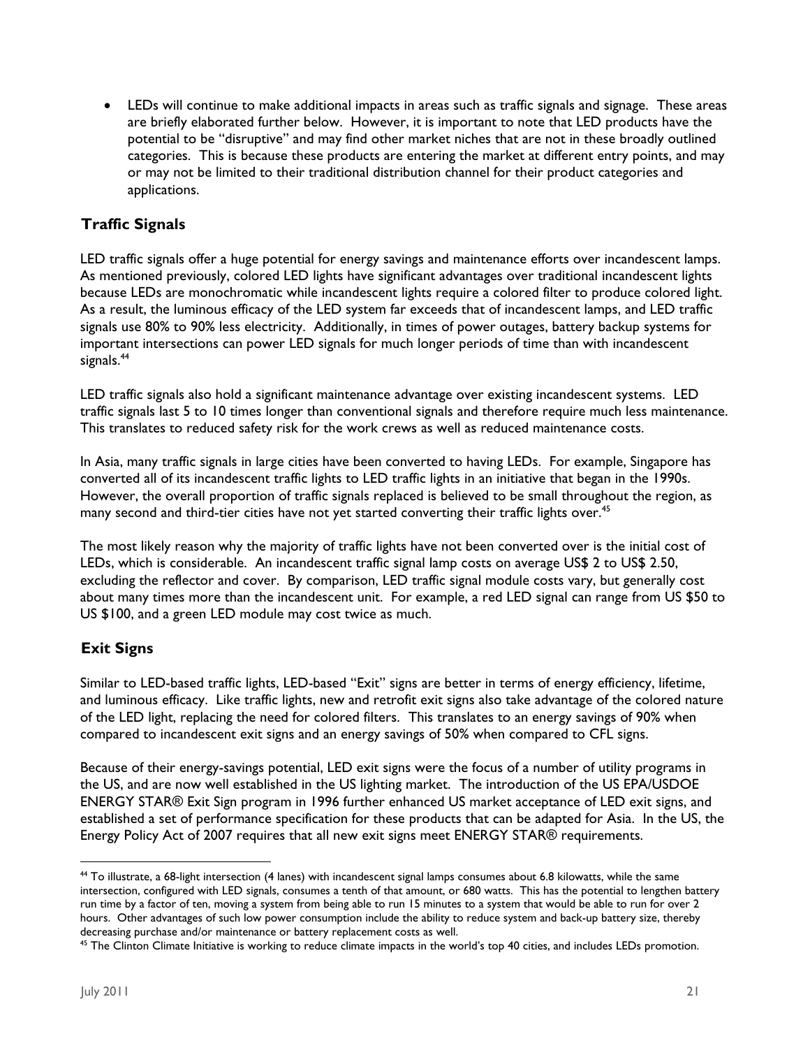- LEDs will continue to make additional impacts in areas such as traffic signals and signage. These areas are briefly elaborated further below. However, it is important to note that LED products have the potential to be "disruptive" and may find other market niches that are not in these broadly outlined categories. This is because these products are entering the market at different entry points, and may or may not be limited to their traditional distribution channel for their product categories and applications.

## Traffic Signals

LED traffic signals offer a huge potential for energy savings and maintenance efforts over incandescent lamps. As mentioned previously, colored LED lights have significant advantages over traditional incandescent lights because LEDs are monochromatic while incandescent lights require a colored filter to produce colored light. As a result, the luminous efficacy of the LED system far exceeds that of incandescent lamps, and LED traffic signals use 80% to 90% less electricity. Additionally, in times of power outages, battery backup systems for important intersections can power LED signals for much longer periods of time than with incandescent signals.[44]

LED traffic signals also hold a significant maintenance advantage over existing incandescent systems. LED traffic signals last 5 to 10 times longer than conventional signals and therefore require much less maintenance. This translates to reduced safety risk for the work crews as well as reduced maintenance costs.

In Asia, many traffic signals in large cities have been converted to having LEDs. For example, Singapore has converted all of its incandescent traffic lights to LED traffic lights in an initiative that began in the 1990s. However, the overall proportion of traffic signals replaced is believed to be small throughout the region, as many second and third-tier cities have not yet started converting their traffic lights over.[45]

The most likely reason why the majority of traffic lights have not been converted over is the initial cost of LEDs, which is considerable. An incandescent traffic signal lamp costs on average US$ 2 to US$ 2.50, excluding the reflector and cover. By comparison, LED traffic signal module costs vary, but generally cost about many times more than the incandescent unit. For example, a red LED signal can range from US $50 to US $100, and a green LED module may cost twice as much.

## Exit Signs

Similar to LED-based traffic lights, LED-based "Exit" signs are better in terms of energy efficiency, lifetime, and luminous efficacy. Like traffic lights, new and retrofit exit signs also take advantage of the colored nature of the LED light, replacing the need for colored filters. This translates to an energy savings of 90% when compared to incandescent exit signs and an energy savings of 50% when compared to CFL signs.

Because of their energy-savings potential, LED exit signs were the focus of a number of utility programs in the US, and are now well established in the US lighting market. The introduction of the US EPA/USDOE ENERGY STAR® Exit Sign program in 1996 further enhanced US market acceptance of LED exit signs, and established a set of performance specification for these products that can be adapted for Asia. In the US, the Energy Policy Act of 2007 requires that all new exit signs meet ENERGY STAR® requirements.

---

[44] To illustrate, a 68-light intersection (4 lanes) with incandescent signal lamps consumes about 6.8 kilowatts, while the same intersection, configured with LED signals, consumes a tenth of that amount, or 680 watts. This has the potential to lengthen battery run time by a factor of ten, moving a system from being able to run 15 minutes to a system that would be able to run for over 2 hours. Other advantages of such low power consumption include the ability to reduce system and back-up battery size, thereby decreasing purchase and/or maintenance or battery replacement costs as well.

[45] The Clinton Climate Initiative is working to reduce climate impacts in the world's top 40 cities, and includes LEDs promotion.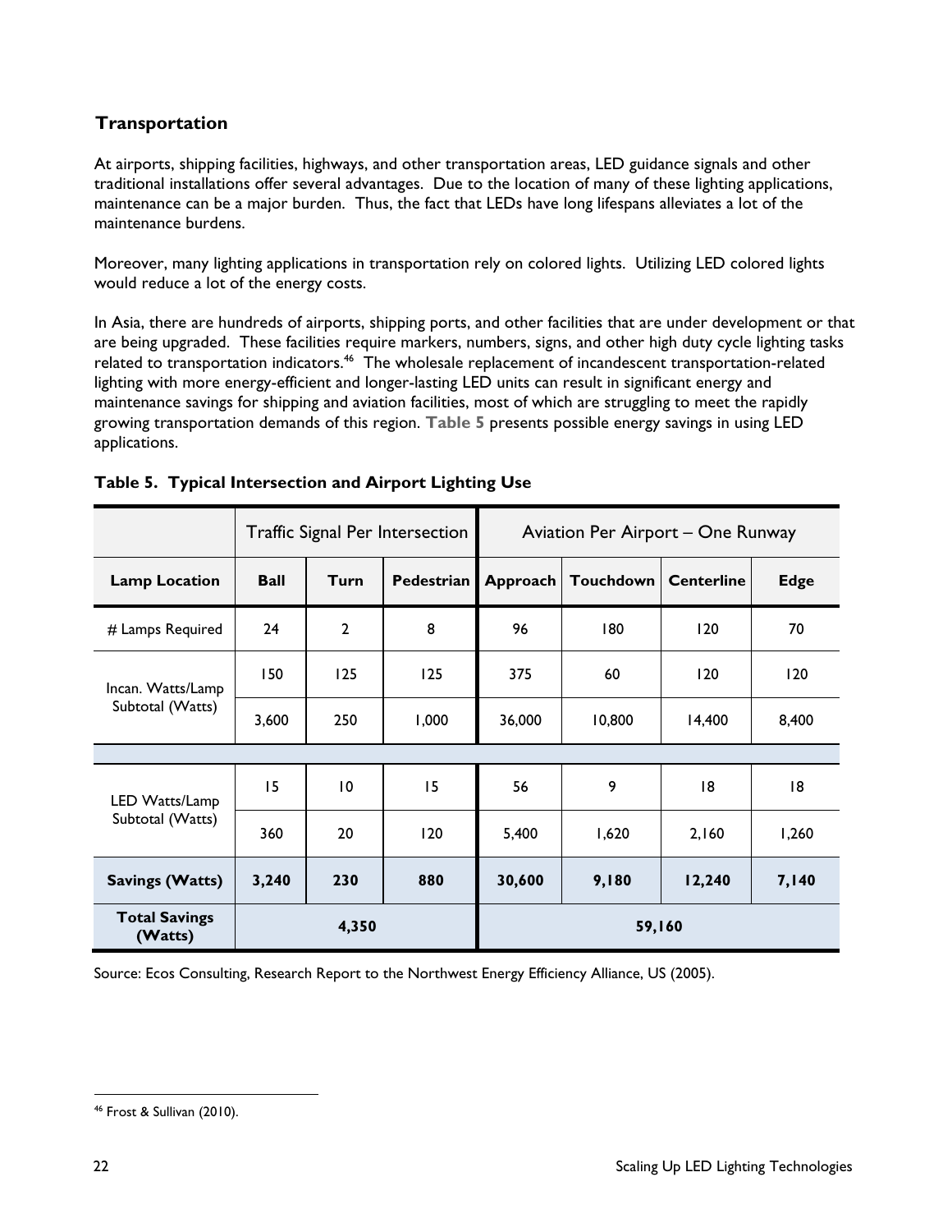### Transportation

At airports, shipping facilities, highways, and other transportation areas, LED guidance signals and other traditional installations offer several advantages. Due to the location of many of these lighting applications, maintenance can be a major burden. Thus, the fact that LEDs have long lifespans alleviates a lot of the maintenance burdens.

Moreover, many lighting applications in transportation rely on colored lights. Utilizing LED colored lights would reduce a lot of the energy costs.

In Asia, there are hundreds of airports, shipping ports, and other facilities that are under development or that are being upgraded. These facilities require markers, numbers, signs, and other high duty cycle lighting tasks related to transportation indicators.[46] The wholesale replacement of incandescent transportation-related lighting with more energy-efficient and longer-lasting LED units can result in significant energy and maintenance savings for shipping and aviation facilities, most of which are struggling to meet the rapidly growing transportation demands of this region. **Table 5** presents possible energy savings in using LED applications.

**Table 5. Typical Intersection and Airport Lighting Use**

| | Traffic Signal Per Intersection | | | Aviation Per Airport – One Runway | | | |
|---|---|---|---|---|---|---|---|
| **Lamp Location** | **Ball** | **Turn** | **Pedestrian** | **Approach** | **Touchdown** | **Centerline** | **Edge** |
| # Lamps Required | 24 | 2 | 8 | 96 | 180 | 120 | 70 |
| Incan. Watts/Lamp | 150 | 125 | 125 | 375 | 60 | 120 | 120 |
| Subtotal (Watts) | 3,600 | 250 | 1,000 | 36,000 | 10,800 | 14,400 | 8,400 |
| LED Watts/Lamp | 15 | 10 | 15 | 56 | 9 | 18 | 18 |
| Subtotal (Watts) | 360 | 20 | 120 | 5,400 | 1,620 | 2,160 | 1,260 |
| **Savings (Watts)** | **3,240** | **230** | **880** | **30,600** | **9,180** | **12,240** | **7,140** |
| **Total Savings (Watts)** | **4,350** | | | **59,160** | | | |

Source: Ecos Consulting, Research Report to the Northwest Energy Efficiency Alliance, US (2005).

[46] Frost & Sullivan (2010).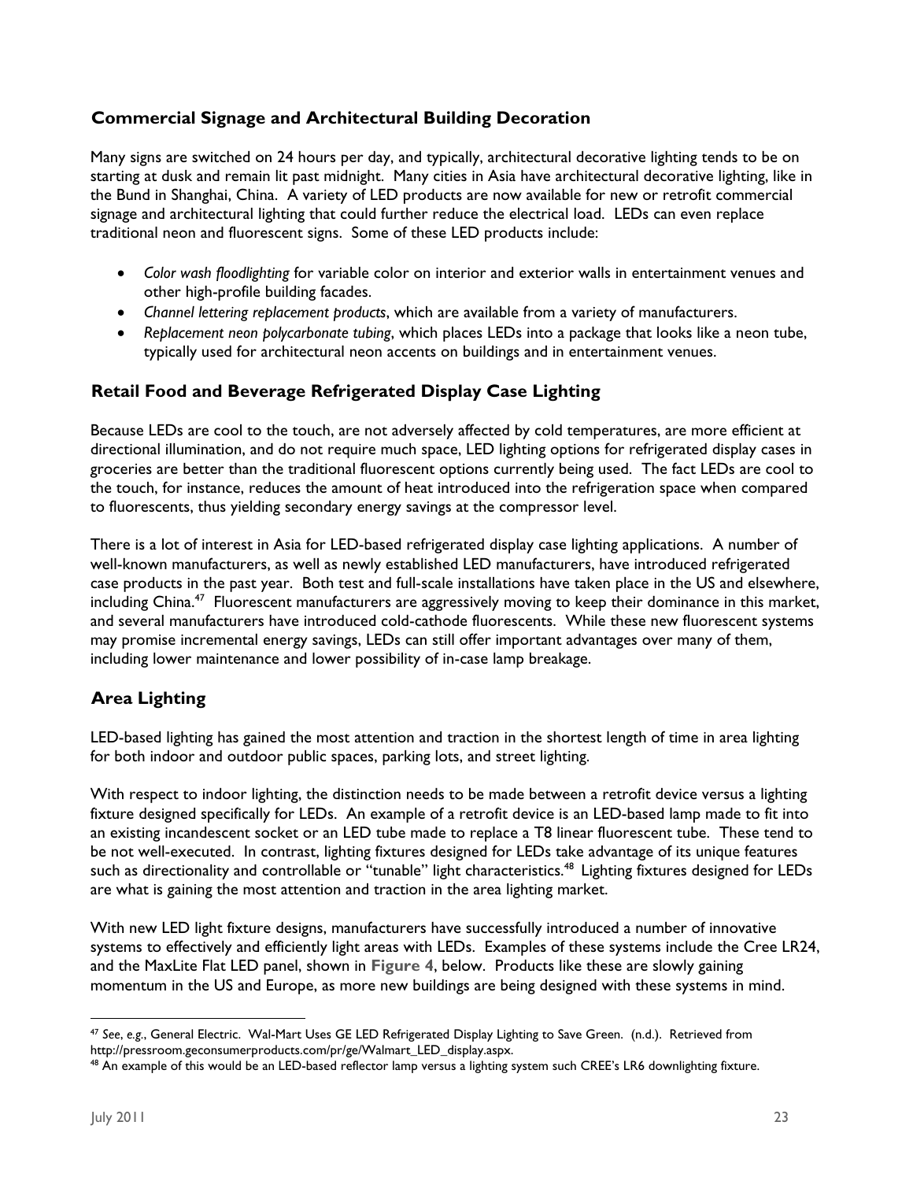### Commercial Signage and Architectural Building Decoration

Many signs are switched on 24 hours per day, and typically, architectural decorative lighting tends to be on starting at dusk and remain lit past midnight. Many cities in Asia have architectural decorative lighting, like in the Bund in Shanghai, China. A variety of LED products are now available for new or retrofit commercial signage and architectural lighting that could further reduce the electrical load. LEDs can even replace traditional neon and fluorescent signs. Some of these LED products include:

- *Color wash floodlighting* for variable color on interior and exterior walls in entertainment venues and other high-profile building facades.
- *Channel lettering replacement products*, which are available from a variety of manufacturers.
- *Replacement neon polycarbonate tubing*, which places LEDs into a package that looks like a neon tube, typically used for architectural neon accents on buildings and in entertainment venues.

### Retail Food and Beverage Refrigerated Display Case Lighting

Because LEDs are cool to the touch, are not adversely affected by cold temperatures, are more efficient at directional illumination, and do not require much space, LED lighting options for refrigerated display cases in groceries are better than the traditional fluorescent options currently being used. The fact LEDs are cool to the touch, for instance, reduces the amount of heat introduced into the refrigeration space when compared to fluorescents, thus yielding secondary energy savings at the compressor level.

There is a lot of interest in Asia for LED-based refrigerated display case lighting applications. A number of well-known manufacturers, as well as newly established LED manufacturers, have introduced refrigerated case products in the past year. Both test and full-scale installations have taken place in the US and elsewhere, including China.[47] Fluorescent manufacturers are aggressively moving to keep their dominance in this market, and several manufacturers have introduced cold-cathode fluorescents. While these new fluorescent systems may promise incremental energy savings, LEDs can still offer important advantages over many of them, including lower maintenance and lower possibility of in-case lamp breakage.

## Area Lighting

LED-based lighting has gained the most attention and traction in the shortest length of time in area lighting for both indoor and outdoor public spaces, parking lots, and street lighting.

With respect to indoor lighting, the distinction needs to be made between a retrofit device versus a lighting fixture designed specifically for LEDs. An example of a retrofit device is an LED-based lamp made to fit into an existing incandescent socket or an LED tube made to replace a T8 linear fluorescent tube. These tend to be not well-executed. In contrast, lighting fixtures designed for LEDs take advantage of its unique features such as directionality and controllable or "tunable" light characteristics.[48] Lighting fixtures designed for LEDs are what is gaining the most attention and traction in the area lighting market.

With new LED light fixture designs, manufacturers have successfully introduced a number of innovative systems to effectively and efficiently light areas with LEDs. Examples of these systems include the Cree LR24, and the MaxLite Flat LED panel, shown in **Figure 4**, below. Products like these are slowly gaining momentum in the US and Europe, as more new buildings are being designed with these systems in mind.

---

[47] *See*, *e.g.*, General Electric. Wal-Mart Uses GE LED Refrigerated Display Lighting to Save Green. (n.d.). Retrieved from http://pressroom.geconsumerproducts.com/pr/ge/Walmart_LED_display.aspx.

[48] An example of this would be an LED-based reflector lamp versus a lighting system such CREE's LR6 downlighting fixture.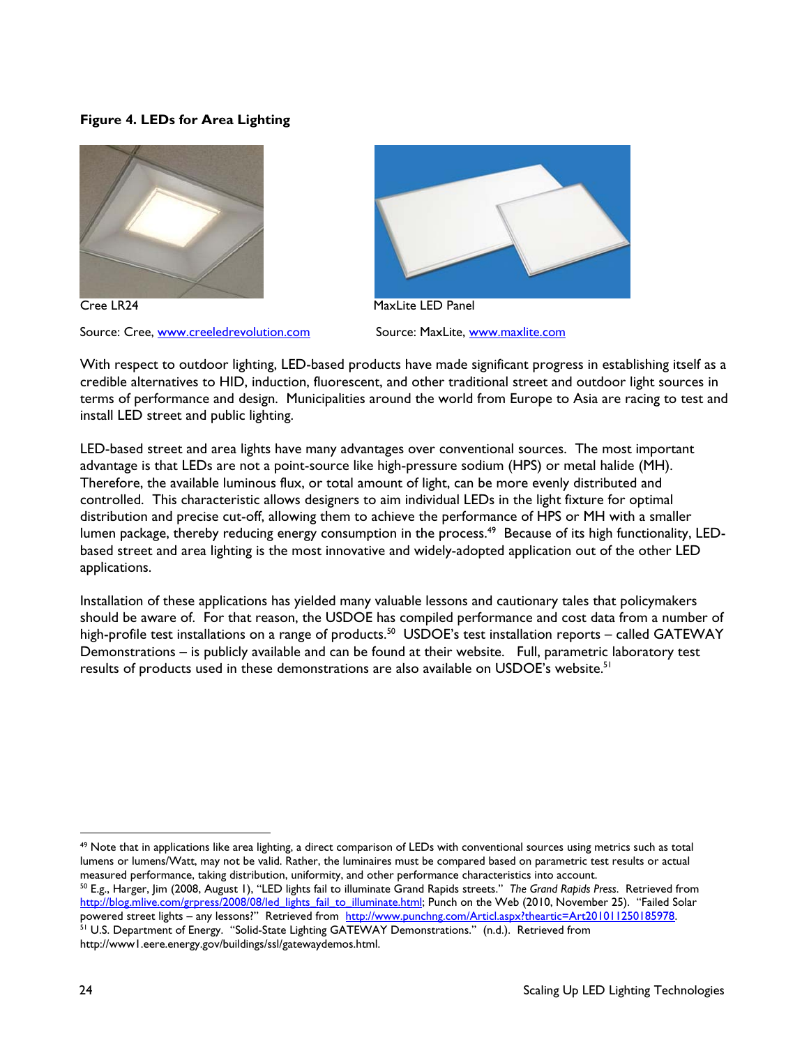**Figure 4. LEDs for Area Lighting**

Cree LR24

Source: Cree, www.creeledrevolution.com

MaxLite LED Panel

Source: MaxLite, www.maxlite.com

With respect to outdoor lighting, LED-based products have made significant progress in establishing itself as a credible alternatives to HID, induction, fluorescent, and other traditional street and outdoor light sources in terms of performance and design. Municipalities around the world from Europe to Asia are racing to test and install LED street and public lighting.

LED-based street and area lights have many advantages over conventional sources. The most important advantage is that LEDs are not a point-source like high-pressure sodium (HPS) or metal halide (MH). Therefore, the available luminous flux, or total amount of light, can be more evenly distributed and controlled. This characteristic allows designers to aim individual LEDs in the light fixture for optimal distribution and precise cut-off, allowing them to achieve the performance of HPS or MH with a smaller lumen package, thereby reducing energy consumption in the process.[49] Because of its high functionality, LED-based street and area lighting is the most innovative and widely-adopted application out of the other LED applications.

Installation of these applications has yielded many valuable lessons and cautionary tales that policymakers should be aware of. For that reason, the USDOE has compiled performance and cost data from a number of high-profile test installations on a range of products.[50] USDOE's test installation reports – called GATEWAY Demonstrations – is publicly available and can be found at their website. Full, parametric laboratory test results of products used in these demonstrations are also available on USDOE's website.[51]

---

[49] Note that in applications like area lighting, a direct comparison of LEDs with conventional sources using metrics such as total lumens or lumens/Watt, may not be valid. Rather, the luminaires must be compared based on parametric test results or actual measured performance, taking distribution, uniformity, and other performance characteristics into account.

[50] E.g., Harger, Jim (2008, August 1), "LED lights fail to illuminate Grand Rapids streets." *The Grand Rapids Press*. Retrieved from http://blog.mlive.com/grpress/2008/08/led_lights_fail_to_illuminate.html; Punch on the Web (2010, November 25). "Failed Solar powered street lights – any lessons?" Retrieved from http://www.punchng.com/Articl.aspx?theartic=Art201011250185978.

[51] U.S. Department of Energy. "Solid-State Lighting GATEWAY Demonstrations." (n.d.). Retrieved from http://www1.eere.energy.gov/buildings/ssl/gatewaydemos.html.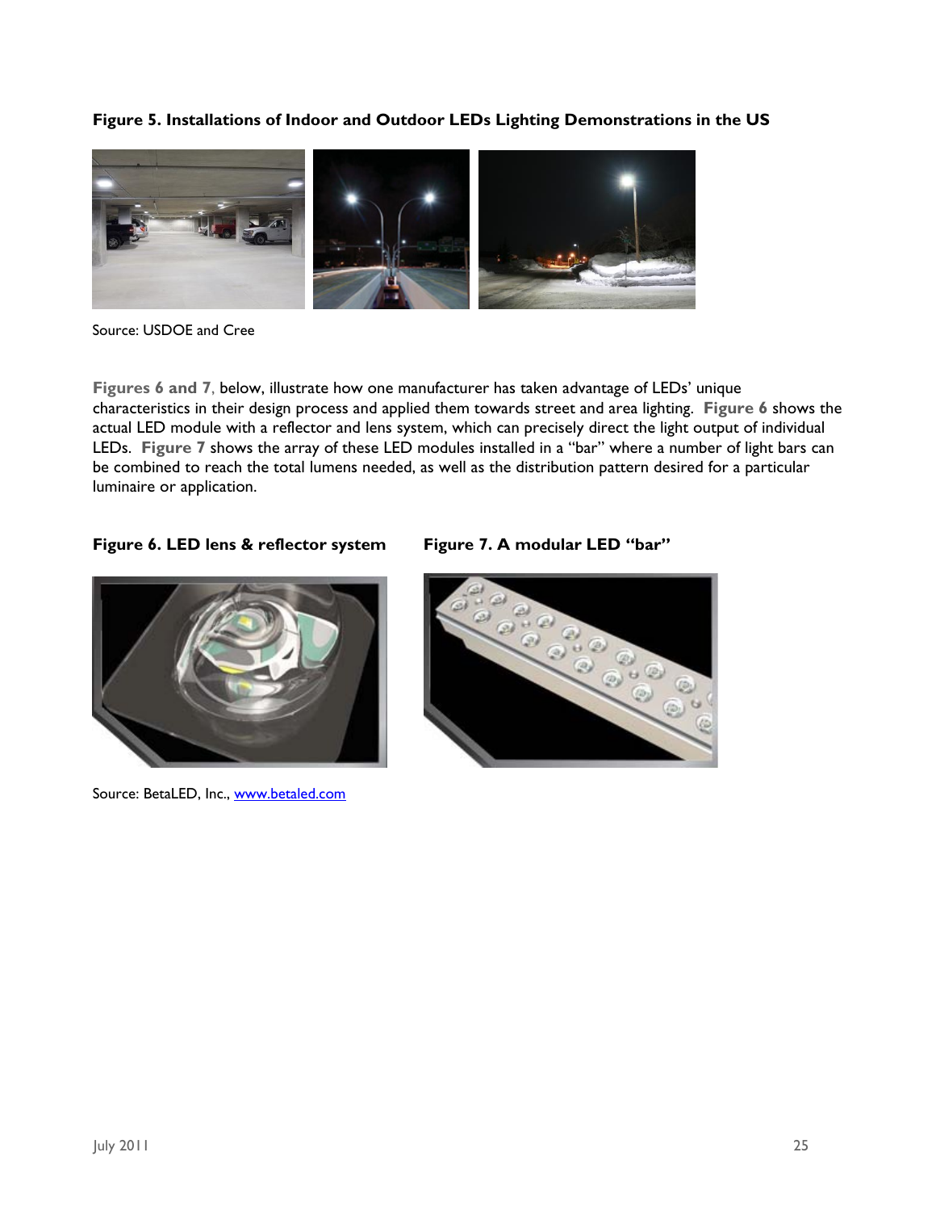**Figure 5. Installations of Indoor and Outdoor LEDs Lighting Demonstrations in the US**

Source: USDOE and Cree

**Figures 6 and 7**, below, illustrate how one manufacturer has taken advantage of LEDs' unique characteristics in their design process and applied them towards street and area lighting. **Figure 6** shows the actual LED module with a reflector and lens system, which can precisely direct the light output of individual LEDs. **Figure 7** shows the array of these LED modules installed in a "bar" where a number of light bars can be combined to reach the total lumens needed, as well as the distribution pattern desired for a particular luminaire or application.

**Figure 6. LED lens & reflector system**

**Figure 7. A modular LED "bar"**

Source: BetaLED, Inc., www.betaled.com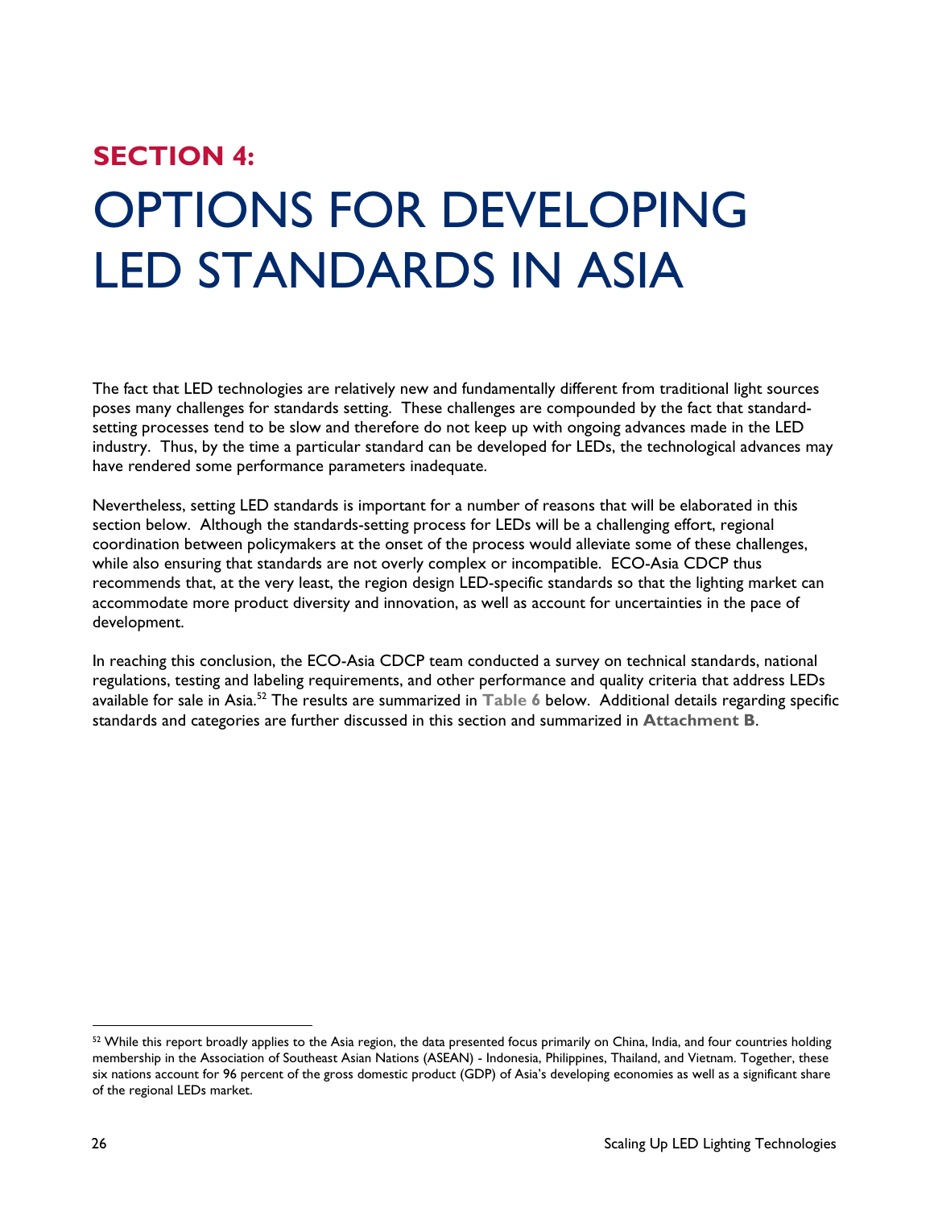## SECTION 4:

# OPTIONS FOR DEVELOPING LED STANDARDS IN ASIA

The fact that LED technologies are relatively new and fundamentally different from traditional light sources poses many challenges for standards setting. These challenges are compounded by the fact that standard-setting processes tend to be slow and therefore do not keep up with ongoing advances made in the LED industry. Thus, by the time a particular standard can be developed for LEDs, the technological advances may have rendered some performance parameters inadequate.

Nevertheless, setting LED standards is important for a number of reasons that will be elaborated in this section below. Although the standards-setting process for LEDs will be a challenging effort, regional coordination between policymakers at the onset of the process would alleviate some of these challenges, while also ensuring that standards are not overly complex or incompatible. ECO-Asia CDCP thus recommends that, at the very least, the region design LED-specific standards so that the lighting market can accommodate more product diversity and innovation, as well as account for uncertainties in the pace of development.

In reaching this conclusion, the ECO-Asia CDCP team conducted a survey on technical standards, national regulations, testing and labeling requirements, and other performance and quality criteria that address LEDs available for sale in Asia.[52] The results are summarized in **Table 6** below. Additional details regarding specific standards and categories are further discussed in this section and summarized in **Attachment B**.

---

[52] While this report broadly applies to the Asia region, the data presented focus primarily on China, India, and four countries holding membership in the Association of Southeast Asian Nations (ASEAN) - Indonesia, Philippines, Thailand, and Vietnam. Together, these six nations account for 96 percent of the gross domestic product (GDP) of Asia's developing economies as well as a significant share of the regional LEDs market.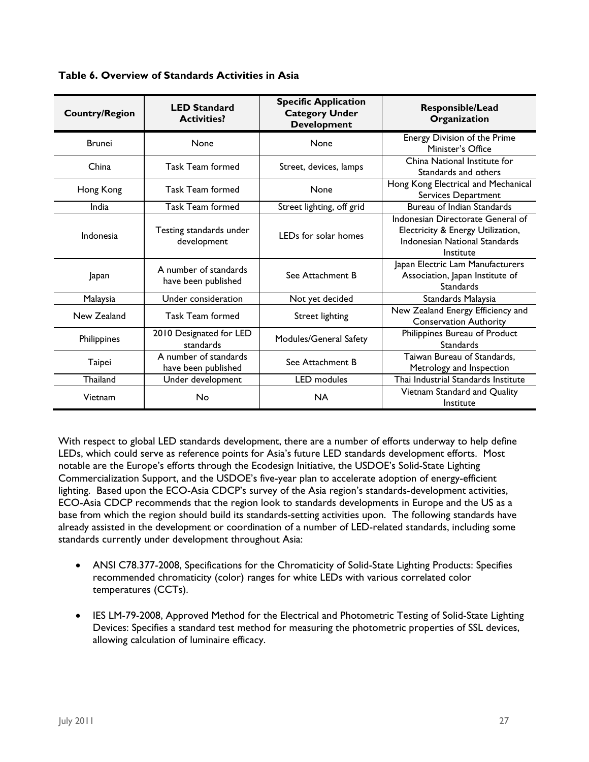**Table 6. Overview of Standards Activities in Asia**

| Country/Region | LED Standard Activities? | Specific Application Category Under Development | Responsible/Lead Organization |
|---|---|---|---|
| Brunei | None | None | Energy Division of the Prime Minister's Office |
| China | Task Team formed | Street, devices, lamps | China National Institute for Standards and others |
| Hong Kong | Task Team formed | None | Hong Kong Electrical and Mechanical Services Department |
| India | Task Team formed | Street lighting, off grid | Bureau of Indian Standards |
| Indonesia | Testing standards under development | LEDs for solar homes | Indonesian Directorate General of Electricity & Energy Utilization, Indonesian National Standards Institute |
| Japan | A number of standards have been published | See Attachment B | Japan Electric Lam Manufacturers Association, Japan Institute of Standards |
| Malaysia | Under consideration | Not yet decided | Standards Malaysia |
| New Zealand | Task Team formed | Street lighting | New Zealand Energy Efficiency and Conservation Authority |
| Philippines | 2010 Designated for LED standards | Modules/General Safety | Philippines Bureau of Product Standards |
| Taipei | A number of standards have been published | See Attachment B | Taiwan Bureau of Standards, Metrology and Inspection |
| Thailand | Under development | LED modules | Thai Industrial Standards Institute |
| Vietnam | No | NA | Vietnam Standard and Quality Institute |

With respect to global LED standards development, there are a number of efforts underway to help define LEDs, which could serve as reference points for Asia's future LED standards development efforts. Most notable are the Europe's efforts through the Ecodesign Initiative, the USDOE's Solid-State Lighting Commercialization Support, and the USDOE's five-year plan to accelerate adoption of energy-efficient lighting. Based upon the ECO-Asia CDCP's survey of the Asia region's standards-development activities, ECO-Asia CDCP recommends that the region look to standards developments in Europe and the US as a base from which the region should build its standards-setting activities upon. The following standards have already assisted in the development or coordination of a number of LED-related standards, including some standards currently under development throughout Asia:

- ANSI C78.377-2008, Specifications for the Chromaticity of Solid-State Lighting Products: Specifies recommended chromaticity (color) ranges for white LEDs with various correlated color temperatures (CCTs).
- IES LM-79-2008, Approved Method for the Electrical and Photometric Testing of Solid-State Lighting Devices: Specifies a standard test method for measuring the photometric properties of SSL devices, allowing calculation of luminaire efficacy.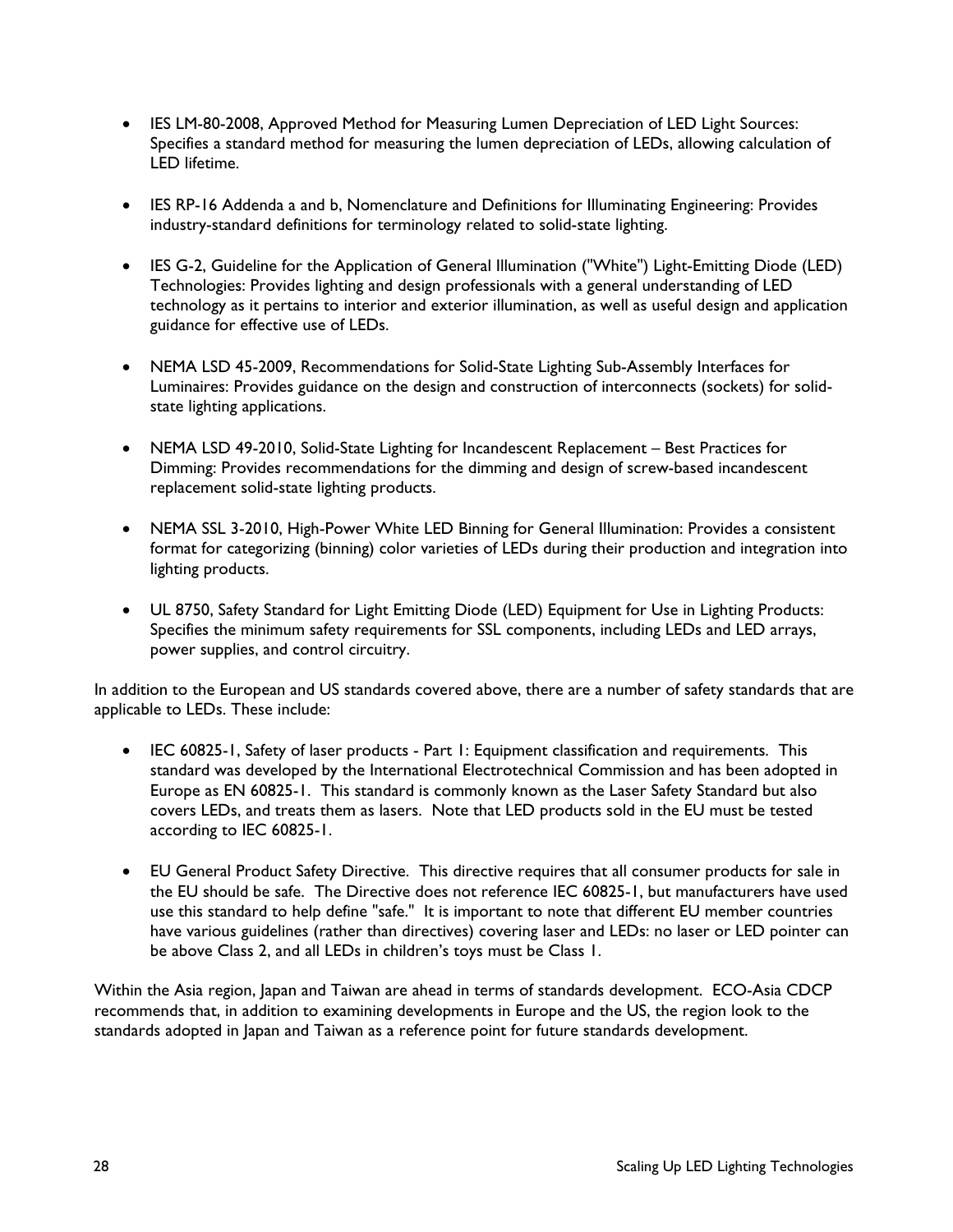- IES LM-80-2008, Approved Method for Measuring Lumen Depreciation of LED Light Sources: Specifies a standard method for measuring the lumen depreciation of LEDs, allowing calculation of LED lifetime.

- IES RP-16 Addenda a and b, Nomenclature and Definitions for Illuminating Engineering: Provides industry-standard definitions for terminology related to solid-state lighting.

- IES G-2, Guideline for the Application of General Illumination ("White") Light-Emitting Diode (LED) Technologies: Provides lighting and design professionals with a general understanding of LED technology as it pertains to interior and exterior illumination, as well as useful design and application guidance for effective use of LEDs.

- NEMA LSD 45-2009, Recommendations for Solid-State Lighting Sub-Assembly Interfaces for Luminaires: Provides guidance on the design and construction of interconnects (sockets) for solid-state lighting applications.

- NEMA LSD 49-2010, Solid-State Lighting for Incandescent Replacement – Best Practices for Dimming: Provides recommendations for the dimming and design of screw-based incandescent replacement solid-state lighting products.

- NEMA SSL 3-2010, High-Power White LED Binning for General Illumination: Provides a consistent format for categorizing (binning) color varieties of LEDs during their production and integration into lighting products.

- UL 8750, Safety Standard for Light Emitting Diode (LED) Equipment for Use in Lighting Products: Specifies the minimum safety requirements for SSL components, including LEDs and LED arrays, power supplies, and control circuitry.

In addition to the European and US standards covered above, there are a number of safety standards that are applicable to LEDs. These include:

- IEC 60825-1, Safety of laser products - Part 1: Equipment classification and requirements. This standard was developed by the International Electrotechnical Commission and has been adopted in Europe as EN 60825-1. This standard is commonly known as the Laser Safety Standard but also covers LEDs, and treats them as lasers. Note that LED products sold in the EU must be tested according to IEC 60825-1.

- EU General Product Safety Directive. This directive requires that all consumer products for sale in the EU should be safe. The Directive does not reference IEC 60825-1, but manufacturers have used use this standard to help define "safe." It is important to note that different EU member countries have various guidelines (rather than directives) covering laser and LEDs: no laser or LED pointer can be above Class 2, and all LEDs in children's toys must be Class 1.

Within the Asia region, Japan and Taiwan are ahead in terms of standards development. ECO-Asia CDCP recommends that, in addition to examining developments in Europe and the US, the region look to the standards adopted in Japan and Taiwan as a reference point for future standards development.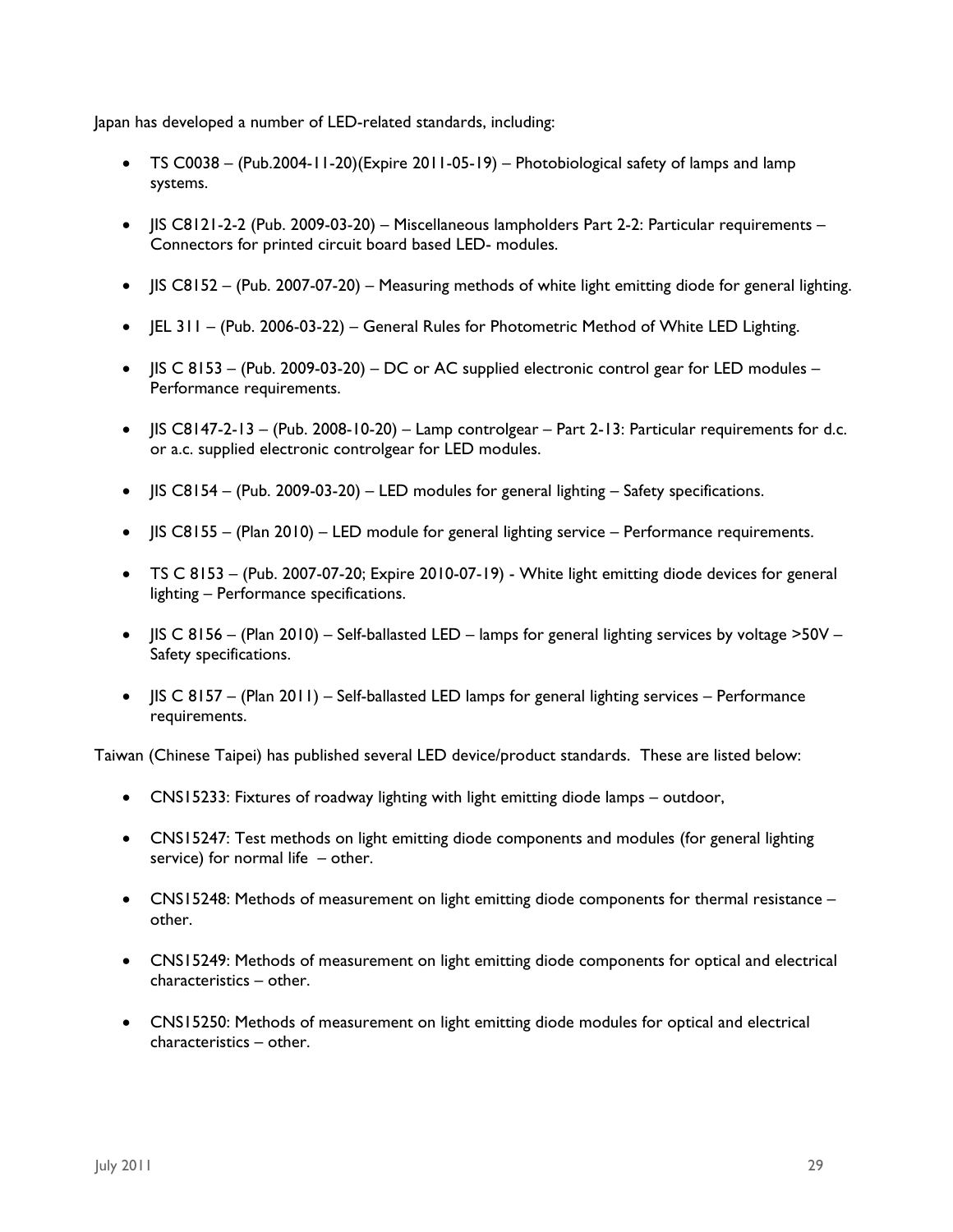Japan has developed a number of LED-related standards, including:

- TS C0038 – (Pub.2004-11-20)(Expire 2011-05-19) – Photobiological safety of lamps and lamp systems.
- JIS C8121-2-2 (Pub. 2009-03-20) – Miscellaneous lampholders Part 2-2: Particular requirements – Connectors for printed circuit board based LED- modules.
- JIS C8152 – (Pub. 2007-07-20) – Measuring methods of white light emitting diode for general lighting.
- JEL 311 – (Pub. 2006-03-22) – General Rules for Photometric Method of White LED Lighting.
- JIS C 8153 – (Pub. 2009-03-20) – DC or AC supplied electronic control gear for LED modules – Performance requirements.
- JIS C8147-2-13 – (Pub. 2008-10-20) – Lamp controlgear – Part 2-13: Particular requirements for d.c. or a.c. supplied electronic controlgear for LED modules.
- JIS C8154 – (Pub. 2009-03-20) – LED modules for general lighting – Safety specifications.
- JIS C8155 – (Plan 2010) – LED module for general lighting service – Performance requirements.
- TS C 8153 – (Pub. 2007-07-20; Expire 2010-07-19) - White light emitting diode devices for general lighting – Performance specifications.
- JIS C 8156 – (Plan 2010) – Self-ballasted LED – lamps for general lighting services by voltage >50V – Safety specifications.
- JIS C 8157 – (Plan 2011) – Self-ballasted LED lamps for general lighting services – Performance requirements.

Taiwan (Chinese Taipei) has published several LED device/product standards. These are listed below:

- CNS15233: Fixtures of roadway lighting with light emitting diode lamps – outdoor,
- CNS15247: Test methods on light emitting diode components and modules (for general lighting service) for normal life – other.
- CNS15248: Methods of measurement on light emitting diode components for thermal resistance – other.
- CNS15249: Methods of measurement on light emitting diode components for optical and electrical characteristics – other.
- CNS15250: Methods of measurement on light emitting diode modules for optical and electrical characteristics – other.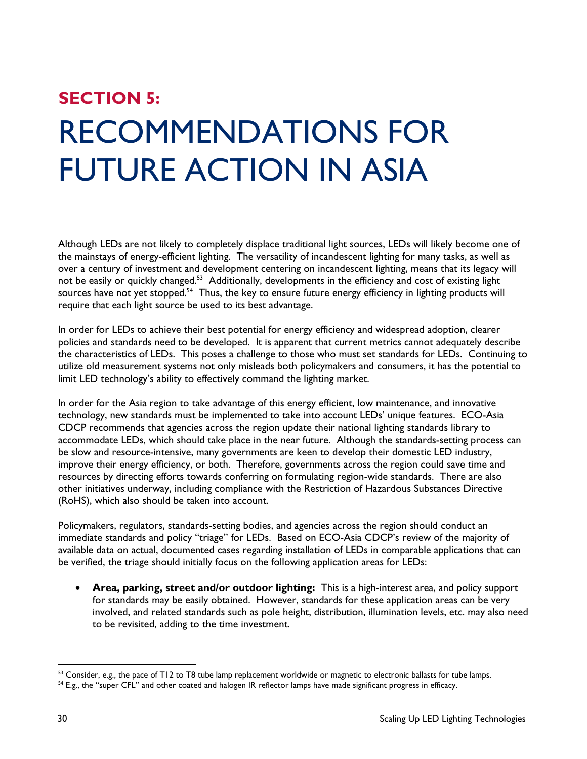# SECTION 5:
# RECOMMENDATIONS FOR FUTURE ACTION IN ASIA

Although LEDs are not likely to completely displace traditional light sources, LEDs will likely become one of the mainstays of energy-efficient lighting. The versatility of incandescent lighting for many tasks, as well as over a century of investment and development centering on incandescent lighting, means that its legacy will not be easily or quickly changed.[53] Additionally, developments in the efficiency and cost of existing light sources have not yet stopped.[54] Thus, the key to ensure future energy efficiency in lighting products will require that each light source be used to its best advantage.

In order for LEDs to achieve their best potential for energy efficiency and widespread adoption, clearer policies and standards need to be developed. It is apparent that current metrics cannot adequately describe the characteristics of LEDs. This poses a challenge to those who must set standards for LEDs. Continuing to utilize old measurement systems not only misleads both policymakers and consumers, it has the potential to limit LED technology's ability to effectively command the lighting market.

In order for the Asia region to take advantage of this energy efficient, low maintenance, and innovative technology, new standards must be implemented to take into account LEDs' unique features. ECO-Asia CDCP recommends that agencies across the region update their national lighting standards library to accommodate LEDs, which should take place in the near future. Although the standards-setting process can be slow and resource-intensive, many governments are keen to develop their domestic LED industry, improve their energy efficiency, or both. Therefore, governments across the region could save time and resources by directing efforts towards conferring on formulating region-wide standards. There are also other initiatives underway, including compliance with the Restriction of Hazardous Substances Directive (RoHS), which also should be taken into account.

Policymakers, regulators, standards-setting bodies, and agencies across the region should conduct an immediate standards and policy "triage" for LEDs. Based on ECO-Asia CDCP's review of the majority of available data on actual, documented cases regarding installation of LEDs in comparable applications that can be verified, the triage should initially focus on the following application areas for LEDs:

- **Area, parking, street and/or outdoor lighting:** This is a high-interest area, and policy support for standards may be easily obtained. However, standards for these application areas can be very involved, and related standards such as pole height, distribution, illumination levels, etc. may also need to be revisited, adding to the time investment.

---

[53] Consider, e.g., the pace of T12 to T8 tube lamp replacement worldwide or magnetic to electronic ballasts for tube lamps.

[54] E.g., the "super CFL" and other coated and halogen IR reflector lamps have made significant progress in efficacy.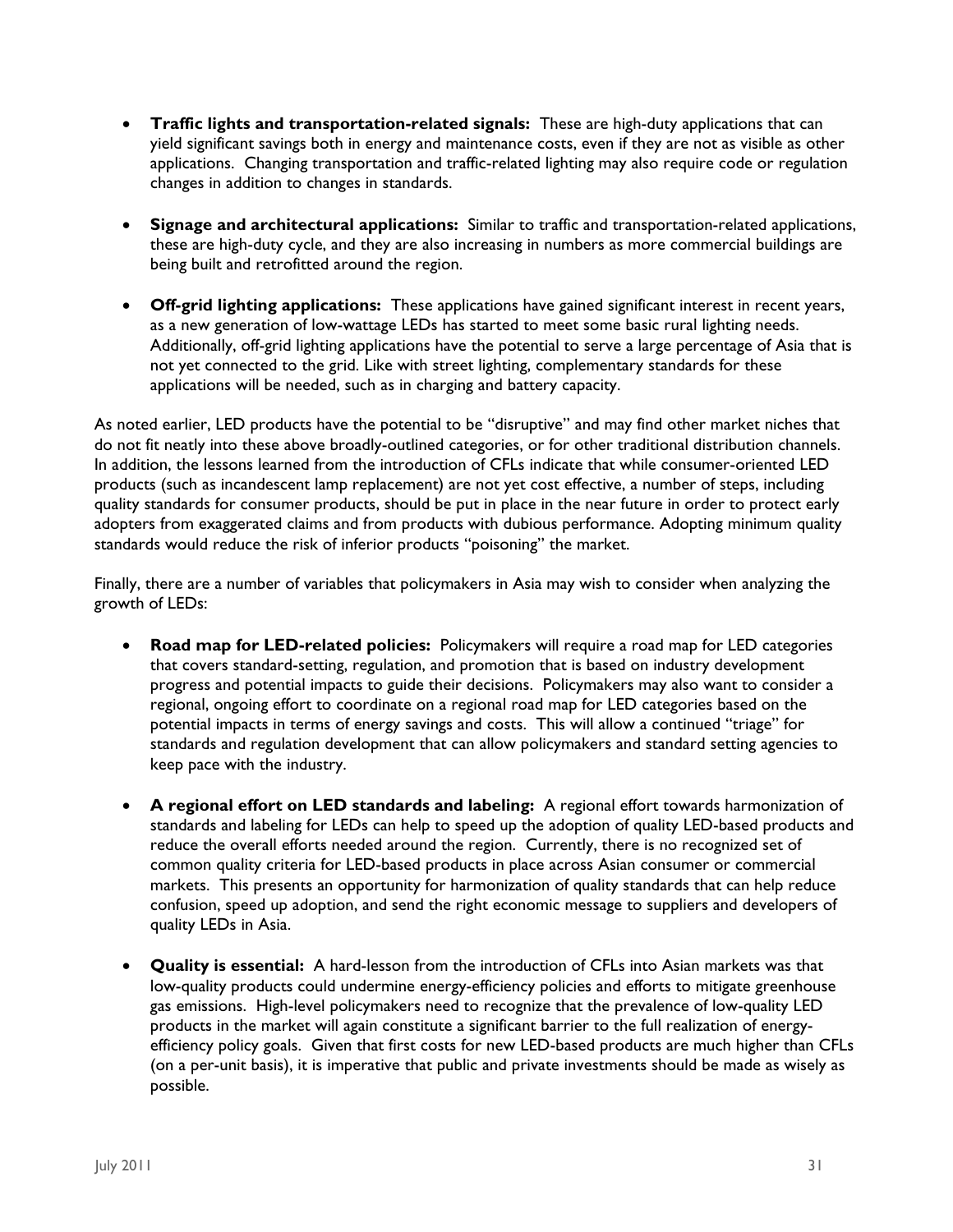- **Traffic lights and transportation-related signals:** These are high-duty applications that can yield significant savings both in energy and maintenance costs, even if they are not as visible as other applications. Changing transportation and traffic-related lighting may also require code or regulation changes in addition to changes in standards.

- **Signage and architectural applications:** Similar to traffic and transportation-related applications, these are high-duty cycle, and they are also increasing in numbers as more commercial buildings are being built and retrofitted around the region.

- **Off-grid lighting applications:** These applications have gained significant interest in recent years, as a new generation of low-wattage LEDs has started to meet some basic rural lighting needs. Additionally, off-grid lighting applications have the potential to serve a large percentage of Asia that is not yet connected to the grid. Like with street lighting, complementary standards for these applications will be needed, such as in charging and battery capacity.

As noted earlier, LED products have the potential to be "disruptive" and may find other market niches that do not fit neatly into these above broadly-outlined categories, or for other traditional distribution channels. In addition, the lessons learned from the introduction of CFLs indicate that while consumer-oriented LED products (such as incandescent lamp replacement) are not yet cost effective, a number of steps, including quality standards for consumer products, should be put in place in the near future in order to protect early adopters from exaggerated claims and from products with dubious performance. Adopting minimum quality standards would reduce the risk of inferior products "poisoning" the market.

Finally, there are a number of variables that policymakers in Asia may wish to consider when analyzing the growth of LEDs:

- **Road map for LED-related policies:** Policymakers will require a road map for LED categories that covers standard-setting, regulation, and promotion that is based on industry development progress and potential impacts to guide their decisions. Policymakers may also want to consider a regional, ongoing effort to coordinate on a regional road map for LED categories based on the potential impacts in terms of energy savings and costs. This will allow a continued "triage" for standards and regulation development that can allow policymakers and standard setting agencies to keep pace with the industry.

- **A regional effort on LED standards and labeling:** A regional effort towards harmonization of standards and labeling for LEDs can help to speed up the adoption of quality LED-based products and reduce the overall efforts needed around the region. Currently, there is no recognized set of common quality criteria for LED-based products in place across Asian consumer or commercial markets. This presents an opportunity for harmonization of quality standards that can help reduce confusion, speed up adoption, and send the right economic message to suppliers and developers of quality LEDs in Asia.

- **Quality is essential:** A hard-lesson from the introduction of CFLs into Asian markets was that low-quality products could undermine energy-efficiency policies and efforts to mitigate greenhouse gas emissions. High-level policymakers need to recognize that the prevalence of low-quality LED products in the market will again constitute a significant barrier to the full realization of energy-efficiency policy goals. Given that first costs for new LED-based products are much higher than CFLs (on a per-unit basis), it is imperative that public and private investments should be made as wisely as possible.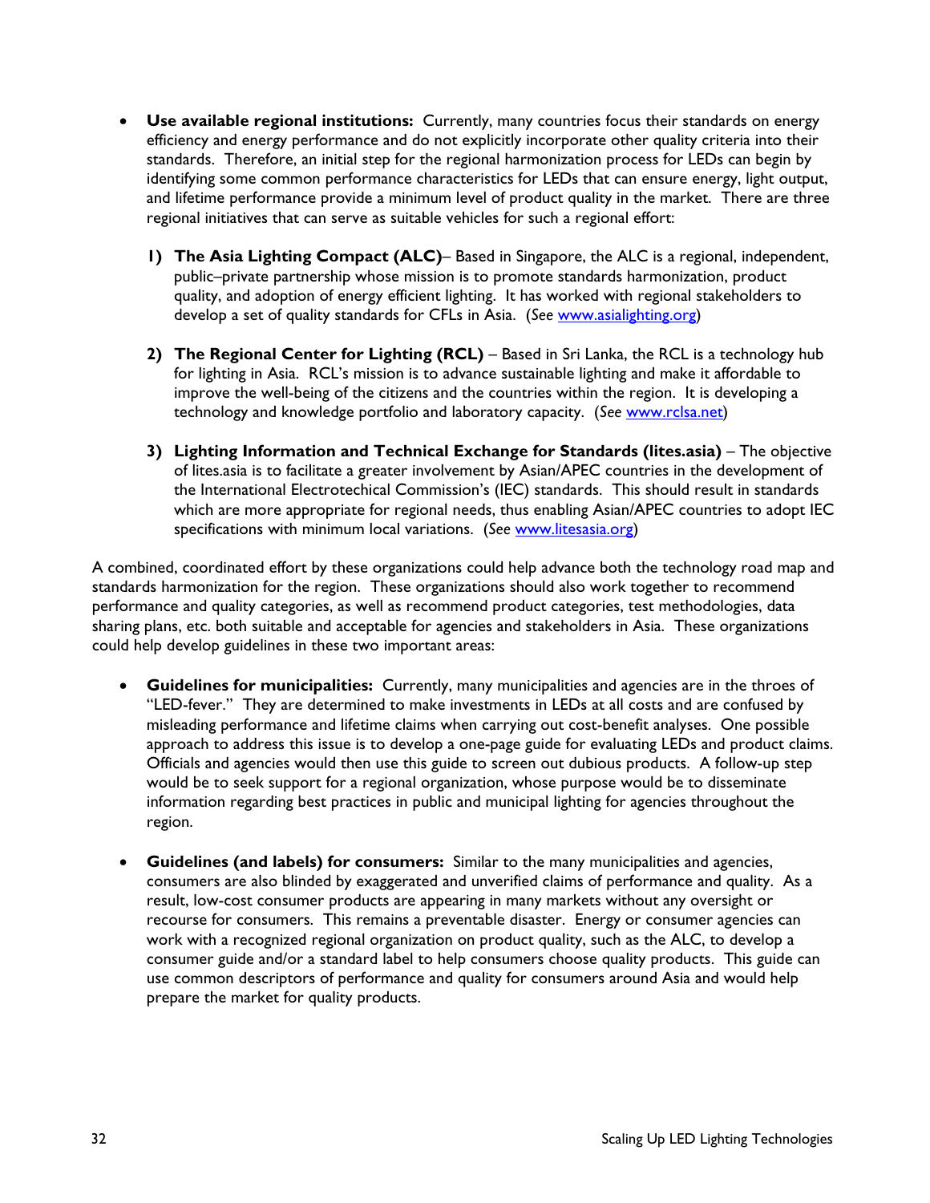- **Use available regional institutions:** Currently, many countries focus their standards on energy efficiency and energy performance and do not explicitly incorporate other quality criteria into their standards. Therefore, an initial step for the regional harmonization process for LEDs can begin by identifying some common performance characteristics for LEDs that can ensure energy, light output, and lifetime performance provide a minimum level of product quality in the market. There are three regional initiatives that can serve as suitable vehicles for such a regional effort:

  1) **The Asia Lighting Compact (ALC)**– Based in Singapore, the ALC is a regional, independent, public–private partnership whose mission is to promote standards harmonization, product quality, and adoption of energy efficient lighting. It has worked with regional stakeholders to develop a set of quality standards for CFLs in Asia. (*See* www.asialighting.org)

  2) **The Regional Center for Lighting (RCL)** – Based in Sri Lanka, the RCL is a technology hub for lighting in Asia. RCL's mission is to advance sustainable lighting and make it affordable to improve the well-being of the citizens and the countries within the region. It is developing a technology and knowledge portfolio and laboratory capacity. (*See* www.rclsa.net)

  3) **Lighting Information and Technical Exchange for Standards (lites.asia)** – The objective of lites.asia is to facilitate a greater involvement by Asian/APEC countries in the development of the International Electrotechical Commission's (IEC) standards. This should result in standards which are more appropriate for regional needs, thus enabling Asian/APEC countries to adopt IEC specifications with minimum local variations. (*See* www.litesasia.org)

A combined, coordinated effort by these organizations could help advance both the technology road map and standards harmonization for the region. These organizations should also work together to recommend performance and quality categories, as well as recommend product categories, test methodologies, data sharing plans, etc. both suitable and acceptable for agencies and stakeholders in Asia. These organizations could help develop guidelines in these two important areas:

- **Guidelines for municipalities:** Currently, many municipalities and agencies are in the throes of "LED-fever." They are determined to make investments in LEDs at all costs and are confused by misleading performance and lifetime claims when carrying out cost-benefit analyses. One possible approach to address this issue is to develop a one-page guide for evaluating LEDs and product claims. Officials and agencies would then use this guide to screen out dubious products. A follow-up step would be to seek support for a regional organization, whose purpose would be to disseminate information regarding best practices in public and municipal lighting for agencies throughout the region.

- **Guidelines (and labels) for consumers:** Similar to the many municipalities and agencies, consumers are also blinded by exaggerated and unverified claims of performance and quality. As a result, low-cost consumer products are appearing in many markets without any oversight or recourse for consumers. This remains a preventable disaster. Energy or consumer agencies can work with a recognized regional organization on product quality, such as the ALC, to develop a consumer guide and/or a standard label to help consumers choose quality products. This guide can use common descriptors of performance and quality for consumers around Asia and would help prepare the market for quality products.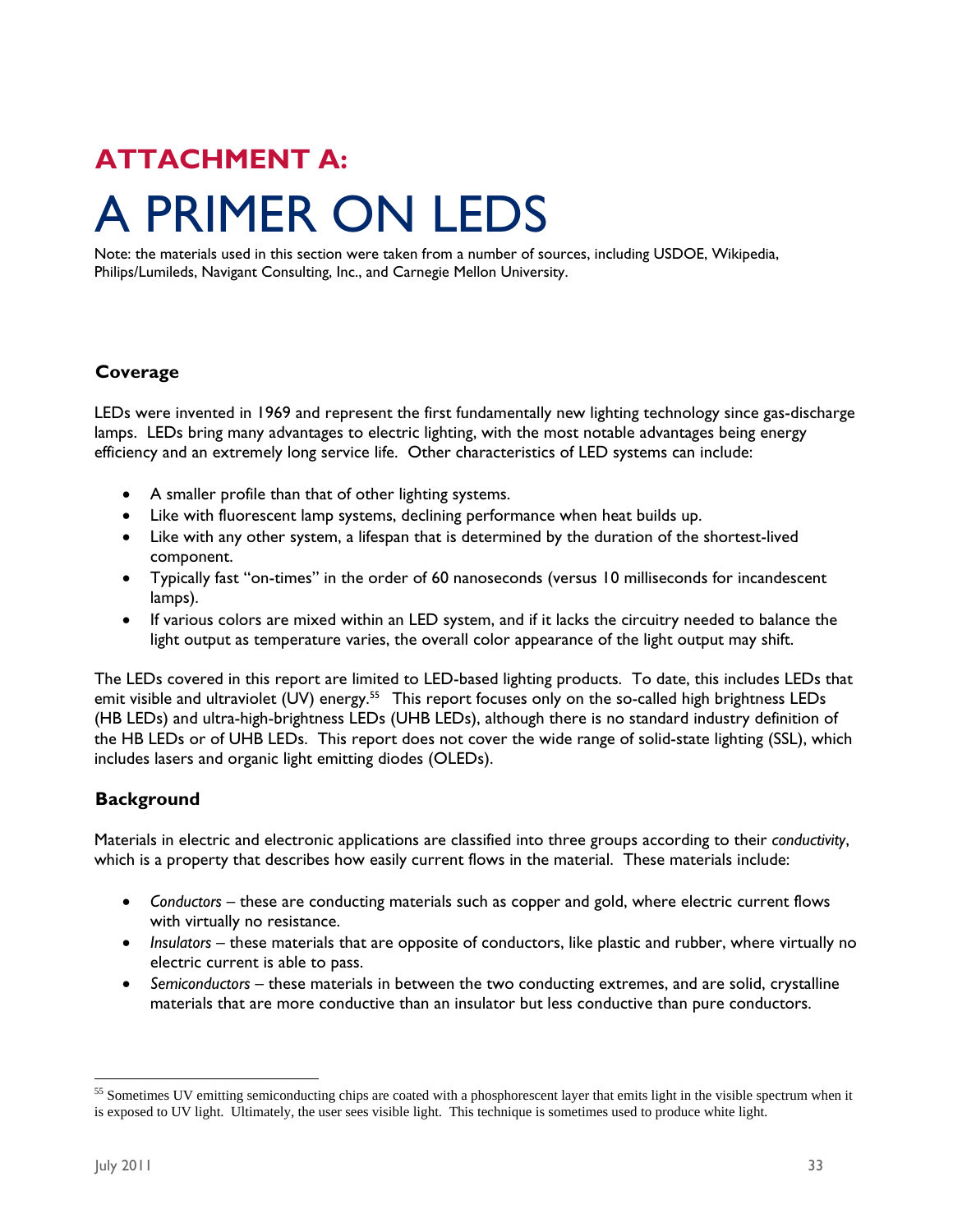# ATTACHMENT A:

# A PRIMER ON LEDS

Note: the materials used in this section were taken from a number of sources, including USDOE, Wikipedia, Philips/Lumileds, Navigant Consulting, Inc., and Carnegie Mellon University.

### Coverage

LEDs were invented in 1969 and represent the first fundamentally new lighting technology since gas-discharge lamps. LEDs bring many advantages to electric lighting, with the most notable advantages being energy efficiency and an extremely long service life. Other characteristics of LED systems can include:

- A smaller profile than that of other lighting systems.
- Like with fluorescent lamp systems, declining performance when heat builds up.
- Like with any other system, a lifespan that is determined by the duration of the shortest-lived component.
- Typically fast "on-times" in the order of 60 nanoseconds (versus 10 milliseconds for incandescent lamps).
- If various colors are mixed within an LED system, and if it lacks the circuitry needed to balance the light output as temperature varies, the overall color appearance of the light output may shift.

The LEDs covered in this report are limited to LED-based lighting products. To date, this includes LEDs that emit visible and ultraviolet (UV) energy.[55] This report focuses only on the so-called high brightness LEDs (HB LEDs) and ultra-high-brightness LEDs (UHB LEDs), although there is no standard industry definition of the HB LEDs or of UHB LEDs. This report does not cover the wide range of solid-state lighting (SSL), which includes lasers and organic light emitting diodes (OLEDs).

### Background

Materials in electric and electronic applications are classified into three groups according to their *conductivity*, which is a property that describes how easily current flows in the material. These materials include:

- *Conductors* – these are conducting materials such as copper and gold, where electric current flows with virtually no resistance.
- *Insulators* – these materials that are opposite of conductors, like plastic and rubber, where virtually no electric current is able to pass.
- *Semiconductors* – these materials in between the two conducting extremes, and are solid, crystalline materials that are more conductive than an insulator but less conductive than pure conductors.

[55] Sometimes UV emitting semiconducting chips are coated with a phosphorescent layer that emits light in the visible spectrum when it is exposed to UV light. Ultimately, the user sees visible light. This technique is sometimes used to produce white light.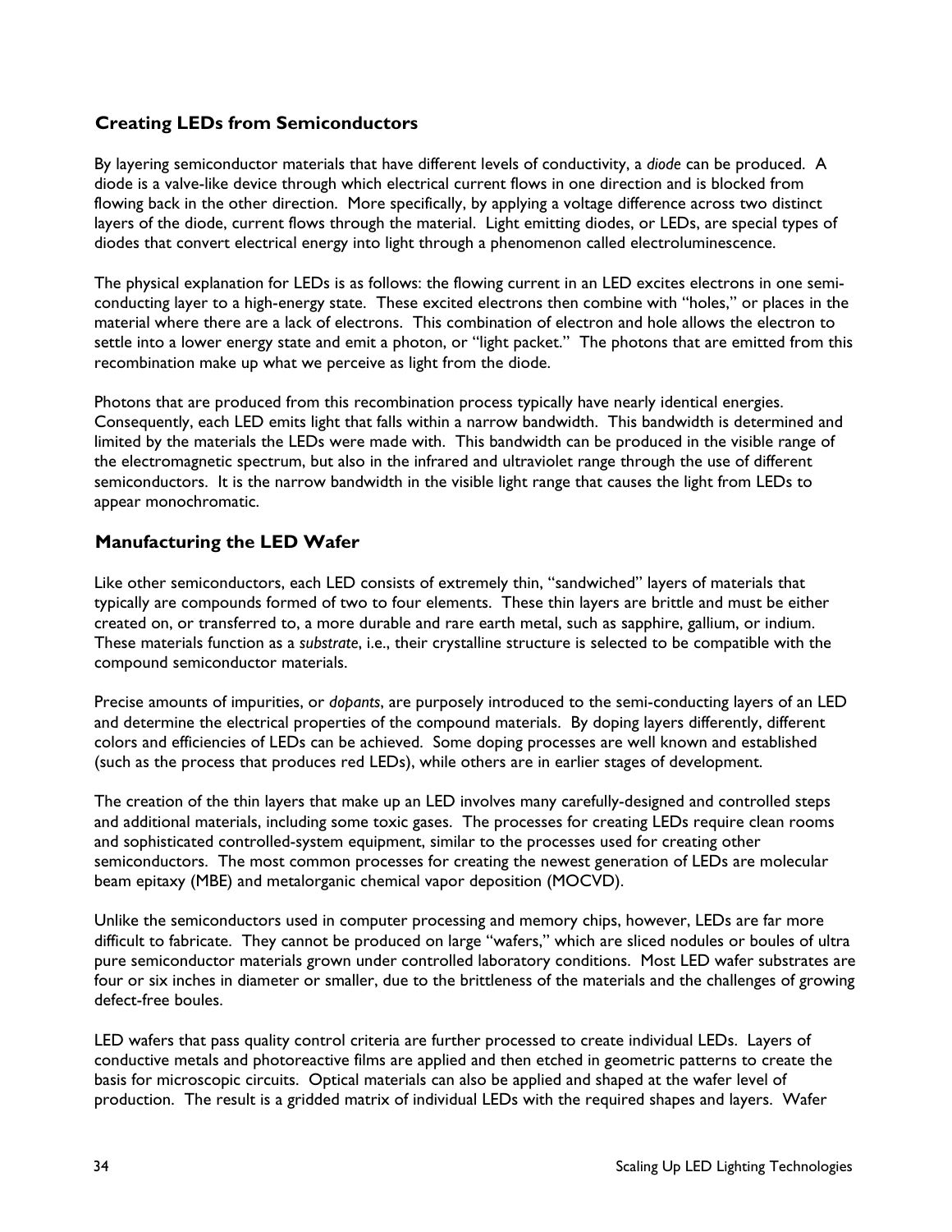## Creating LEDs from Semiconductors

By layering semiconductor materials that have different levels of conductivity, a *diode* can be produced. A diode is a valve-like device through which electrical current flows in one direction and is blocked from flowing back in the other direction. More specifically, by applying a voltage difference across two distinct layers of the diode, current flows through the material. Light emitting diodes, or LEDs, are special types of diodes that convert electrical energy into light through a phenomenon called electroluminescence.

The physical explanation for LEDs is as follows: the flowing current in an LED excites electrons in one semi-conducting layer to a high-energy state. These excited electrons then combine with "holes," or places in the material where there are a lack of electrons. This combination of electron and hole allows the electron to settle into a lower energy state and emit a photon, or "light packet." The photons that are emitted from this recombination make up what we perceive as light from the diode.

Photons that are produced from this recombination process typically have nearly identical energies. Consequently, each LED emits light that falls within a narrow bandwidth. This bandwidth is determined and limited by the materials the LEDs were made with. This bandwidth can be produced in the visible range of the electromagnetic spectrum, but also in the infrared and ultraviolet range through the use of different semiconductors. It is the narrow bandwidth in the visible light range that causes the light from LEDs to appear monochromatic.

## Manufacturing the LED Wafer

Like other semiconductors, each LED consists of extremely thin, "sandwiched" layers of materials that typically are compounds formed of two to four elements. These thin layers are brittle and must be either created on, or transferred to, a more durable and rare earth metal, such as sapphire, gallium, or indium. These materials function as a *substrate*, i.e., their crystalline structure is selected to be compatible with the compound semiconductor materials.

Precise amounts of impurities, or *dopants*, are purposely introduced to the semi-conducting layers of an LED and determine the electrical properties of the compound materials. By doping layers differently, different colors and efficiencies of LEDs can be achieved. Some doping processes are well known and established (such as the process that produces red LEDs), while others are in earlier stages of development.

The creation of the thin layers that make up an LED involves many carefully-designed and controlled steps and additional materials, including some toxic gases. The processes for creating LEDs require clean rooms and sophisticated controlled-system equipment, similar to the processes used for creating other semiconductors. The most common processes for creating the newest generation of LEDs are molecular beam epitaxy (MBE) and metalorganic chemical vapor deposition (MOCVD).

Unlike the semiconductors used in computer processing and memory chips, however, LEDs are far more difficult to fabricate. They cannot be produced on large "wafers," which are sliced nodules or boules of ultra pure semiconductor materials grown under controlled laboratory conditions. Most LED wafer substrates are four or six inches in diameter or smaller, due to the brittleness of the materials and the challenges of growing defect-free boules.

LED wafers that pass quality control criteria are further processed to create individual LEDs. Layers of conductive metals and photoreactive films are applied and then etched in geometric patterns to create the basis for microscopic circuits. Optical materials can also be applied and shaped at the wafer level of production. The result is a gridded matrix of individual LEDs with the required shapes and layers. Wafer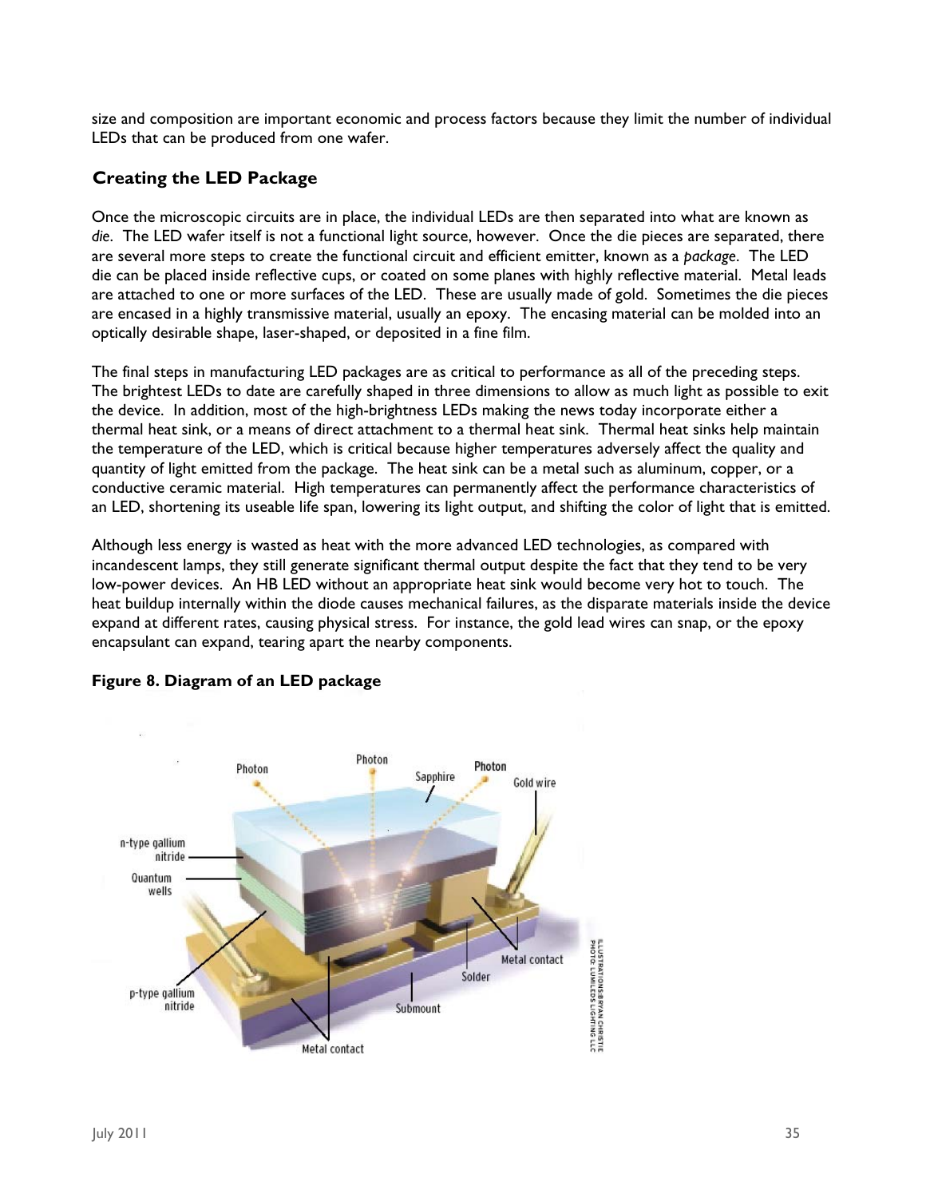size and composition are important economic and process factors because they limit the number of individual LEDs that can be produced from one wafer.

## Creating the LED Package

Once the microscopic circuits are in place, the individual LEDs are then separated into what are known as *die*. The LED wafer itself is not a functional light source, however. Once the die pieces are separated, there are several more steps to create the functional circuit and efficient emitter, known as a *package*. The LED die can be placed inside reflective cups, or coated on some planes with highly reflective material. Metal leads are attached to one or more surfaces of the LED. These are usually made of gold. Sometimes the die pieces are encased in a highly transmissive material, usually an epoxy. The encasing material can be molded into an optically desirable shape, laser-shaped, or deposited in a fine film.

The final steps in manufacturing LED packages are as critical to performance as all of the preceding steps. The brightest LEDs to date are carefully shaped in three dimensions to allow as much light as possible to exit the device. In addition, most of the high-brightness LEDs making the news today incorporate either a thermal heat sink, or a means of direct attachment to a thermal heat sink. Thermal heat sinks help maintain the temperature of the LED, which is critical because higher temperatures adversely affect the quality and quantity of light emitted from the package. The heat sink can be a metal such as aluminum, copper, or a conductive ceramic material. High temperatures can permanently affect the performance characteristics of an LED, shortening its useable life span, lowering its light output, and shifting the color of light that is emitted.

Although less energy is wasted as heat with the more advanced LED technologies, as compared with incandescent lamps, they still generate significant thermal output despite the fact that they tend to be very low-power devices. An HB LED without an appropriate heat sink would become very hot to touch. The heat buildup internally within the diode causes mechanical failures, as the disparate materials inside the device expand at different rates, causing physical stress. For instance, the gold lead wires can snap, or the epoxy encapsulant can expand, tearing apart the nearby components.

**Figure 8. Diagram of an LED package**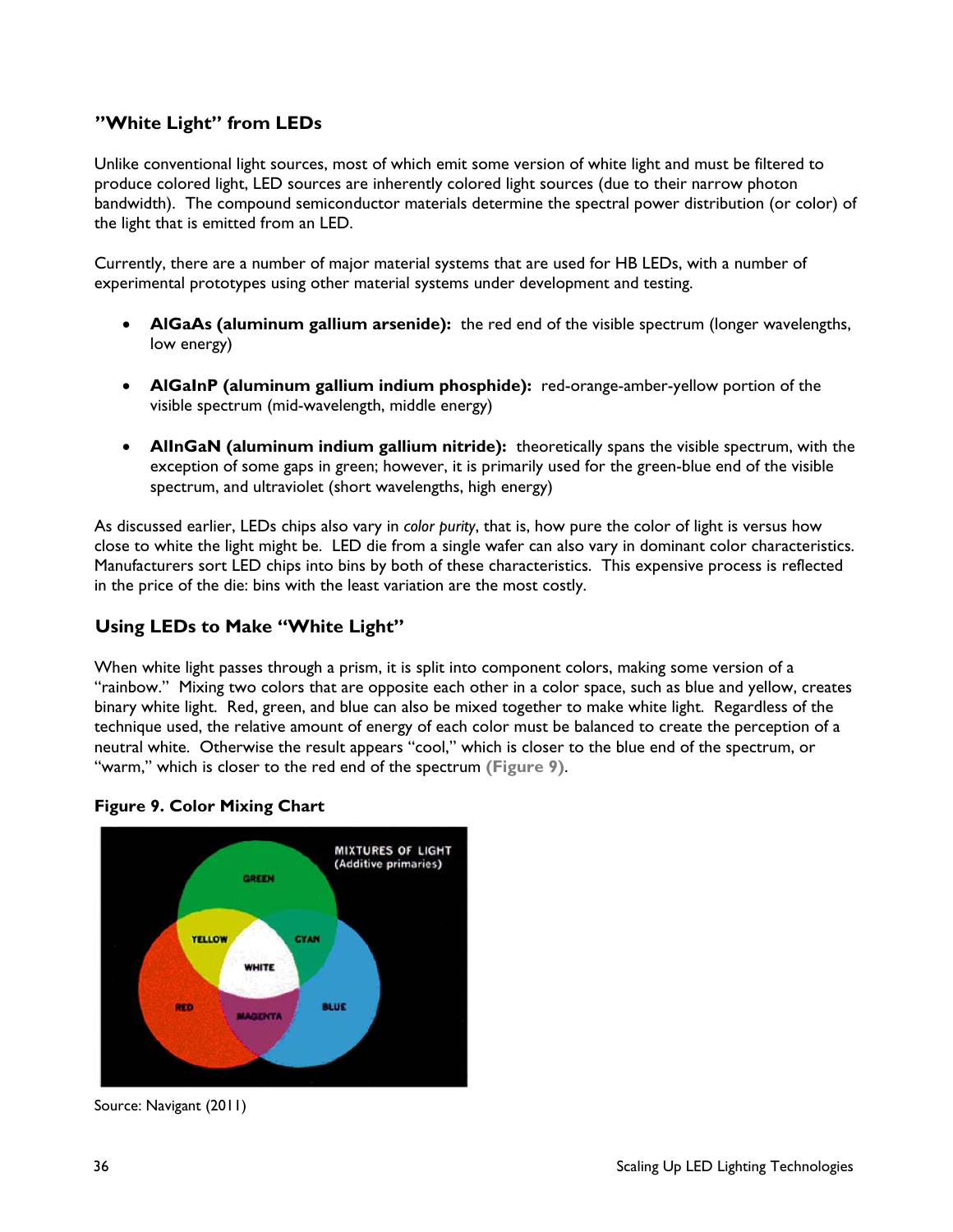## "White Light" from LEDs

Unlike conventional light sources, most of which emit some version of white light and must be filtered to produce colored light, LED sources are inherently colored light sources (due to their narrow photon bandwidth). The compound semiconductor materials determine the spectral power distribution (or color) of the light that is emitted from an LED.

Currently, there are a number of major material systems that are used for HB LEDs, with a number of experimental prototypes using other material systems under development and testing.

- **AlGaAs (aluminum gallium arsenide):** the red end of the visible spectrum (longer wavelengths, low energy)
- **AlGaInP (aluminum gallium indium phosphide):** red-orange-amber-yellow portion of the visible spectrum (mid-wavelength, middle energy)
- **AlInGaN (aluminum indium gallium nitride):** theoretically spans the visible spectrum, with the exception of some gaps in green; however, it is primarily used for the green-blue end of the visible spectrum, and ultraviolet (short wavelengths, high energy)

As discussed earlier, LEDs chips also vary in *color purity*, that is, how pure the color of light is versus how close to white the light might be. LED die from a single wafer can also vary in dominant color characteristics. Manufacturers sort LED chips into bins by both of these characteristics. This expensive process is reflected in the price of the die: bins with the least variation are the most costly.

### Using LEDs to Make "White Light"

When white light passes through a prism, it is split into component colors, making some version of a "rainbow." Mixing two colors that are opposite each other in a color space, such as blue and yellow, creates binary white light. Red, green, and blue can also be mixed together to make white light. Regardless of the technique used, the relative amount of energy of each color must be balanced to create the perception of a neutral white. Otherwise the result appears "cool," which is closer to the blue end of the spectrum, or "warm," which is closer to the red end of the spectrum (**Figure 9**).

**Figure 9. Color Mixing Chart**

Source: Navigant (2011)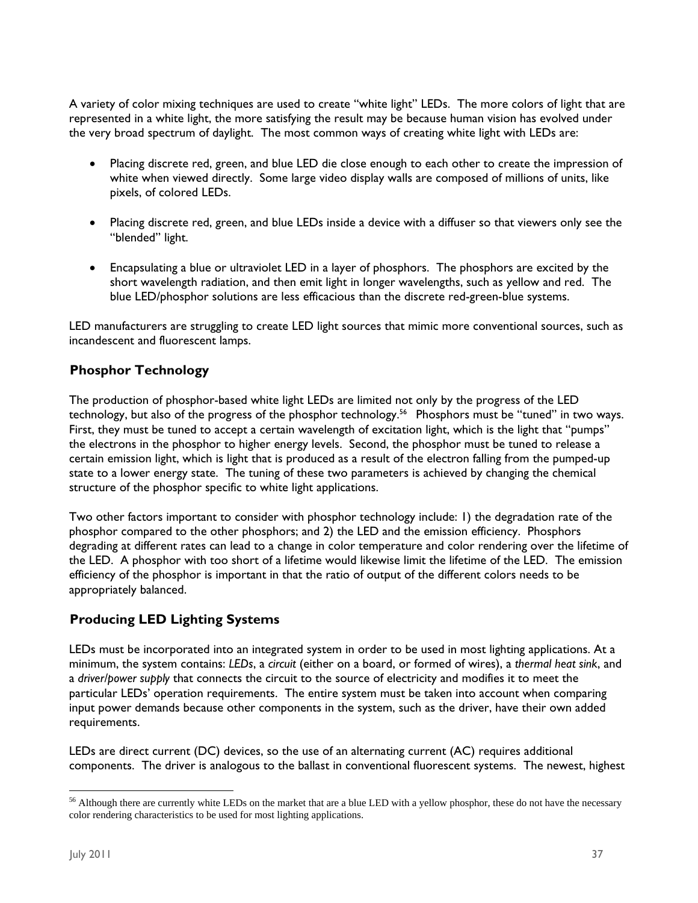A variety of color mixing techniques are used to create "white light" LEDs. The more colors of light that are represented in a white light, the more satisfying the result may be because human vision has evolved under the very broad spectrum of daylight. The most common ways of creating white light with LEDs are:

- Placing discrete red, green, and blue LED die close enough to each other to create the impression of white when viewed directly. Some large video display walls are composed of millions of units, like pixels, of colored LEDs.
- Placing discrete red, green, and blue LEDs inside a device with a diffuser so that viewers only see the "blended" light.
- Encapsulating a blue or ultraviolet LED in a layer of phosphors. The phosphors are excited by the short wavelength radiation, and then emit light in longer wavelengths, such as yellow and red. The blue LED/phosphor solutions are less efficacious than the discrete red-green-blue systems.

LED manufacturers are struggling to create LED light sources that mimic more conventional sources, such as incandescent and fluorescent lamps.

## Phosphor Technology

The production of phosphor-based white light LEDs are limited not only by the progress of the LED technology, but also of the progress of the phosphor technology.[56] Phosphors must be "tuned" in two ways. First, they must be tuned to accept a certain wavelength of excitation light, which is the light that "pumps" the electrons in the phosphor to higher energy levels. Second, the phosphor must be tuned to release a certain emission light, which is light that is produced as a result of the electron falling from the pumped-up state to a lower energy state. The tuning of these two parameters is achieved by changing the chemical structure of the phosphor specific to white light applications.

Two other factors important to consider with phosphor technology include: 1) the degradation rate of the phosphor compared to the other phosphors; and 2) the LED and the emission efficiency. Phosphors degrading at different rates can lead to a change in color temperature and color rendering over the lifetime of the LED. A phosphor with too short of a lifetime would likewise limit the lifetime of the LED. The emission efficiency of the phosphor is important in that the ratio of output of the different colors needs to be appropriately balanced.

## Producing LED Lighting Systems

LEDs must be incorporated into an integrated system in order to be used in most lighting applications. At a minimum, the system contains: *LEDs*, a *circuit* (either on a board, or formed of wires), a *thermal heat sink*, and a *driver/power supply* that connects the circuit to the source of electricity and modifies it to meet the particular LEDs' operation requirements. The entire system must be taken into account when comparing input power demands because other components in the system, such as the driver, have their own added requirements.

LEDs are direct current (DC) devices, so the use of an alternating current (AC) requires additional components. The driver is analogous to the ballast in conventional fluorescent systems. The newest, highest

---

[56] Although there are currently white LEDs on the market that are a blue LED with a yellow phosphor, these do not have the necessary color rendering characteristics to be used for most lighting applications.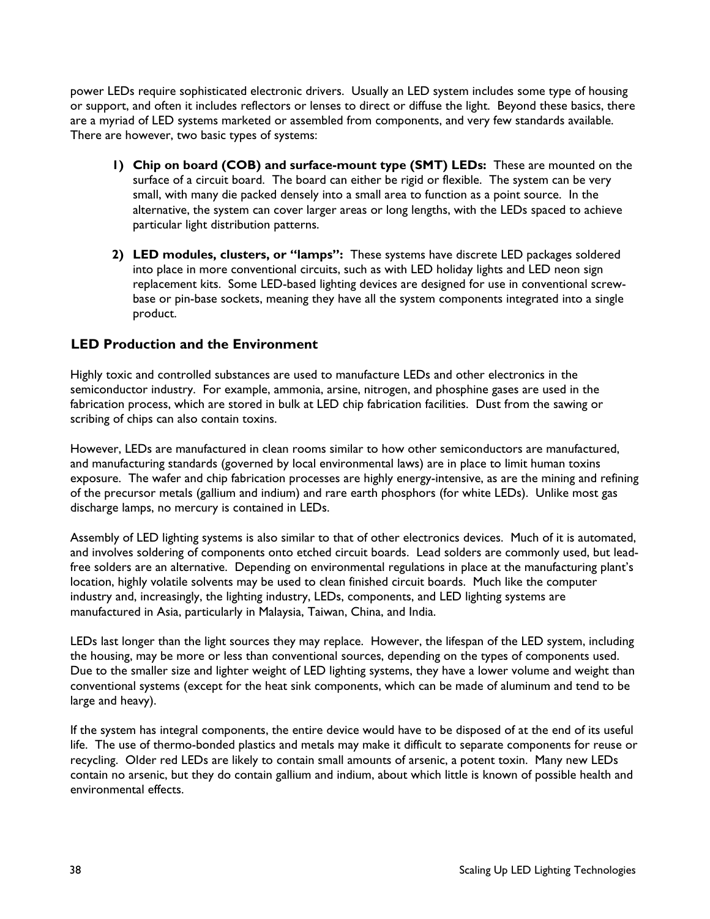power LEDs require sophisticated electronic drivers. Usually an LED system includes some type of housing or support, and often it includes reflectors or lenses to direct or diffuse the light. Beyond these basics, there are a myriad of LED systems marketed or assembled from components, and very few standards available. There are however, two basic types of systems:

1) **Chip on board (COB) and surface-mount type (SMT) LEDs:** These are mounted on the surface of a circuit board. The board can either be rigid or flexible. The system can be very small, with many die packed densely into a small area to function as a point source. In the alternative, the system can cover larger areas or long lengths, with the LEDs spaced to achieve particular light distribution patterns.

2) **LED modules, clusters, or "lamps":** These systems have discrete LED packages soldered into place in more conventional circuits, such as with LED holiday lights and LED neon sign replacement kits. Some LED-based lighting devices are designed for use in conventional screw-base or pin-base sockets, meaning they have all the system components integrated into a single product.

## LED Production and the Environment

Highly toxic and controlled substances are used to manufacture LEDs and other electronics in the semiconductor industry. For example, ammonia, arsine, nitrogen, and phosphine gases are used in the fabrication process, which are stored in bulk at LED chip fabrication facilities. Dust from the sawing or scribing of chips can also contain toxins.

However, LEDs are manufactured in clean rooms similar to how other semiconductors are manufactured, and manufacturing standards (governed by local environmental laws) are in place to limit human toxins exposure. The wafer and chip fabrication processes are highly energy-intensive, as are the mining and refining of the precursor metals (gallium and indium) and rare earth phosphors (for white LEDs). Unlike most gas discharge lamps, no mercury is contained in LEDs.

Assembly of LED lighting systems is also similar to that of other electronics devices. Much of it is automated, and involves soldering of components onto etched circuit boards. Lead solders are commonly used, but lead-free solders are an alternative. Depending on environmental regulations in place at the manufacturing plant's location, highly volatile solvents may be used to clean finished circuit boards. Much like the computer industry and, increasingly, the lighting industry, LEDs, components, and LED lighting systems are manufactured in Asia, particularly in Malaysia, Taiwan, China, and India.

LEDs last longer than the light sources they may replace. However, the lifespan of the LED system, including the housing, may be more or less than conventional sources, depending on the types of components used. Due to the smaller size and lighter weight of LED lighting systems, they have a lower volume and weight than conventional systems (except for the heat sink components, which can be made of aluminum and tend to be large and heavy).

If the system has integral components, the entire device would have to be disposed of at the end of its useful life. The use of thermo-bonded plastics and metals may make it difficult to separate components for reuse or recycling. Older red LEDs are likely to contain small amounts of arsenic, a potent toxin. Many new LEDs contain no arsenic, but they do contain gallium and indium, about which little is known of possible health and environmental effects.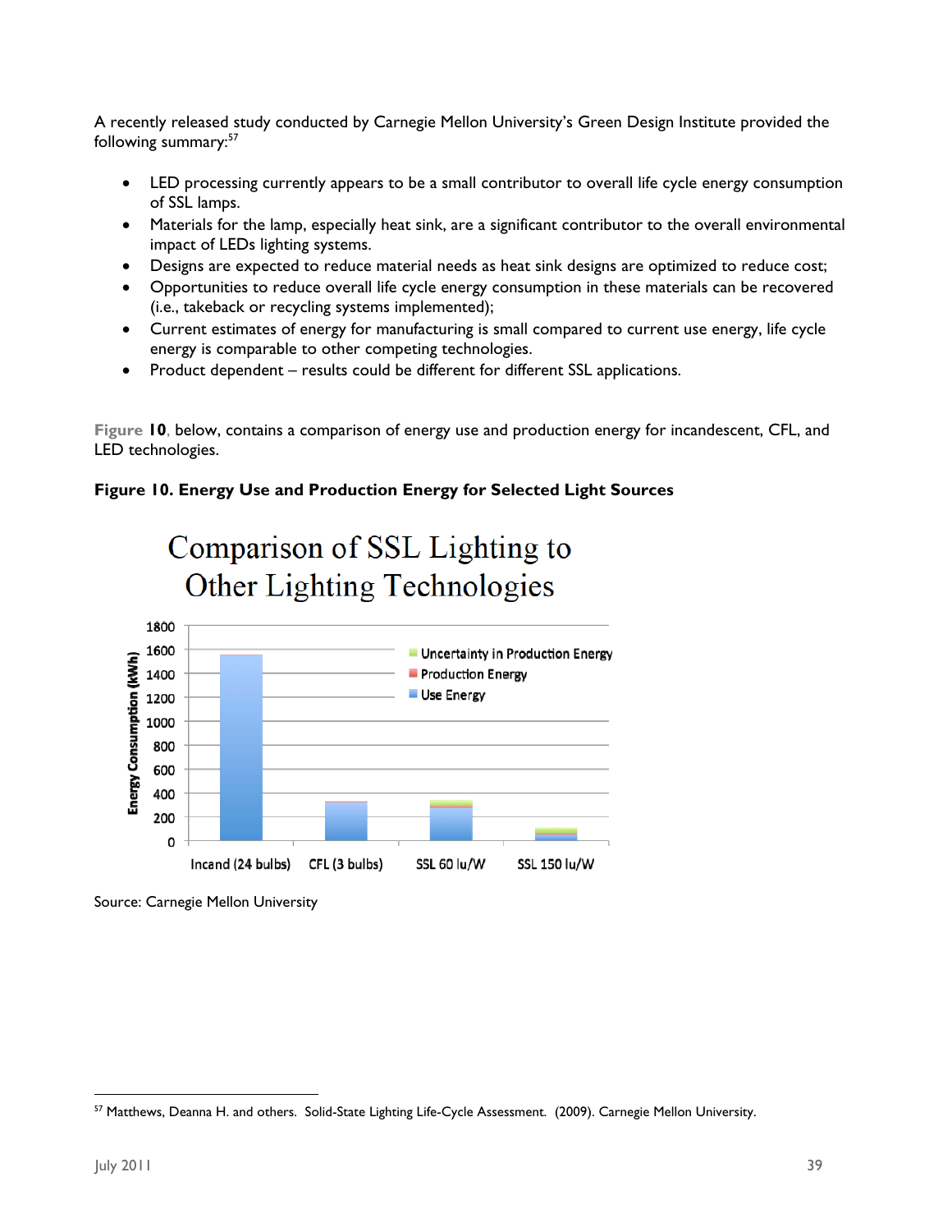A recently released study conducted by Carnegie Mellon University's Green Design Institute provided the following summary:[57]

- LED processing currently appears to be a small contributor to overall life cycle energy consumption of SSL lamps.
- Materials for the lamp, especially heat sink, are a significant contributor to the overall environmental impact of LEDs lighting systems.
- Designs are expected to reduce material needs as heat sink designs are optimized to reduce cost;
- Opportunities to reduce overall life cycle energy consumption in these materials can be recovered (i.e., takeback or recycling systems implemented);
- Current estimates of energy for manufacturing is small compared to current use energy, life cycle energy is comparable to other competing technologies.
- Product dependent – results could be different for different SSL applications.

Figure 10, below, contains a comparison of energy use and production energy for incandescent, CFL, and LED technologies.

**Figure 10. Energy Use and Production Energy for Selected Light Sources**

Comparison of SSL Lighting to Other Lighting Technologies

Source: Carnegie Mellon University

[57] Matthews, Deanna H. and others. Solid-State Lighting Life-Cycle Assessment. (2009). Carnegie Mellon University.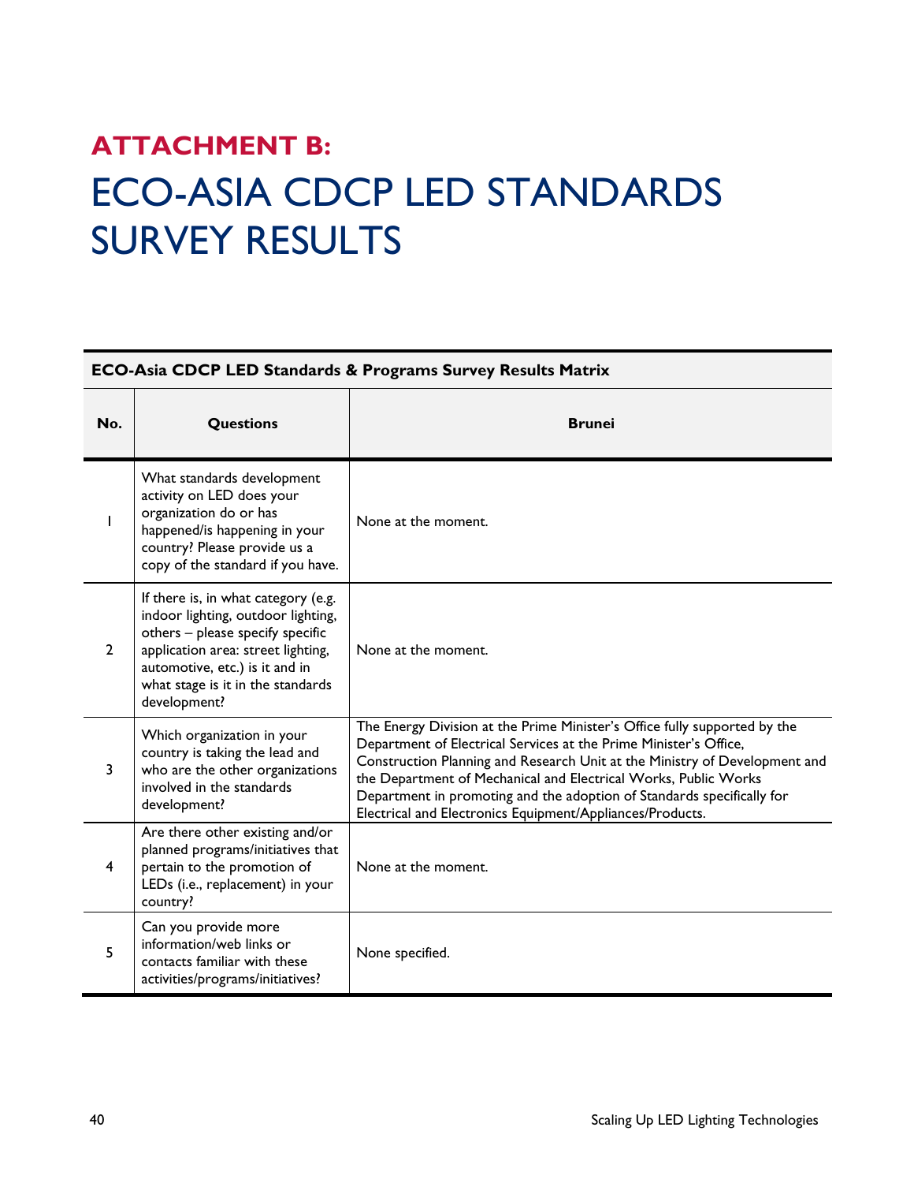# ATTACHMENT B:

# ECO-ASIA CDCP LED STANDARDS SURVEY RESULTS

| ECO-Asia CDCP LED Standards & Programs Survey Results Matrix | | |
|---|---|---|
| **No.** | **Questions** | **Brunei** |
| 1 | What standards development activity on LED does your organization do or has happened/is happening in your country? Please provide us a copy of the standard if you have. | None at the moment. |
| 2 | If there is, in what category (e.g. indoor lighting, outdoor lighting, others – please specify specific application area: street lighting, automotive, etc.) is it and in what stage is it in the standards development? | None at the moment. |
| 3 | Which organization in your country is taking the lead and who are the other organizations involved in the standards development? | The Energy Division at the Prime Minister's Office fully supported by the Department of Electrical Services at the Prime Minister's Office, Construction Planning and Research Unit at the Ministry of Development and the Department of Mechanical and Electrical Works, Public Works Department in promoting and the adoption of Standards specifically for Electrical and Electronics Equipment/Appliances/Products. |
| 4 | Are there other existing and/or planned programs/initiatives that pertain to the promotion of LEDs (i.e., replacement) in your country? | None at the moment. |
| 5 | Can you provide more information/web links or contacts familiar with these activities/programs/initiatives? | None specified. |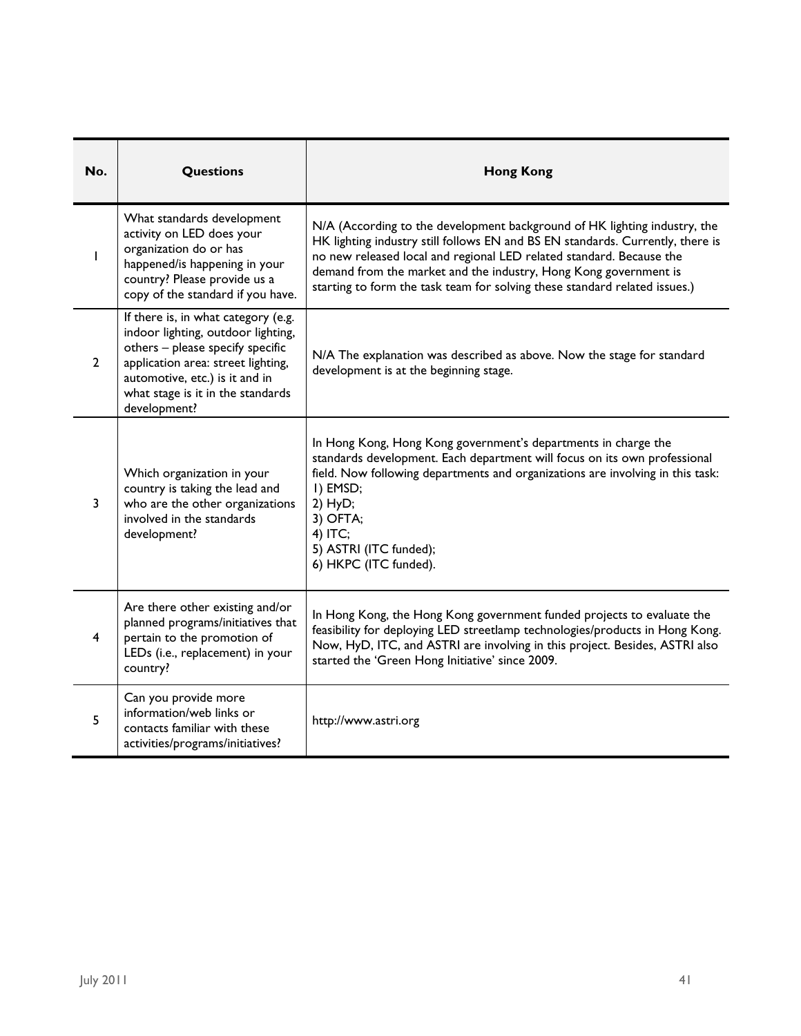| No. | Questions | Hong Kong |
|---|---|---|
| 1 | What standards development activity on LED does your organization do or has happened/is happening in your country? Please provide us a copy of the standard if you have. | N/A (According to the development background of HK lighting industry, the HK lighting industry still follows EN and BS EN standards. Currently, there is no new released local and regional LED related standard. Because the demand from the market and the industry, Hong Kong government is starting to form the task team for solving these standard related issues.) |
| 2 | If there is, in what category (e.g. indoor lighting, outdoor lighting, others – please specify specific application area: street lighting, automotive, etc.) is it and in what stage is it in the standards development? | N/A The explanation was described as above. Now the stage for standard development is at the beginning stage. |
| 3 | Which organization in your country is taking the lead and who are the other organizations involved in the standards development? | In Hong Kong, Hong Kong government's departments in charge the standards development. Each department will focus on its own professional field. Now following departments and organizations are involving in this task:<br>1) EMSD;<br>2) HyD;<br>3) OFTA;<br>4) ITC;<br>5) ASTRI (ITC funded);<br>6) HKPC (ITC funded). |
| 4 | Are there other existing and/or planned programs/initiatives that pertain to the promotion of LEDs (i.e., replacement) in your country? | In Hong Kong, the Hong Kong government funded projects to evaluate the feasibility for deploying LED streetlamp technologies/products in Hong Kong. Now, HyD, ITC, and ASTRI are involving in this project. Besides, ASTRI also started the 'Green Hong Initiative' since 2009. |
| 5 | Can you provide more information/web links or contacts familiar with these activities/programs/initiatives? | http://www.astri.org |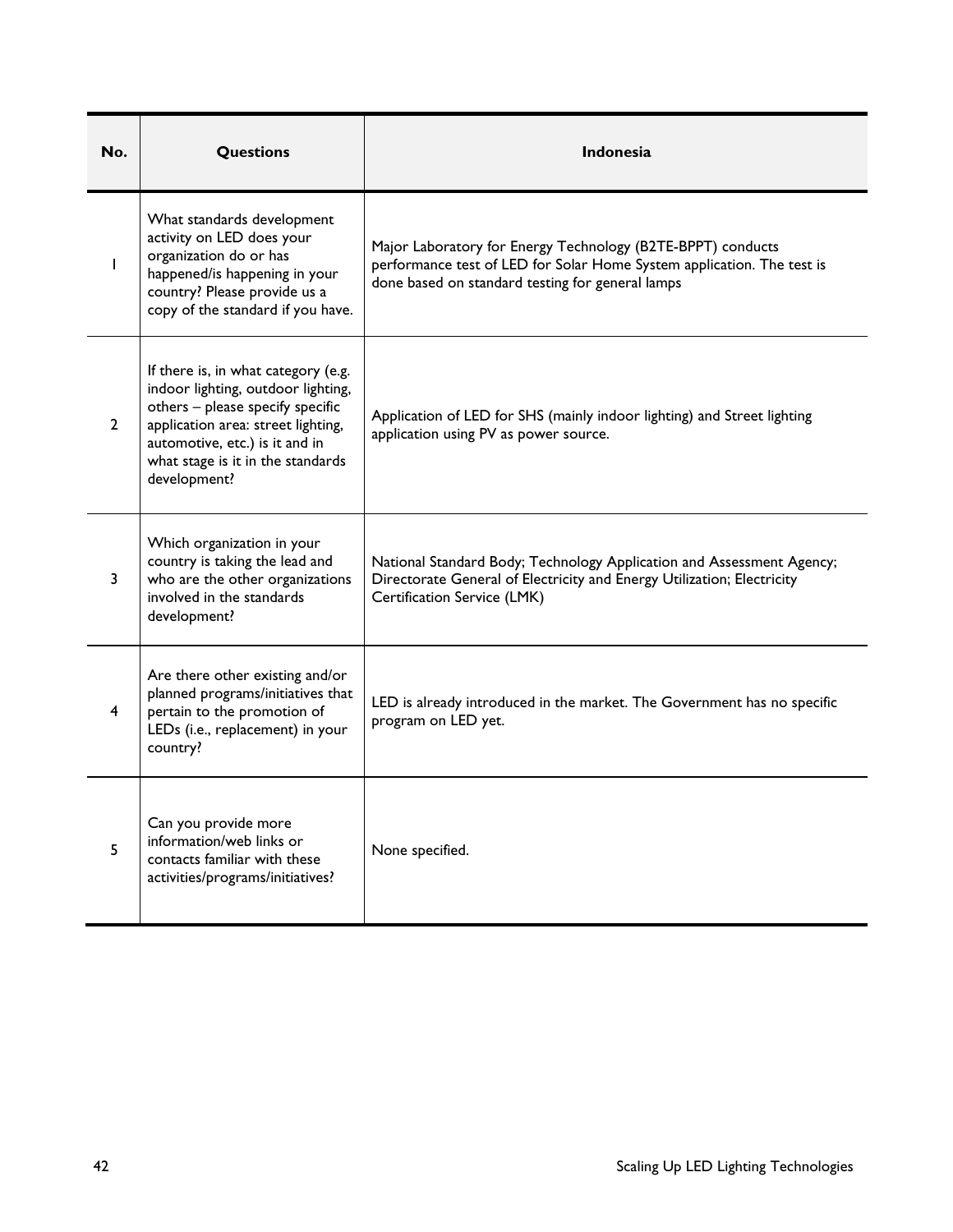| No. | Questions | Indonesia |
|---|---|---|
| 1 | What standards development activity on LED does your organization do or has happened/is happening in your country? Please provide us a copy of the standard if you have. | Major Laboratory for Energy Technology (B2TE-BPPT) conducts performance test of LED for Solar Home System application. The test is done based on standard testing for general lamps |
| 2 | If there is, in what category (e.g. indoor lighting, outdoor lighting, others – please specify specific application area: street lighting, automotive, etc.) is it and in what stage is it in the standards development? | Application of LED for SHS (mainly indoor lighting) and Street lighting application using PV as power source. |
| 3 | Which organization in your country is taking the lead and who are the other organizations involved in the standards development? | National Standard Body; Technology Application and Assessment Agency; Directorate General of Electricity and Energy Utilization; Electricity Certification Service (LMK) |
| 4 | Are there other existing and/or planned programs/initiatives that pertain to the promotion of LEDs (i.e., replacement) in your country? | LED is already introduced in the market. The Government has no specific program on LED yet. |
| 5 | Can you provide more information/web links or contacts familiar with these activities/programs/initiatives? | None specified. |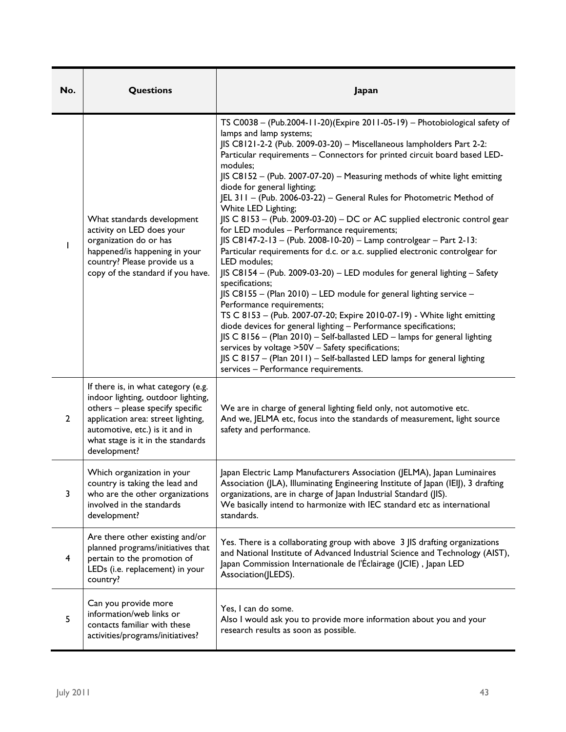| No. | Questions | Japan |
|---|---|---|
| 1 | What standards development activity on LED does your organization do or has happened/is happening in your country? Please provide us a copy of the standard if you have. | TS C0038 – (Pub.2004-11-20)(Expire 2011-05-19) – Photobiological safety of lamps and lamp systems;<br>JIS C8121-2-2 (Pub. 2009-03-20) – Miscellaneous lampholders Part 2-2: Particular requirements – Connectors for printed circuit board based LED-modules;<br>JIS C8152 – (Pub. 2007-07-20) – Measuring methods of white light emitting diode for general lighting;<br>JEL 311 – (Pub. 2006-03-22) – General Rules for Photometric Method of White LED Lighting;<br>JIS C 8153 – (Pub. 2009-03-20) – DC or AC supplied electronic control gear for LED modules – Performance requirements;<br>JIS C8147-2-13 – (Pub. 2008-10-20) – Lamp controlgear – Part 2-13: Particular requirements for d.c. or a.c. supplied electronic controlgear for LED modules;<br>JIS C8154 – (Pub. 2009-03-20) – LED modules for general lighting – Safety specifications;<br>JIS C8155 – (Plan 2010) – LED module for general lighting service – Performance requirements;<br>TS C 8153 – (Pub. 2007-07-20; Expire 2010-07-19) - White light emitting diode devices for general lighting – Performance specifications;<br>JIS C 8156 – (Plan 2010) – Self-ballasted LED – lamps for general lighting services by voltage >50V – Safety specifications;<br>JIS C 8157 – (Plan 2011) – Self-ballasted LED lamps for general lighting services – Performance requirements. |
| 2 | If there is, in what category (e.g. indoor lighting, outdoor lighting, others – please specify specific application area: street lighting, automotive, etc.) is it and in what stage is it in the standards development? | We are in charge of general lighting field only, not automotive etc.<br>And we, JELMA etc, focus into the standards of measurement, light source safety and performance. |
| 3 | Which organization in your country is taking the lead and who are the other organizations involved in the standards development? | Japan Electric Lamp Manufacturers Association (JELMA), Japan Luminaires Association (JLA), Illuminating Engineering Institute of Japan (IEIJ), 3 drafting organizations, are in charge of Japan Industrial Standard (JIS).<br>We basically intend to harmonize with IEC standard etc as international standards. |
| 4 | Are there other existing and/or planned programs/initiatives that pertain to the promotion of LEDs (i.e. replacement) in your country? | Yes. There is a collaborating group with above 3 JIS drafting organizations and National Institute of Advanced Industrial Science and Technology (AIST), Japan Commission Internationale de l'Éclairage (JCIE) , Japan LED Association(JLEDS). |
| 5 | Can you provide more information/web links or contacts familiar with these activities/programs/initiatives? | Yes, I can do some.<br>Also I would ask you to provide more information about you and your research results as soon as possible. |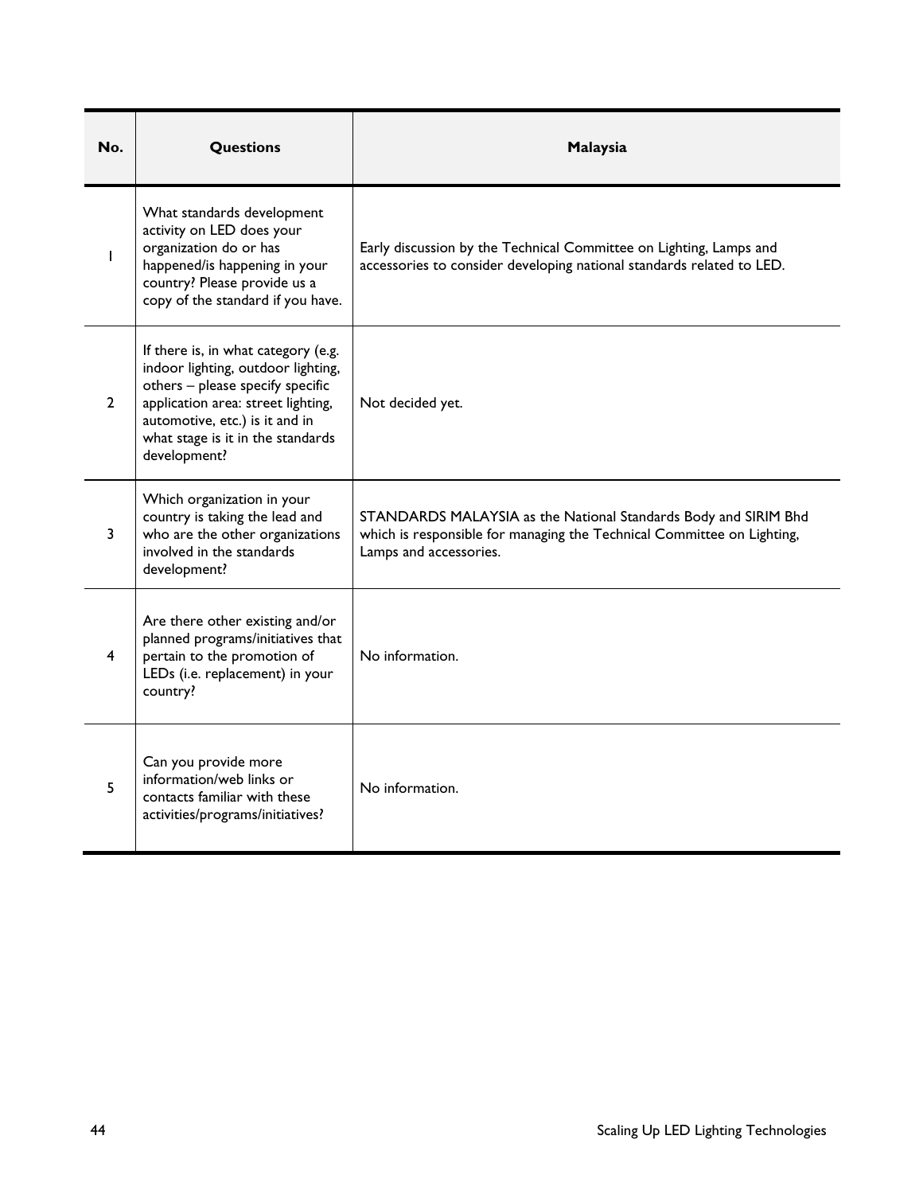| No. | Questions | Malaysia |
|---|---|---|
| 1 | What standards development activity on LED does your organization do or has happened/is happening in your country? Please provide us a copy of the standard if you have. | Early discussion by the Technical Committee on Lighting, Lamps and accessories to consider developing national standards related to LED. |
| 2 | If there is, in what category (e.g. indoor lighting, outdoor lighting, others – please specify specific application area: street lighting, automotive, etc.) is it and in what stage is it in the standards development? | Not decided yet. |
| 3 | Which organization in your country is taking the lead and who are the other organizations involved in the standards development? | STANDARDS MALAYSIA as the National Standards Body and SIRIM Bhd which is responsible for managing the Technical Committee on Lighting, Lamps and accessories. |
| 4 | Are there other existing and/or planned programs/initiatives that pertain to the promotion of LEDs (i.e. replacement) in your country? | No information. |
| 5 | Can you provide more information/web links or contacts familiar with these activities/programs/initiatives? | No information. |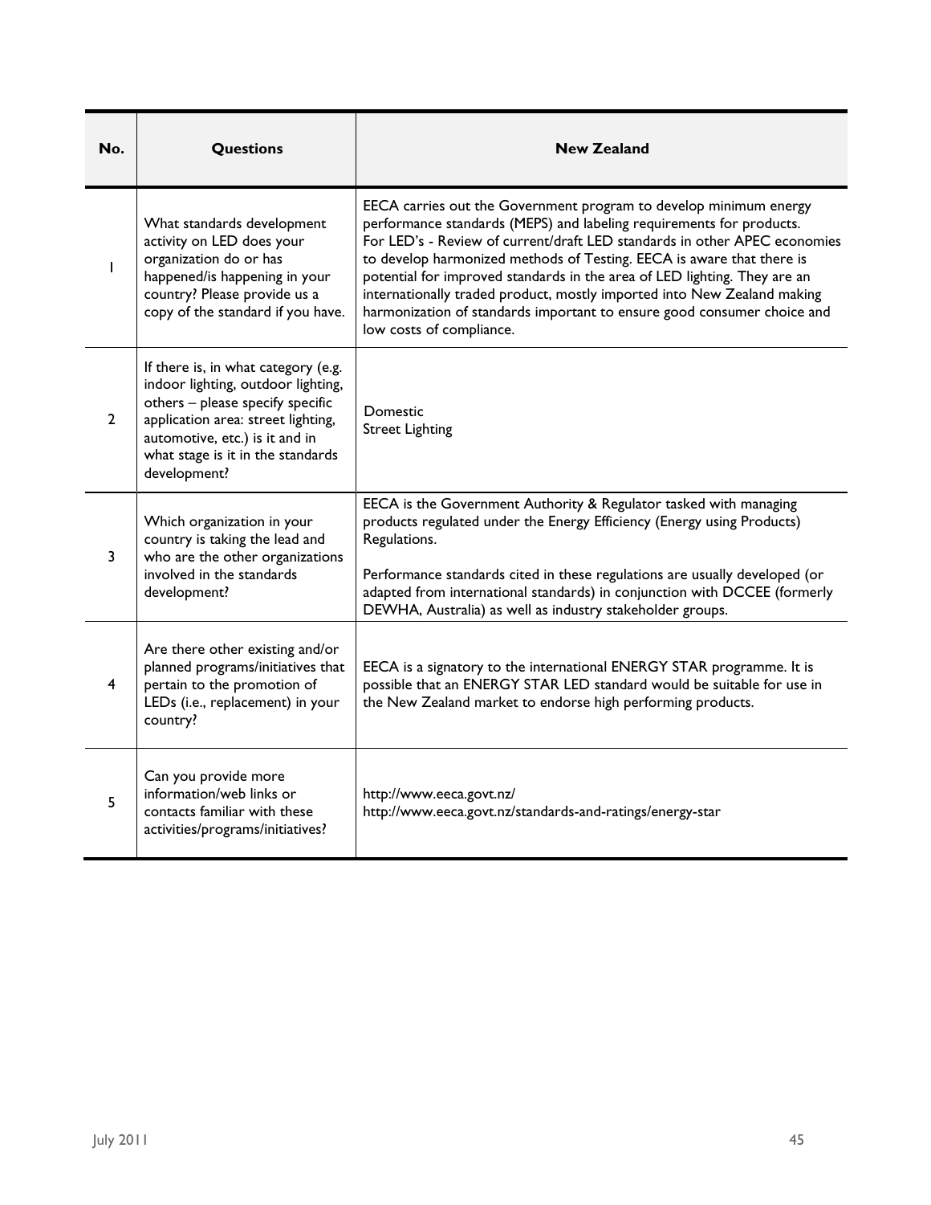| No. | Questions | New Zealand |
|---|---|---|
| 1 | What standards development activity on LED does your organization do or has happened/is happening in your country? Please provide us a copy of the standard if you have. | EECA carries out the Government program to develop minimum energy performance standards (MEPS) and labeling requirements for products. For LED's - Review of current/draft LED standards in other APEC economies to develop harmonized methods of Testing. EECA is aware that there is potential for improved standards in the area of LED lighting. They are an internationally traded product, mostly imported into New Zealand making harmonization of standards important to ensure good consumer choice and low costs of compliance. |
| 2 | If there is, in what category (e.g. indoor lighting, outdoor lighting, others – please specify specific application area: street lighting, automotive, etc.) is it and in what stage is it in the standards development? | Domestic<br>Street Lighting |
| 3 | Which organization in your country is taking the lead and who are the other organizations involved in the standards development? | EECA is the Government Authority & Regulator tasked with managing products regulated under the Energy Efficiency (Energy using Products) Regulations.<br><br>Performance standards cited in these regulations are usually developed (or adapted from international standards) in conjunction with DCCEE (formerly DEWHA, Australia) as well as industry stakeholder groups. |
| 4 | Are there other existing and/or planned programs/initiatives that pertain to the promotion of LEDs (i.e., replacement) in your country? | EECA is a signatory to the international ENERGY STAR programme. It is possible that an ENERGY STAR LED standard would be suitable for use in the New Zealand market to endorse high performing products. |
| 5 | Can you provide more information/web links or contacts familiar with these activities/programs/initiatives? | http://www.eeca.govt.nz/<br>http://www.eeca.govt.nz/standards-and-ratings/energy-star |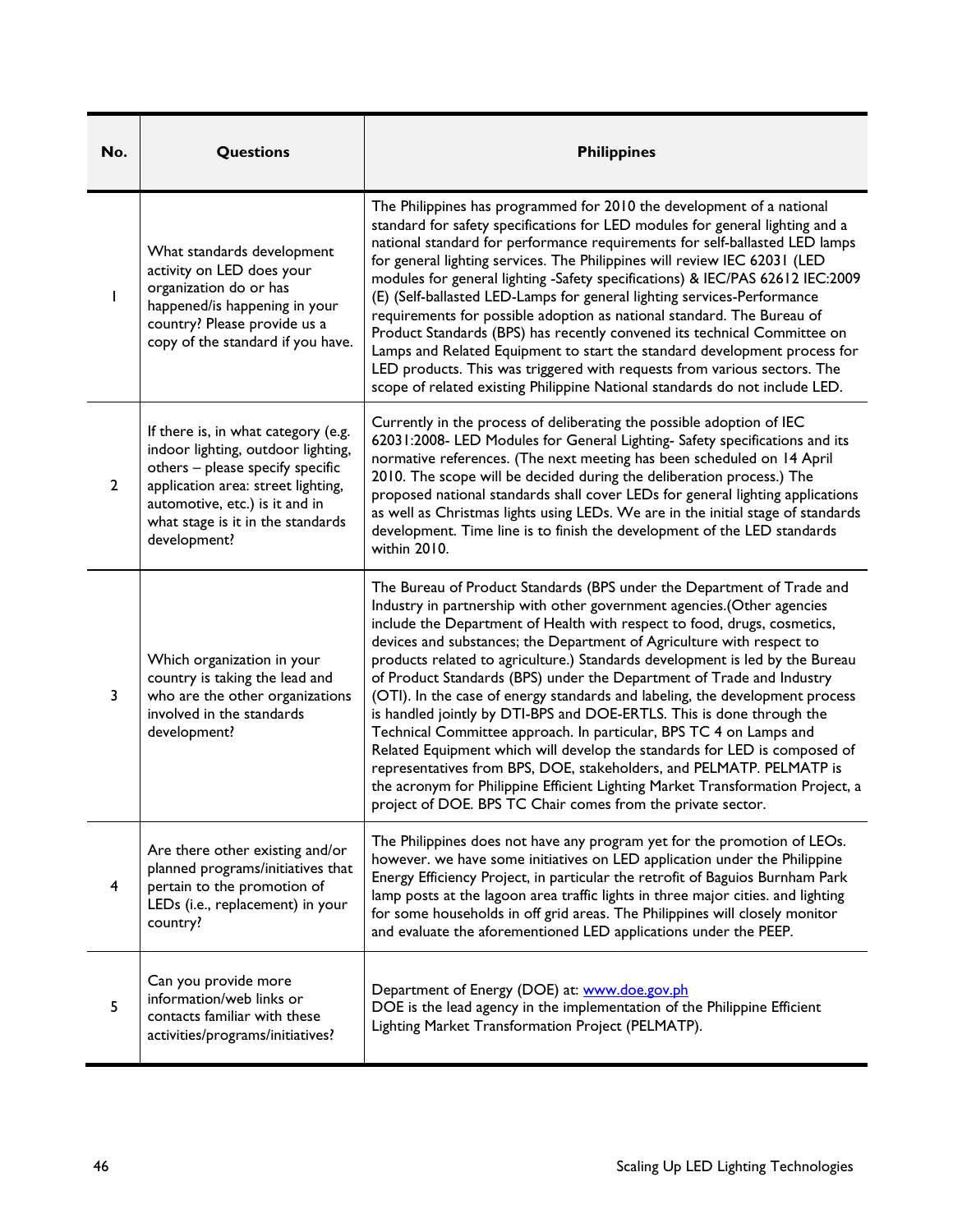| No. | Questions | Philippines |
|---|---|---|
| 1 | What standards development activity on LED does your organization do or has happened/is happening in your country? Please provide us a copy of the standard if you have. | The Philippines has programmed for 2010 the development of a national standard for safety specifications for LED modules for general lighting and a national standard for performance requirements for self-ballasted LED lamps for general lighting services. The Philippines will review IEC 62031 (LED modules for general lighting -Safety specifications) & IEC/PAS 62612 IEC:2009 (E) (Self-ballasted LED-Lamps for general lighting services-Performance requirements for possible adoption as national standard. The Bureau of Product Standards (BPS) has recently convened its technical Committee on Lamps and Related Equipment to start the standard development process for LED products. This was triggered with requests from various sectors. The scope of related existing Philippine National standards do not include LED. |
| 2 | If there is, in what category (e.g. indoor lighting, outdoor lighting, others – please specify specific application area: street lighting, automotive, etc.) is it and in what stage is it in the standards development? | Currently in the process of deliberating the possible adoption of IEC 62031:2008- LED Modules for General Lighting- Safety specifications and its normative references. (The next meeting has been scheduled on 14 April 2010. The scope will be decided during the deliberation process.) The proposed national standards shall cover LEDs for general lighting applications as well as Christmas lights using LEDs. We are in the initial stage of standards development. Time line is to finish the development of the LED standards within 2010. |
| 3 | Which organization in your country is taking the lead and who are the other organizations involved in the standards development? | The Bureau of Product Standards (BPS under the Department of Trade and Industry in partnership with other government agencies.(Other agencies include the Department of Health with respect to food, drugs, cosmetics, devices and substances; the Department of Agriculture with respect to products related to agriculture.) Standards development is led by the Bureau of Product Standards (BPS) under the Department of Trade and Industry (OTI). In the case of energy standards and labeling, the development process is handled jointly by DTI-BPS and DOE-ERTLS. This is done through the Technical Committee approach. In particular, BPS TC 4 on Lamps and Related Equipment which will develop the standards for LED is composed of representatives from BPS, DOE, stakeholders, and PELMATP. PELMATP is the acronym for Philippine Efficient Lighting Market Transformation Project, a project of DOE. BPS TC Chair comes from the private sector. |
| 4 | Are there other existing and/or planned programs/initiatives that pertain to the promotion of LEDs (i.e., replacement) in your country? | The Philippines does not have any program yet for the promotion of LEOs. however. we have some initiatives on LED application under the Philippine Energy Efficiency Project, in particular the retrofit of Baguios Burnham Park lamp posts at the lagoon area traffic lights in three major cities. and lighting for some households in off grid areas. The Philippines will closely monitor and evaluate the aforementioned LED applications under the PEEP. |
| 5 | Can you provide more information/web links or contacts familiar with these activities/programs/initiatives? | Department of Energy (DOE) at: www.doe.gov.ph<br>DOE is the lead agency in the implementation of the Philippine Efficient Lighting Market Transformation Project (PELMATP). |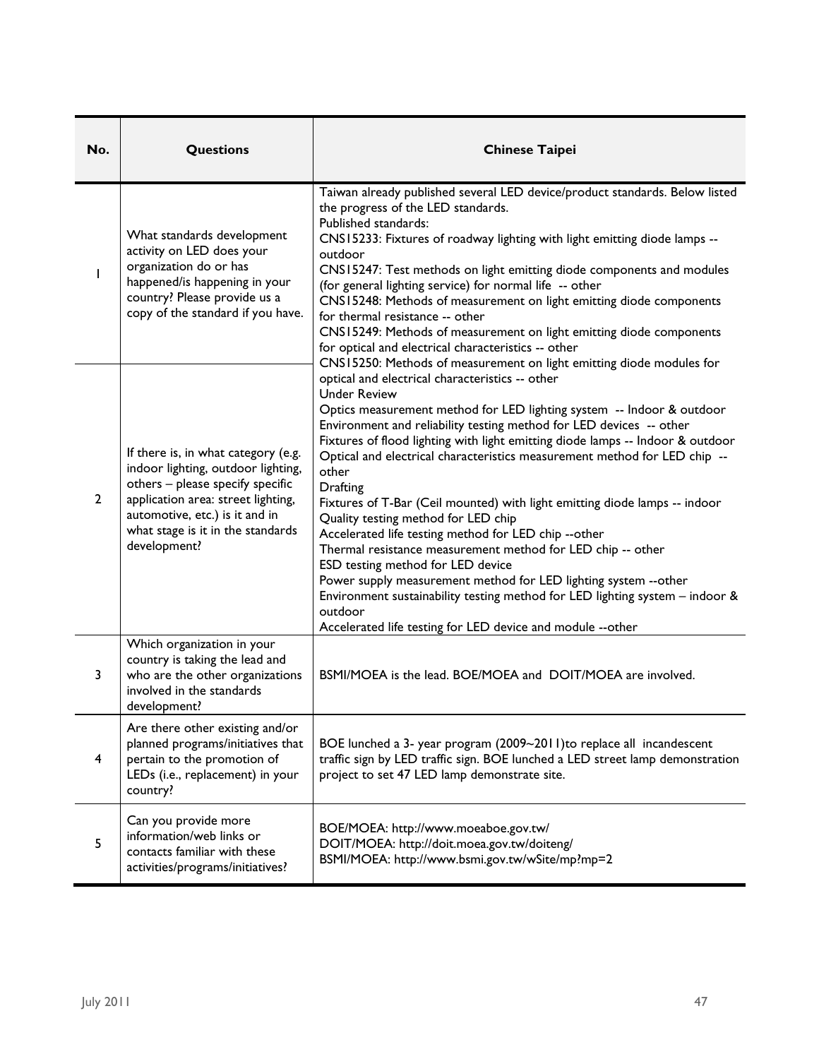| No. | Questions | Chinese Taipei |
|---|---|---|
| 1 | What standards development activity on LED does your organization do or has happened/is happening in your country? Please provide us a copy of the standard if you have. | Taiwan already published several LED device/product standards. Below listed the progress of the LED standards.<br>Published standards:<br>CNS15233: Fixtures of roadway lighting with light emitting diode lamps -- outdoor<br>CNS15247: Test methods on light emitting diode components and modules (for general lighting service) for normal life -- other<br>CNS15248: Methods of measurement on light emitting diode components for thermal resistance -- other<br>CNS15249: Methods of measurement on light emitting diode components for optical and electrical characteristics -- other<br>CNS15250: Methods of measurement on light emitting diode modules for optical and electrical characteristics -- other<br>Under Review<br>Optics measurement method for LED lighting system -- Indoor & outdoor<br>Environment and reliability testing method for LED devices -- other<br>Fixtures of flood lighting with light emitting diode lamps -- Indoor & outdoor<br>Optical and electrical characteristics measurement method for LED chip -- other<br>Drafting<br>Fixtures of T-Bar (Ceil mounted) with light emitting diode lamps -- indoor<br>Quality testing method for LED chip<br>Accelerated life testing method for LED chip --other<br>Thermal resistance measurement method for LED chip -- other<br>ESD testing method for LED device<br>Power supply measurement method for LED lighting system --other<br>Environment sustainability testing method for LED lighting system – indoor & outdoor<br>Accelerated life testing for LED device and module --other |
| 2 | If there is, in what category (e.g. indoor lighting, outdoor lighting, others – please specify specific application area: street lighting, automotive, etc.) is it and in what stage is it in the standards development? | |
| 3 | Which organization in your country is taking the lead and who are the other organizations involved in the standards development? | BSMI/MOEA is the lead. BOE/MOEA and DOIT/MOEA are involved. |
| 4 | Are there other existing and/or planned programs/initiatives that pertain to the promotion of LEDs (i.e., replacement) in your country? | BOE lunched a 3- year program (2009~2011)to replace all incandescent traffic sign by LED traffic sign. BOE lunched a LED street lamp demonstration project to set 47 LED lamp demonstrate site. |
| 5 | Can you provide more information/web links or contacts familiar with these activities/programs/initiatives? | BOE/MOEA: http://www.moeaboe.gov.tw/<br>DOIT/MOEA: http://doit.moea.gov.tw/doiteng/<br>BSMI/MOEA: http://www.bsmi.gov.tw/wSite/mp?mp=2 |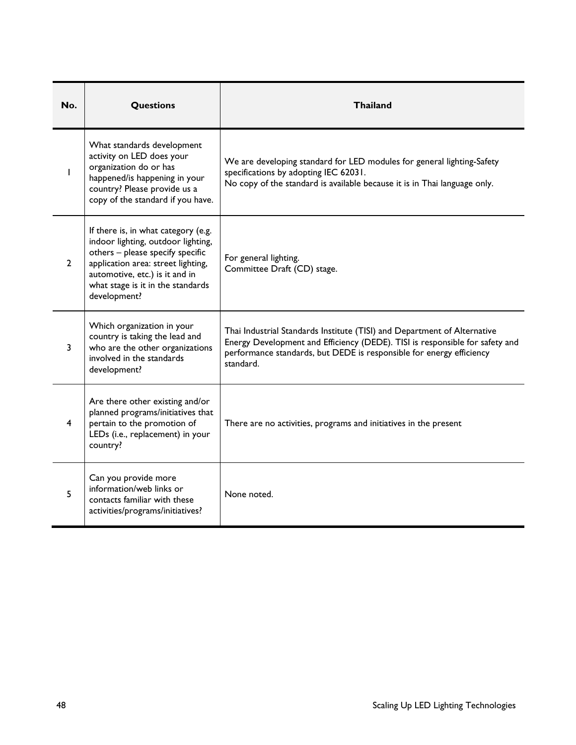| No. | Questions | Thailand |
|---|---|---|
| 1 | What standards development activity on LED does your organization do or has happened/is happening in your country? Please provide us a copy of the standard if you have. | We are developing standard for LED modules for general lighting-Safety specifications by adopting IEC 62031.<br>No copy of the standard is available because it is in Thai language only. |
| 2 | If there is, in what category (e.g. indoor lighting, outdoor lighting, others – please specify specific application area: street lighting, automotive, etc.) is it and in what stage is it in the standards development? | For general lighting.<br>Committee Draft (CD) stage. |
| 3 | Which organization in your country is taking the lead and who are the other organizations involved in the standards development? | Thai Industrial Standards Institute (TISI) and Department of Alternative Energy Development and Efficiency (DEDE). TISI is responsible for safety and performance standards, but DEDE is responsible for energy efficiency standard. |
| 4 | Are there other existing and/or planned programs/initiatives that pertain to the promotion of LEDs (i.e., replacement) in your country? | There are no activities, programs and initiatives in the present |
| 5 | Can you provide more information/web links or contacts familiar with these activities/programs/initiatives? | None noted. |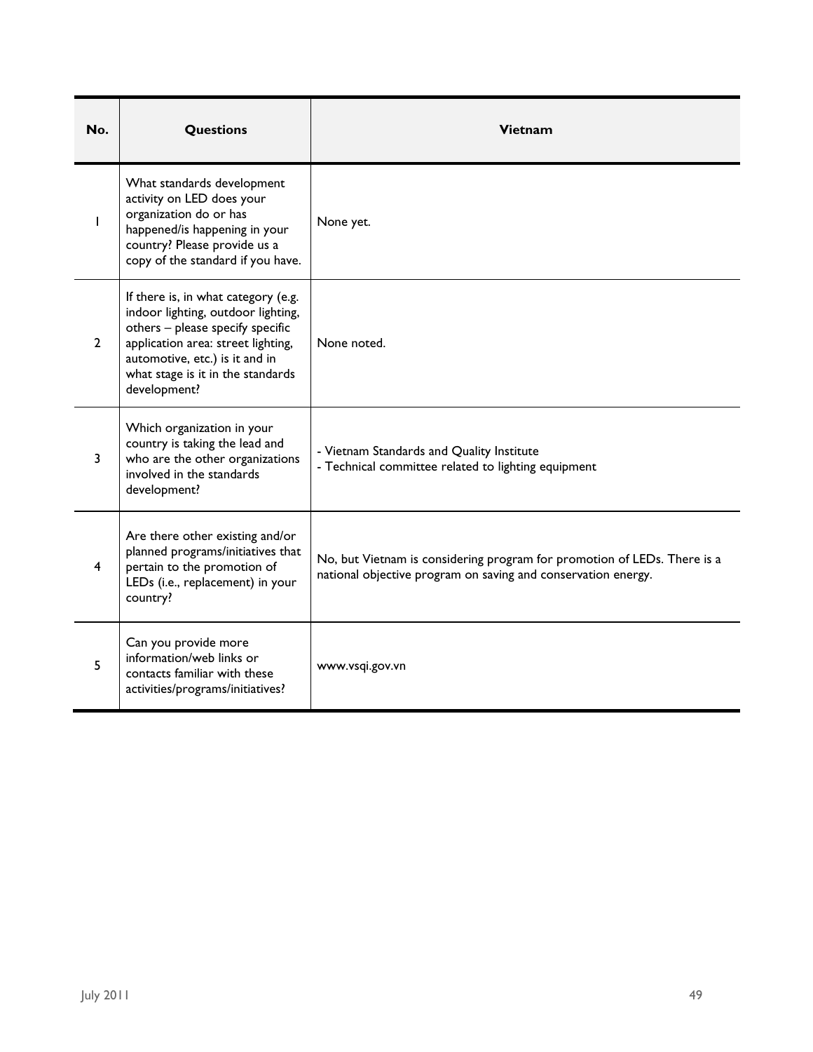| No. | Questions | Vietnam |
|---|---|---|
| 1 | What standards development activity on LED does your organization do or has happened/is happening in your country? Please provide us a copy of the standard if you have. | None yet. |
| 2 | If there is, in what category (e.g. indoor lighting, outdoor lighting, others – please specify specific application area: street lighting, automotive, etc.) is it and in what stage is it in the standards development? | None noted. |
| 3 | Which organization in your country is taking the lead and who are the other organizations involved in the standards development? | - Vietnam Standards and Quality Institute<br>- Technical committee related to lighting equipment |
| 4 | Are there other existing and/or planned programs/initiatives that pertain to the promotion of LEDs (i.e., replacement) in your country? | No, but Vietnam is considering program for promotion of LEDs. There is a national objective program on saving and conservation energy. |
| 5 | Can you provide more information/web links or contacts familiar with these activities/programs/initiatives? | www.vsqi.gov.vn |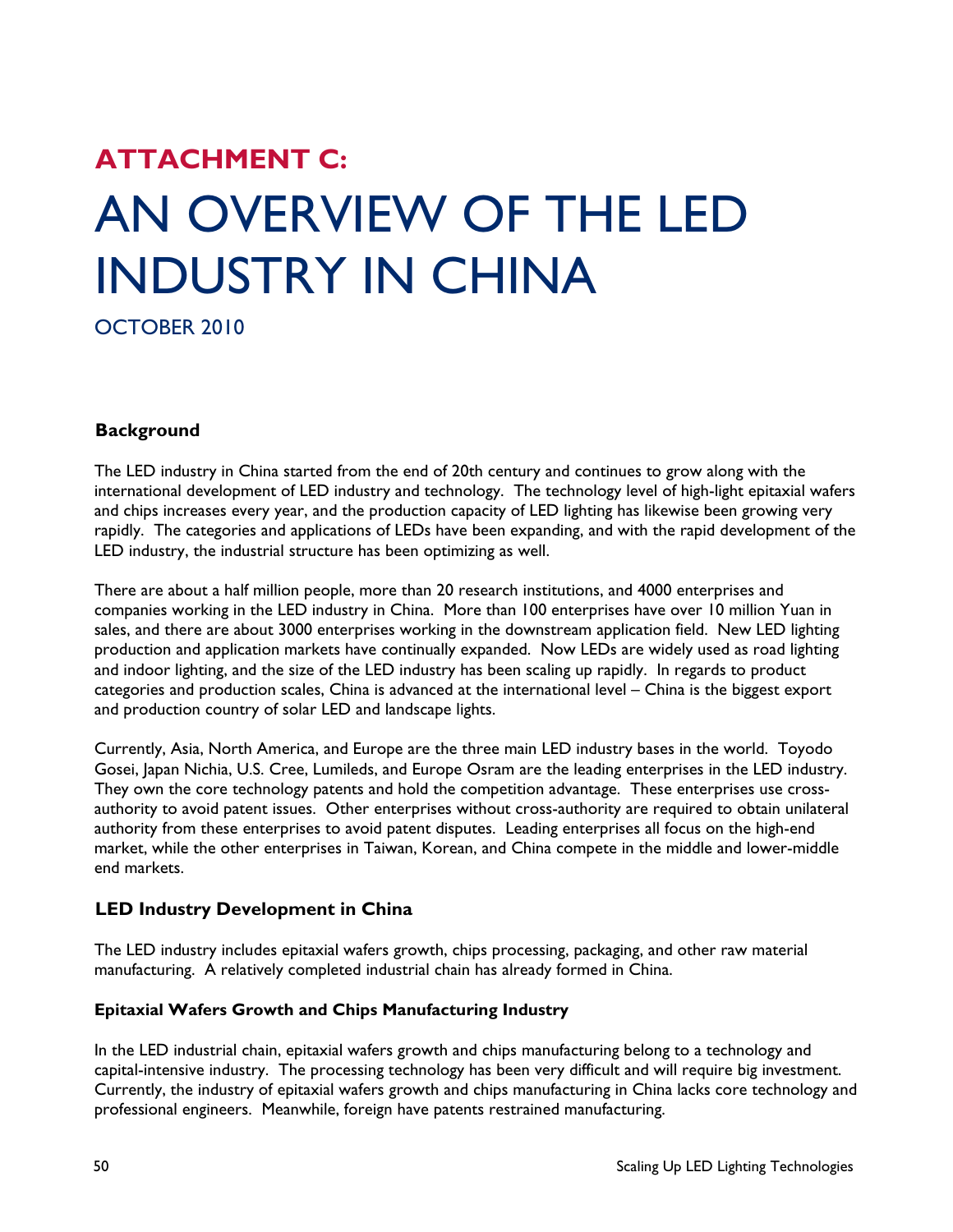# ATTACHMENT C:

# AN OVERVIEW OF THE LED INDUSTRY IN CHINA

OCTOBER 2010

## Background

The LED industry in China started from the end of 20th century and continues to grow along with the international development of LED industry and technology. The technology level of high-light epitaxial wafers and chips increases every year, and the production capacity of LED lighting has likewise been growing very rapidly. The categories and applications of LEDs have been expanding, and with the rapid development of the LED industry, the industrial structure has been optimizing as well.

There are about a half million people, more than 20 research institutions, and 4000 enterprises and companies working in the LED industry in China. More than 100 enterprises have over 10 million Yuan in sales, and there are about 3000 enterprises working in the downstream application field. New LED lighting production and application markets have continually expanded. Now LEDs are widely used as road lighting and indoor lighting, and the size of the LED industry has been scaling up rapidly. In regards to product categories and production scales, China is advanced at the international level – China is the biggest export and production country of solar LED and landscape lights.

Currently, Asia, North America, and Europe are the three main LED industry bases in the world. Toyodo Gosei, Japan Nichia, U.S. Cree, Lumileds, and Europe Osram are the leading enterprises in the LED industry. They own the core technology patents and hold the competition advantage. These enterprises use cross-authority to avoid patent issues. Other enterprises without cross-authority are required to obtain unilateral authority from these enterprises to avoid patent disputes. Leading enterprises all focus on the high-end market, while the other enterprises in Taiwan, Korean, and China compete in the middle and lower-middle end markets.

## LED Industry Development in China

The LED industry includes epitaxial wafers growth, chips processing, packaging, and other raw material manufacturing. A relatively completed industrial chain has already formed in China.

### Epitaxial Wafers Growth and Chips Manufacturing Industry

In the LED industrial chain, epitaxial wafers growth and chips manufacturing belong to a technology and capital-intensive industry. The processing technology has been very difficult and will require big investment. Currently, the industry of epitaxial wafers growth and chips manufacturing in China lacks core technology and professional engineers. Meanwhile, foreign have patents restrained manufacturing.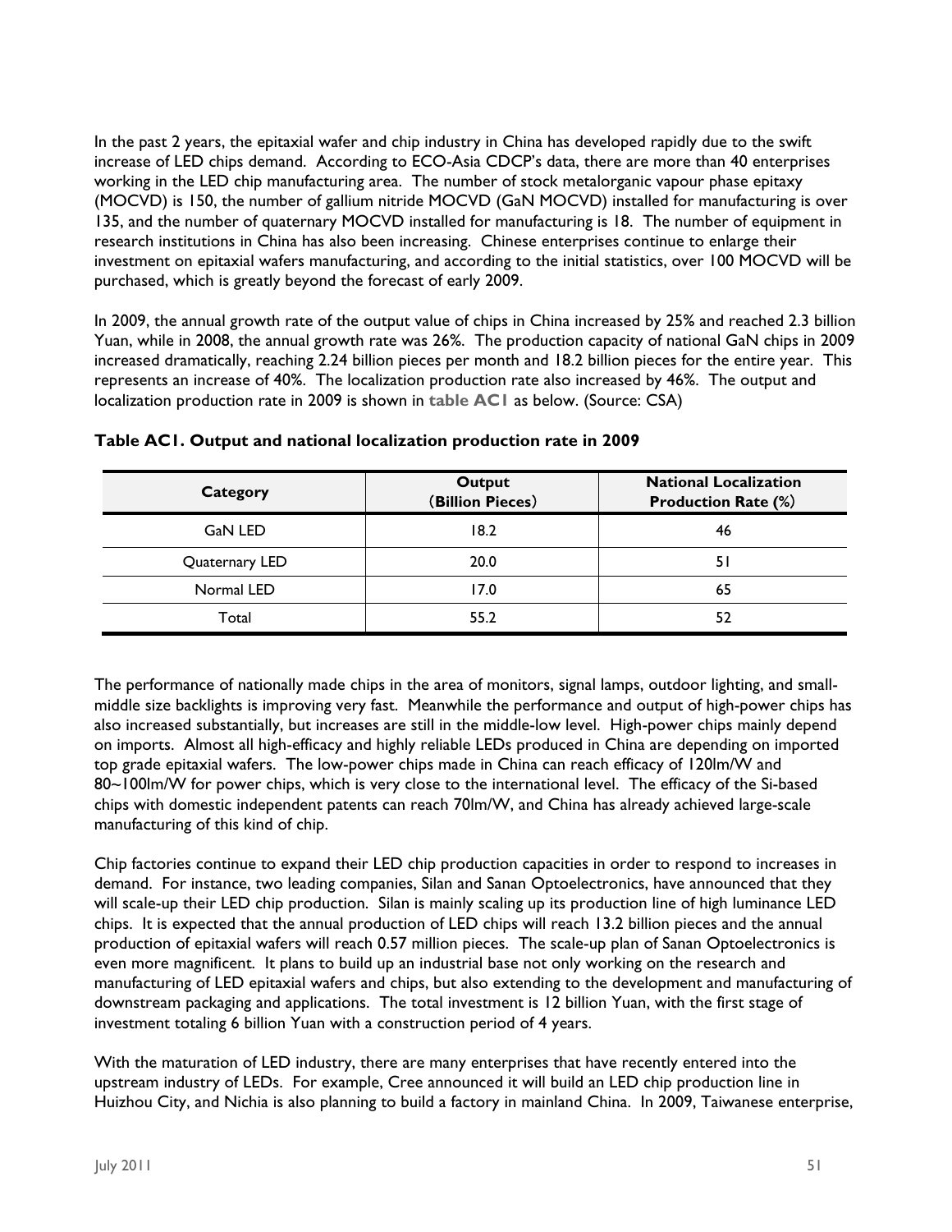In the past 2 years, the epitaxial wafer and chip industry in China has developed rapidly due to the swift increase of LED chips demand. According to ECO-Asia CDCP's data, there are more than 40 enterprises working in the LED chip manufacturing area. The number of stock metalorganic vapour phase epitaxy (MOCVD) is 150, the number of gallium nitride MOCVD (GaN MOCVD) installed for manufacturing is over 135, and the number of quaternary MOCVD installed for manufacturing is 18. The number of equipment in research institutions in China has also been increasing. Chinese enterprises continue to enlarge their investment on epitaxial wafers manufacturing, and according to the initial statistics, over 100 MOCVD will be purchased, which is greatly beyond the forecast of early 2009.

In 2009, the annual growth rate of the output value of chips in China increased by 25% and reached 2.3 billion Yuan, while in 2008, the annual growth rate was 26%. The production capacity of national GaN chips in 2009 increased dramatically, reaching 2.24 billion pieces per month and 18.2 billion pieces for the entire year. This represents an increase of 40%. The localization production rate also increased by 46%. The output and localization production rate in 2009 is shown in **table AC1** as below. (Source: CSA)

**Table AC1. Output and national localization production rate in 2009**

| Category | Output (Billion Pieces) | National Localization Production Rate (%) |
|---|---|---|
| GaN LED | 18.2 | 46 |
| Quaternary LED | 20.0 | 51 |
| Normal LED | 17.0 | 65 |
| Total | 55.2 | 52 |

The performance of nationally made chips in the area of monitors, signal lamps, outdoor lighting, and small-middle size backlights is improving very fast. Meanwhile the performance and output of high-power chips has also increased substantially, but increases are still in the middle-low level. High-power chips mainly depend on imports. Almost all high-efficacy and highly reliable LEDs produced in China are depending on imported top grade epitaxial wafers. The low-power chips made in China can reach efficacy of 120lm/W and 80~100lm/W for power chips, which is very close to the international level. The efficacy of the Si-based chips with domestic independent patents can reach 70lm/W, and China has already achieved large-scale manufacturing of this kind of chip.

Chip factories continue to expand their LED chip production capacities in order to respond to increases in demand. For instance, two leading companies, Silan and Sanan Optoelectronics, have announced that they will scale-up their LED chip production. Silan is mainly scaling up its production line of high luminance LED chips. It is expected that the annual production of LED chips will reach 13.2 billion pieces and the annual production of epitaxial wafers will reach 0.57 million pieces. The scale-up plan of Sanan Optoelectronics is even more magnificent. It plans to build up an industrial base not only working on the research and manufacturing of LED epitaxial wafers and chips, but also extending to the development and manufacturing of downstream packaging and applications. The total investment is 12 billion Yuan, with the first stage of investment totaling 6 billion Yuan with a construction period of 4 years.

With the maturation of LED industry, there are many enterprises that have recently entered into the upstream industry of LEDs. For example, Cree announced it will build an LED chip production line in Huizhou City, and Nichia is also planning to build a factory in mainland China. In 2009, Taiwanese enterprise,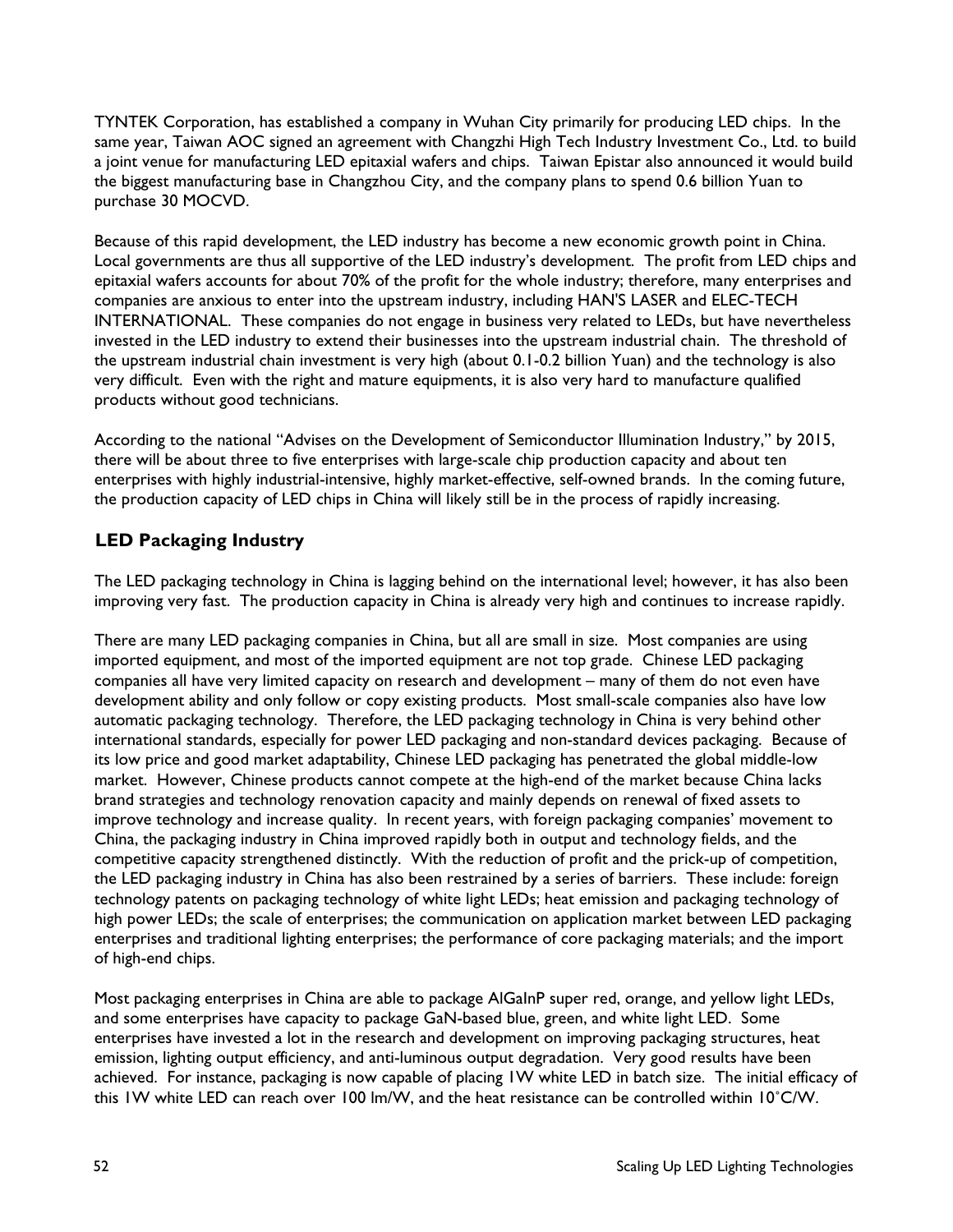TYNTEK Corporation, has established a company in Wuhan City primarily for producing LED chips. In the same year, Taiwan AOC signed an agreement with Changzhi High Tech Industry Investment Co., Ltd. to build a joint venue for manufacturing LED epitaxial wafers and chips. Taiwan Epistar also announced it would build the biggest manufacturing base in Changzhou City, and the company plans to spend 0.6 billion Yuan to purchase 30 MOCVD.

Because of this rapid development, the LED industry has become a new economic growth point in China. Local governments are thus all supportive of the LED industry's development. The profit from LED chips and epitaxial wafers accounts for about 70% of the profit for the whole industry; therefore, many enterprises and companies are anxious to enter into the upstream industry, including HAN'S LASER and ELEC-TECH INTERNATIONAL. These companies do not engage in business very related to LEDs, but have nevertheless invested in the LED industry to extend their businesses into the upstream industrial chain. The threshold of the upstream industrial chain investment is very high (about 0.1-0.2 billion Yuan) and the technology is also very difficult. Even with the right and mature equipments, it is also very hard to manufacture qualified products without good technicians.

According to the national "Advises on the Development of Semiconductor Illumination Industry," by 2015, there will be about three to five enterprises with large-scale chip production capacity and about ten enterprises with highly industrial-intensive, highly market-effective, self-owned brands. In the coming future, the production capacity of LED chips in China will likely still be in the process of rapidly increasing.

## LED Packaging Industry

The LED packaging technology in China is lagging behind on the international level; however, it has also been improving very fast. The production capacity in China is already very high and continues to increase rapidly.

There are many LED packaging companies in China, but all are small in size. Most companies are using imported equipment, and most of the imported equipment are not top grade. Chinese LED packaging companies all have very limited capacity on research and development – many of them do not even have development ability and only follow or copy existing products. Most small-scale companies also have low automatic packaging technology. Therefore, the LED packaging technology in China is very behind other international standards, especially for power LED packaging and non-standard devices packaging. Because of its low price and good market adaptability, Chinese LED packaging has penetrated the global middle-low market. However, Chinese products cannot compete at the high-end of the market because China lacks brand strategies and technology renovation capacity and mainly depends on renewal of fixed assets to improve technology and increase quality. In recent years, with foreign packaging companies' movement to China, the packaging industry in China improved rapidly both in output and technology fields, and the competitive capacity strengthened distinctly. With the reduction of profit and the prick-up of competition, the LED packaging industry in China has also been restrained by a series of barriers. These include: foreign technology patents on packaging technology of white light LEDs; heat emission and packaging technology of high power LEDs; the scale of enterprises; the communication on application market between LED packaging enterprises and traditional lighting enterprises; the performance of core packaging materials; and the import of high-end chips.

Most packaging enterprises in China are able to package AlGaInP super red, orange, and yellow light LEDs, and some enterprises have capacity to package GaN-based blue, green, and white light LED. Some enterprises have invested a lot in the research and development on improving packaging structures, heat emission, lighting output efficiency, and anti-luminous output degradation. Very good results have been achieved. For instance, packaging is now capable of placing 1W white LED in batch size. The initial efficacy of this 1W white LED can reach over 100 lm/W, and the heat resistance can be controlled within 10°C/W.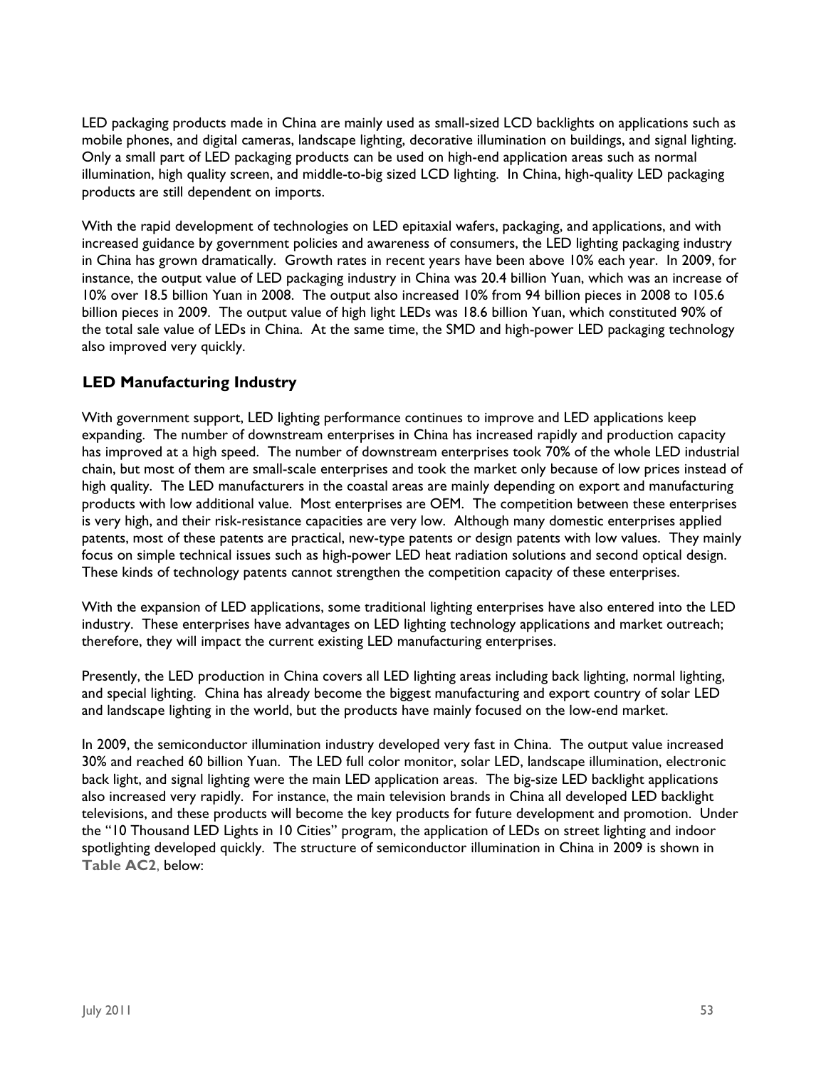LED packaging products made in China are mainly used as small-sized LCD backlights on applications such as mobile phones, and digital cameras, landscape lighting, decorative illumination on buildings, and signal lighting. Only a small part of LED packaging products can be used on high-end application areas such as normal illumination, high quality screen, and middle-to-big sized LCD lighting. In China, high-quality LED packaging products are still dependent on imports.

With the rapid development of technologies on LED epitaxial wafers, packaging, and applications, and with increased guidance by government policies and awareness of consumers, the LED lighting packaging industry in China has grown dramatically. Growth rates in recent years have been above 10% each year. In 2009, for instance, the output value of LED packaging industry in China was 20.4 billion Yuan, which was an increase of 10% over 18.5 billion Yuan in 2008. The output also increased 10% from 94 billion pieces in 2008 to 105.6 billion pieces in 2009. The output value of high light LEDs was 18.6 billion Yuan, which constituted 90% of the total sale value of LEDs in China. At the same time, the SMD and high-power LED packaging technology also improved very quickly.

## LED Manufacturing Industry

With government support, LED lighting performance continues to improve and LED applications keep expanding. The number of downstream enterprises in China has increased rapidly and production capacity has improved at a high speed. The number of downstream enterprises took 70% of the whole LED industrial chain, but most of them are small-scale enterprises and took the market only because of low prices instead of high quality. The LED manufacturers in the coastal areas are mainly depending on export and manufacturing products with low additional value. Most enterprises are OEM. The competition between these enterprises is very high, and their risk-resistance capacities are very low. Although many domestic enterprises applied patents, most of these patents are practical, new-type patents or design patents with low values. They mainly focus on simple technical issues such as high-power LED heat radiation solutions and second optical design. These kinds of technology patents cannot strengthen the competition capacity of these enterprises.

With the expansion of LED applications, some traditional lighting enterprises have also entered into the LED industry. These enterprises have advantages on LED lighting technology applications and market outreach; therefore, they will impact the current existing LED manufacturing enterprises.

Presently, the LED production in China covers all LED lighting areas including back lighting, normal lighting, and special lighting. China has already become the biggest manufacturing and export country of solar LED and landscape lighting in the world, but the products have mainly focused on the low-end market.

In 2009, the semiconductor illumination industry developed very fast in China. The output value increased 30% and reached 60 billion Yuan. The LED full color monitor, solar LED, landscape illumination, electronic back light, and signal lighting were the main LED application areas. The big-size LED backlight applications also increased very rapidly. For instance, the main television brands in China all developed LED backlight televisions, and these products will become the key products for future development and promotion. Under the "10 Thousand LED Lights in 10 Cities" program, the application of LEDs on street lighting and indoor spotlighting developed quickly. The structure of semiconductor illumination in China in 2009 is shown in **Table AC2**, below: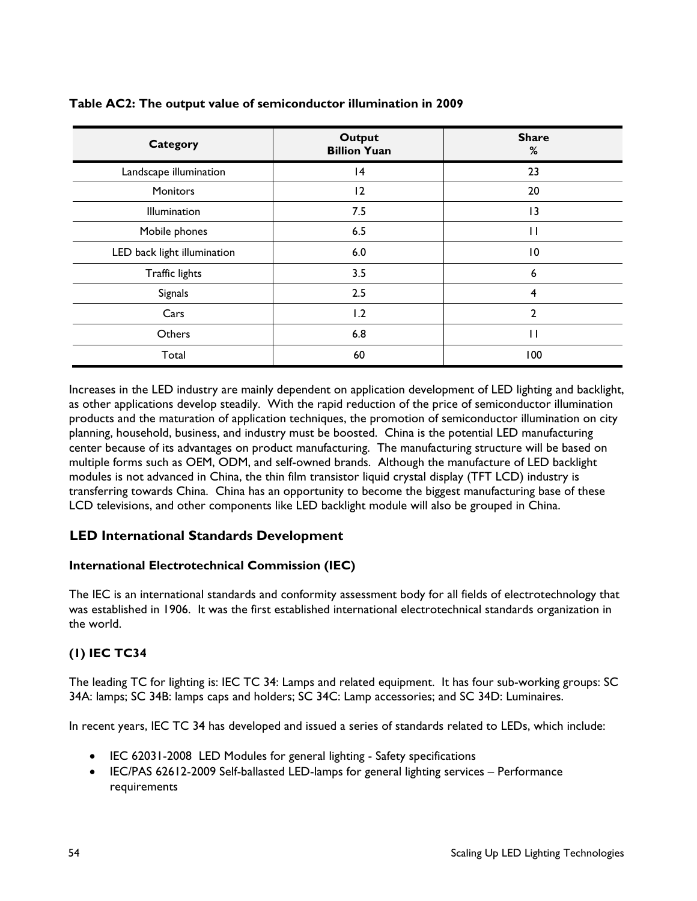**Table AC2: The output value of semiconductor illumination in 2009**

| Category | Output<br>Billion Yuan | Share<br>% |
|---|---|---|
| Landscape illumination | 14 | 23 |
| Monitors | 12 | 20 |
| Illumination | 7.5 | 13 |
| Mobile phones | 6.5 | 11 |
| LED back light illumination | 6.0 | 10 |
| Traffic lights | 3.5 | 6 |
| Signals | 2.5 | 4 |
| Cars | 1.2 | 2 |
| Others | 6.8 | 11 |
| Total | 60 | 100 |

Increases in the LED industry are mainly dependent on application development of LED lighting and backlight, as other applications develop steadily. With the rapid reduction of the price of semiconductor illumination products and the maturation of application techniques, the promotion of semiconductor illumination on city planning, household, business, and industry must be boosted. China is the potential LED manufacturing center because of its advantages on product manufacturing. The manufacturing structure will be based on multiple forms such as OEM, ODM, and self-owned brands. Although the manufacture of LED backlight modules is not advanced in China, the thin film transistor liquid crystal display (TFT LCD) industry is transferring towards China. China has an opportunity to become the biggest manufacturing base of these LCD televisions, and other components like LED backlight module will also be grouped in China.

## LED International Standards Development

### International Electrotechnical Commission (IEC)

The IEC is an international standards and conformity assessment body for all fields of electrotechnology that was established in 1906. It was the first established international electrotechnical standards organization in the world.

### (1) IEC TC34

The leading TC for lighting is: IEC TC 34: Lamps and related equipment. It has four sub-working groups: SC 34A: lamps; SC 34B: lamps caps and holders; SC 34C: Lamp accessories; and SC 34D: Luminaires.

In recent years, IEC TC 34 has developed and issued a series of standards related to LEDs, which include:

- IEC 62031-2008 LED Modules for general lighting - Safety specifications
- IEC/PAS 62612-2009 Self-ballasted LED-lamps for general lighting services – Performance requirements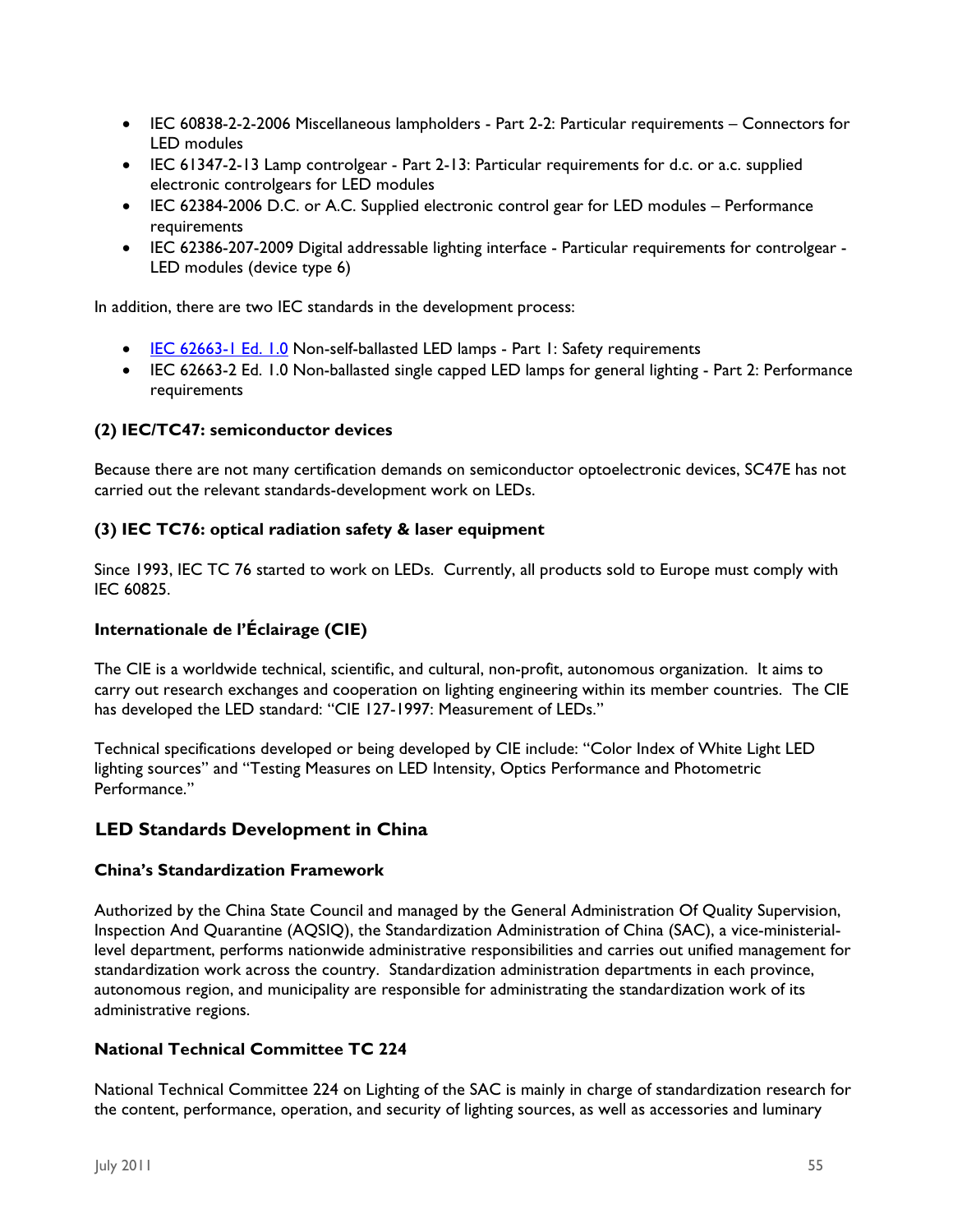- IEC 60838-2-2-2006 Miscellaneous lampholders - Part 2-2: Particular requirements – Connectors for LED modules
- IEC 61347-2-13 Lamp controlgear - Part 2-13: Particular requirements for d.c. or a.c. supplied electronic controlgears for LED modules
- IEC 62384-2006 D.C. or A.C. Supplied electronic control gear for LED modules – Performance requirements
- IEC 62386-207-2009 Digital addressable lighting interface - Particular requirements for controlgear - LED modules (device type 6)

In addition, there are two IEC standards in the development process:

- IEC 62663-1 Ed. 1.0 Non-self-ballasted LED lamps - Part 1: Safety requirements
- IEC 62663-2 Ed. 1.0 Non-ballasted single capped LED lamps for general lighting - Part 2: Performance requirements

#### (2) IEC/TC47: semiconductor devices

Because there are not many certification demands on semiconductor optoelectronic devices, SC47E has not carried out the relevant standards-development work on LEDs.

#### (3) IEC TC76: optical radiation safety & laser equipment

Since 1993, IEC TC 76 started to work on LEDs. Currently, all products sold to Europe must comply with IEC 60825.

#### Internationale de l'Éclairage (CIE)

The CIE is a worldwide technical, scientific, and cultural, non-profit, autonomous organization. It aims to carry out research exchanges and cooperation on lighting engineering within its member countries. The CIE has developed the LED standard: "CIE 127-1997: Measurement of LEDs."

Technical specifications developed or being developed by CIE include: "Color Index of White Light LED lighting sources" and "Testing Measures on LED Intensity, Optics Performance and Photometric Performance."

### LED Standards Development in China

#### China's Standardization Framework

Authorized by the China State Council and managed by the General Administration Of Quality Supervision, Inspection And Quarantine (AQSIQ), the Standardization Administration of China (SAC), a vice-ministerial-level department, performs nationwide administrative responsibilities and carries out unified management for standardization work across the country. Standardization administration departments in each province, autonomous region, and municipality are responsible for administrating the standardization work of its administrative regions.

#### National Technical Committee TC 224

National Technical Committee 224 on Lighting of the SAC is mainly in charge of standardization research for the content, performance, operation, and security of lighting sources, as well as accessories and luminary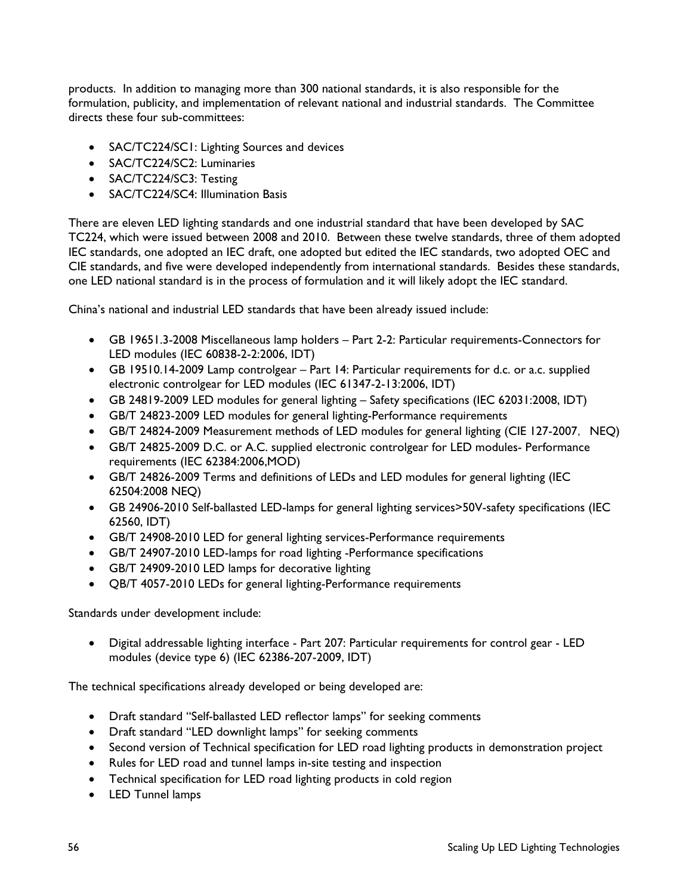products.  In addition to managing more than 300 national standards, it is also responsible for the formulation, publicity, and implementation of relevant national and industrial standards.  The Committee directs these four sub-committees:

- SAC/TC224/SC1: Lighting Sources and devices
- SAC/TC224/SC2: Luminaries
- SAC/TC224/SC3: Testing
- SAC/TC224/SC4: Illumination Basis

There are eleven LED lighting standards and one industrial standard that have been developed by SAC TC224, which were issued between 2008 and 2010.  Between these twelve standards, three of them adopted IEC standards, one adopted an IEC draft, one adopted but edited the IEC standards, two adopted OEC and CIE standards, and five were developed independently from international standards.  Besides these standards, one LED national standard is in the process of formulation and it will likely adopt the IEC standard.

China's national and industrial LED standards that have been already issued include:

- GB 19651.3-2008 Miscellaneous lamp holders – Part 2-2: Particular requirements-Connectors for LED modules (IEC 60838-2-2:2006, IDT)
- GB 19510.14-2009 Lamp controlgear – Part 14: Particular requirements for d.c. or a.c. supplied electronic controlgear for LED modules (IEC 61347-2-13:2006, IDT)
- GB 24819-2009 LED modules for general lighting – Safety specifications (IEC 62031:2008, IDT)
- GB/T 24823-2009 LED modules for general lighting-Performance requirements
- GB/T 24824-2009 Measurement methods of LED modules for general lighting (CIE 127-2007， NEQ)
- GB/T 24825-2009 D.C. or A.C. supplied electronic controlgear for LED modules- Performance requirements (IEC 62384:2006,MOD)
- GB/T 24826-2009 Terms and definitions of LEDs and LED modules for general lighting (IEC 62504:2008 NEQ)
- GB 24906-2010 Self-ballasted LED-lamps for general lighting services>50V-safety specifications (IEC 62560, IDT)
- GB/T 24908-2010 LED for general lighting services-Performance requirements
- GB/T 24907-2010 LED-lamps for road lighting -Performance specifications
- GB/T 24909-2010 LED lamps for decorative lighting
- QB/T 4057-2010 LEDs for general lighting-Performance requirements

Standards under development include:

- Digital addressable lighting interface - Part 207: Particular requirements for control gear - LED modules (device type 6) (IEC 62386-207-2009, IDT)

The technical specifications already developed or being developed are:

- Draft standard "Self-ballasted LED reflector lamps" for seeking comments
- Draft standard "LED downlight lamps" for seeking comments
- Second version of Technical specification for LED road lighting products in demonstration project
- Rules for LED road and tunnel lamps in-site testing and inspection
- Technical specification for LED road lighting products in cold region
- LED Tunnel lamps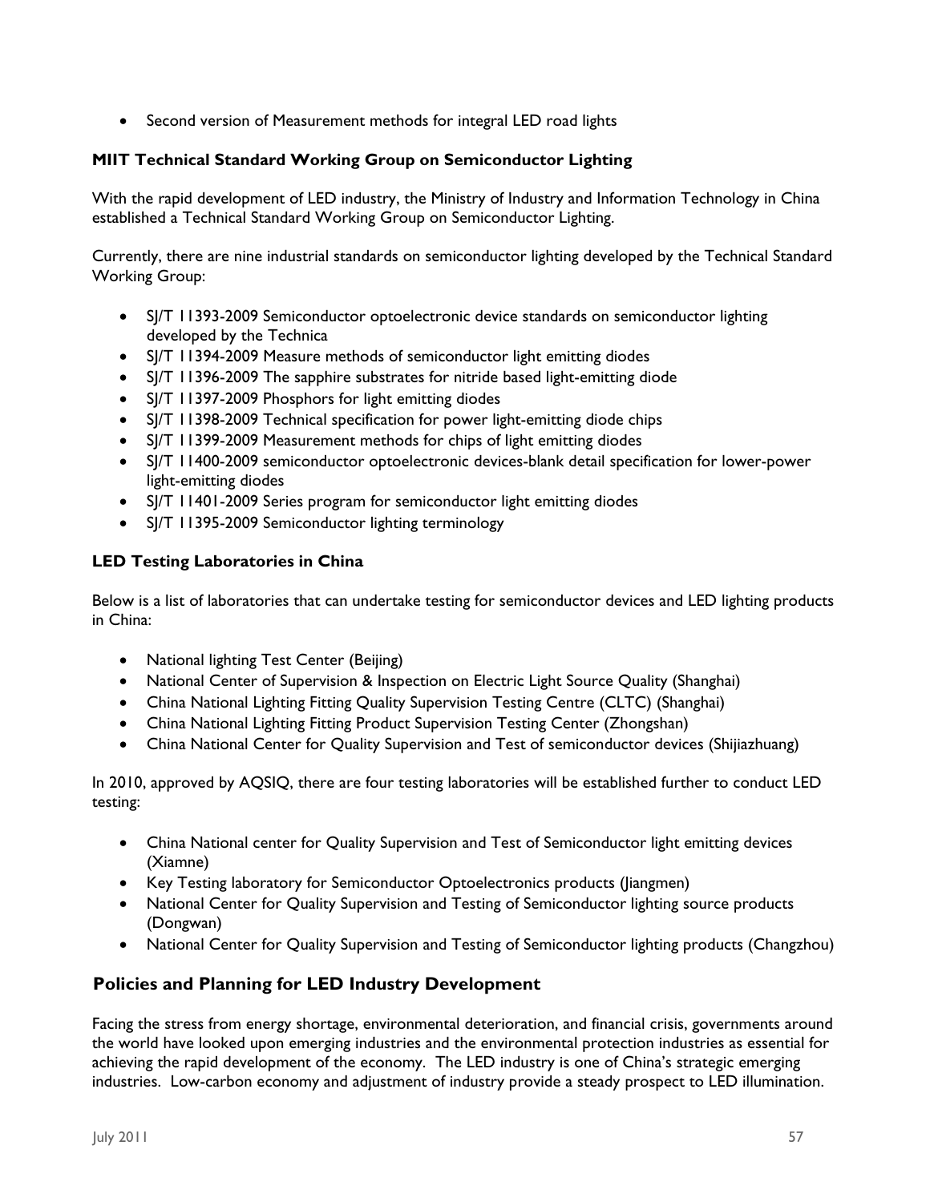- Second version of Measurement methods for integral LED road lights

### MIIT Technical Standard Working Group on Semiconductor Lighting

With the rapid development of LED industry, the Ministry of Industry and Information Technology in China established a Technical Standard Working Group on Semiconductor Lighting.

Currently, there are nine industrial standards on semiconductor lighting developed by the Technical Standard Working Group:

- SJ/T 11393-2009 Semiconductor optoelectronic device standards on semiconductor lighting developed by the Technica
- SJ/T 11394-2009 Measure methods of semiconductor light emitting diodes
- SJ/T 11396-2009 The sapphire substrates for nitride based light-emitting diode
- SJ/T 11397-2009 Phosphors for light emitting diodes
- SJ/T 11398-2009 Technical specification for power light-emitting diode chips
- SJ/T 11399-2009 Measurement methods for chips of light emitting diodes
- SJ/T 11400-2009 semiconductor optoelectronic devices-blank detail specification for lower-power light-emitting diodes
- SJ/T 11401-2009 Series program for semiconductor light emitting diodes
- SJ/T 11395-2009 Semiconductor lighting terminology

### LED Testing Laboratories in China

Below is a list of laboratories that can undertake testing for semiconductor devices and LED lighting products in China:

- National lighting Test Center (Beijing)
- National Center of Supervision & Inspection on Electric Light Source Quality (Shanghai)
- China National Lighting Fitting Quality Supervision Testing Centre (CLTC) (Shanghai)
- China National Lighting Fitting Product Supervision Testing Center (Zhongshan)
- China National Center for Quality Supervision and Test of semiconductor devices (Shijiazhuang)

In 2010, approved by AQSIQ, there are four testing laboratories will be established further to conduct LED testing:

- China National center for Quality Supervision and Test of Semiconductor light emitting devices (Xiamne)
- Key Testing laboratory for Semiconductor Optoelectronics products (Jiangmen)
- National Center for Quality Supervision and Testing of Semiconductor lighting source products (Dongwan)
- National Center for Quality Supervision and Testing of Semiconductor lighting products (Changzhou)

## Policies and Planning for LED Industry Development

Facing the stress from energy shortage, environmental deterioration, and financial crisis, governments around the world have looked upon emerging industries and the environmental protection industries as essential for achieving the rapid development of the economy. The LED industry is one of China's strategic emerging industries. Low-carbon economy and adjustment of industry provide a steady prospect to LED illumination.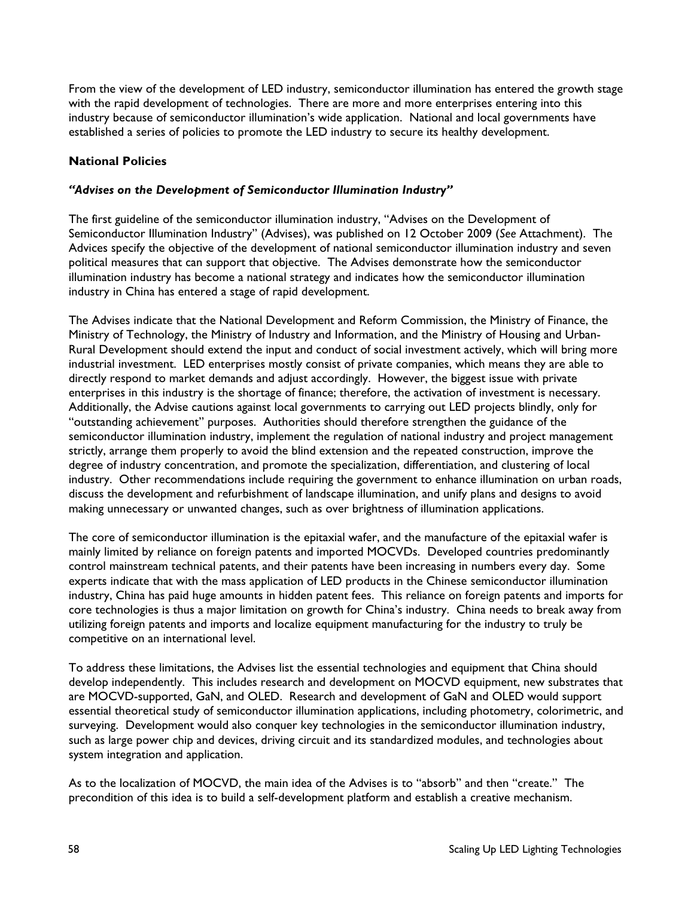From the view of the development of LED industry, semiconductor illumination has entered the growth stage with the rapid development of technologies. There are more and more enterprises entering into this industry because of semiconductor illumination's wide application. National and local governments have established a series of policies to promote the LED industry to secure its healthy development.

### National Policies

#### *"Advises on the Development of Semiconductor Illumination Industry"*

The first guideline of the semiconductor illumination industry, "Advises on the Development of Semiconductor Illumination Industry" (Advises), was published on 12 October 2009 (*See* Attachment). The Advices specify the objective of the development of national semiconductor illumination industry and seven political measures that can support that objective. The Advises demonstrate how the semiconductor illumination industry has become a national strategy and indicates how the semiconductor illumination industry in China has entered a stage of rapid development.

The Advises indicate that the National Development and Reform Commission, the Ministry of Finance, the Ministry of Technology, the Ministry of Industry and Information, and the Ministry of Housing and Urban-Rural Development should extend the input and conduct of social investment actively, which will bring more industrial investment. LED enterprises mostly consist of private companies, which means they are able to directly respond to market demands and adjust accordingly. However, the biggest issue with private enterprises in this industry is the shortage of finance; therefore, the activation of investment is necessary. Additionally, the Advise cautions against local governments to carrying out LED projects blindly, only for "outstanding achievement" purposes. Authorities should therefore strengthen the guidance of the semiconductor illumination industry, implement the regulation of national industry and project management strictly, arrange them properly to avoid the blind extension and the repeated construction, improve the degree of industry concentration, and promote the specialization, differentiation, and clustering of local industry. Other recommendations include requiring the government to enhance illumination on urban roads, discuss the development and refurbishment of landscape illumination, and unify plans and designs to avoid making unnecessary or unwanted changes, such as over brightness of illumination applications.

The core of semiconductor illumination is the epitaxial wafer, and the manufacture of the epitaxial wafer is mainly limited by reliance on foreign patents and imported MOCVDs. Developed countries predominantly control mainstream technical patents, and their patents have been increasing in numbers every day. Some experts indicate that with the mass application of LED products in the Chinese semiconductor illumination industry, China has paid huge amounts in hidden patent fees. This reliance on foreign patents and imports for core technologies is thus a major limitation on growth for China's industry. China needs to break away from utilizing foreign patents and imports and localize equipment manufacturing for the industry to truly be competitive on an international level.

To address these limitations, the Advises list the essential technologies and equipment that China should develop independently. This includes research and development on MOCVD equipment, new substrates that are MOCVD-supported, GaN, and OLED. Research and development of GaN and OLED would support essential theoretical study of semiconductor illumination applications, including photometry, colorimetric, and surveying. Development would also conquer key technologies in the semiconductor illumination industry, such as large power chip and devices, driving circuit and its standardized modules, and technologies about system integration and application.

As to the localization of MOCVD, the main idea of the Advises is to "absorb" and then "create." The precondition of this idea is to build a self-development platform and establish a creative mechanism.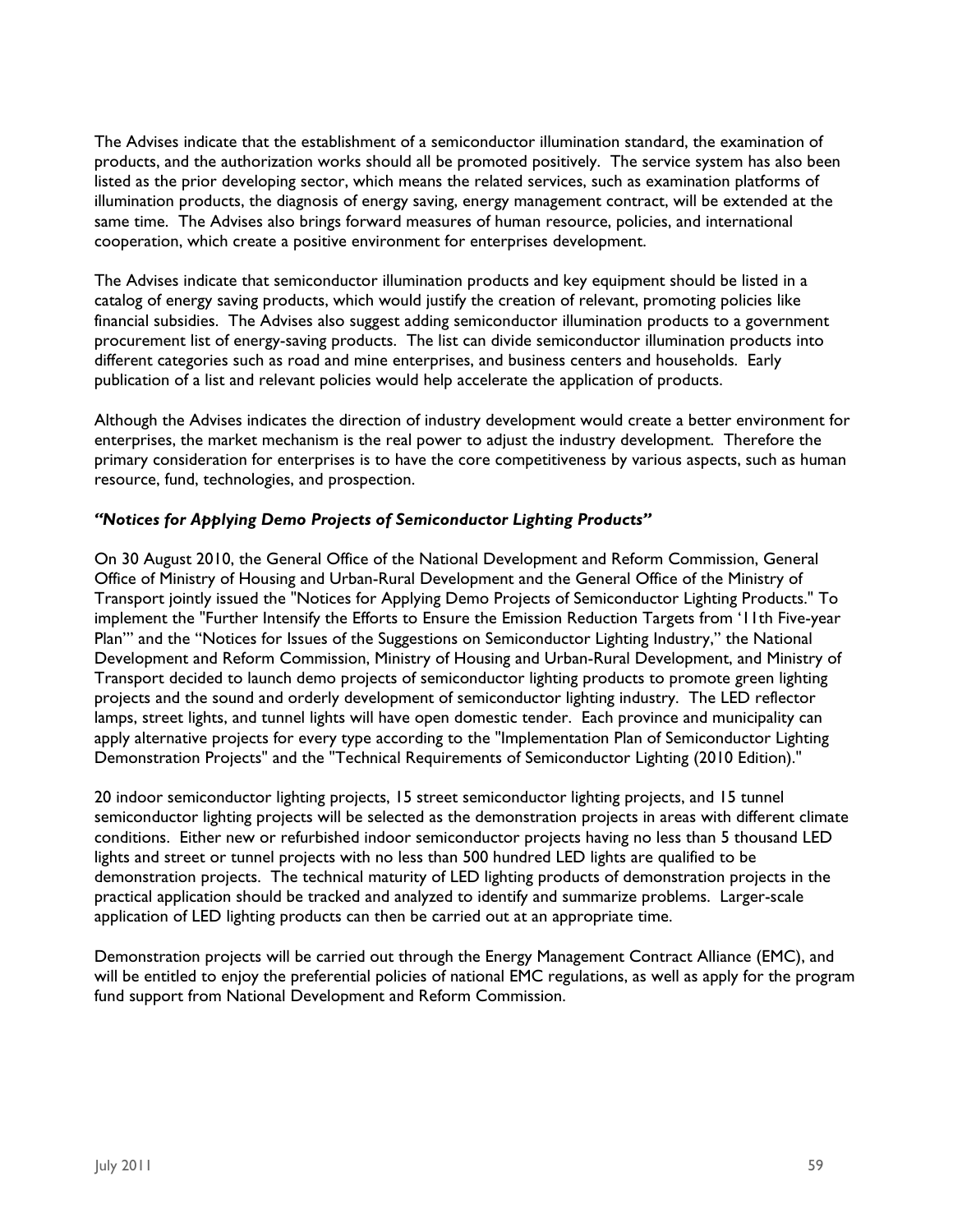The Advises indicate that the establishment of a semiconductor illumination standard, the examination of products, and the authorization works should all be promoted positively. The service system has also been listed as the prior developing sector, which means the related services, such as examination platforms of illumination products, the diagnosis of energy saving, energy management contract, will be extended at the same time. The Advises also brings forward measures of human resource, policies, and international cooperation, which create a positive environment for enterprises development.

The Advises indicate that semiconductor illumination products and key equipment should be listed in a catalog of energy saving products, which would justify the creation of relevant, promoting policies like financial subsidies. The Advises also suggest adding semiconductor illumination products to a government procurement list of energy-saving products. The list can divide semiconductor illumination products into different categories such as road and mine enterprises, and business centers and households. Early publication of a list and relevant policies would help accelerate the application of products.

Although the Advises indicates the direction of industry development would create a better environment for enterprises, the market mechanism is the real power to adjust the industry development. Therefore the primary consideration for enterprises is to have the core competitiveness by various aspects, such as human resource, fund, technologies, and prospection.

***"Notices for Applying Demo Projects of Semiconductor Lighting Products"***

On 30 August 2010, the General Office of the National Development and Reform Commission, General Office of Ministry of Housing and Urban-Rural Development and the General Office of the Ministry of Transport jointly issued the "Notices for Applying Demo Projects of Semiconductor Lighting Products." To implement the "Further Intensify the Efforts to Ensure the Emission Reduction Targets from '11th Five-year Plan'" and the "Notices for Issues of the Suggestions on Semiconductor Lighting Industry," the National Development and Reform Commission, Ministry of Housing and Urban-Rural Development, and Ministry of Transport decided to launch demo projects of semiconductor lighting products to promote green lighting projects and the sound and orderly development of semiconductor lighting industry. The LED reflector lamps, street lights, and tunnel lights will have open domestic tender. Each province and municipality can apply alternative projects for every type according to the "Implementation Plan of Semiconductor Lighting Demonstration Projects" and the "Technical Requirements of Semiconductor Lighting (2010 Edition)."

20 indoor semiconductor lighting projects, 15 street semiconductor lighting projects, and 15 tunnel semiconductor lighting projects will be selected as the demonstration projects in areas with different climate conditions. Either new or refurbished indoor semiconductor projects having no less than 5 thousand LED lights and street or tunnel projects with no less than 500 hundred LED lights are qualified to be demonstration projects. The technical maturity of LED lighting products of demonstration projects in the practical application should be tracked and analyzed to identify and summarize problems. Larger-scale application of LED lighting products can then be carried out at an appropriate time.

Demonstration projects will be carried out through the Energy Management Contract Alliance (EMC), and will be entitled to enjoy the preferential policies of national EMC regulations, as well as apply for the program fund support from National Development and Reform Commission.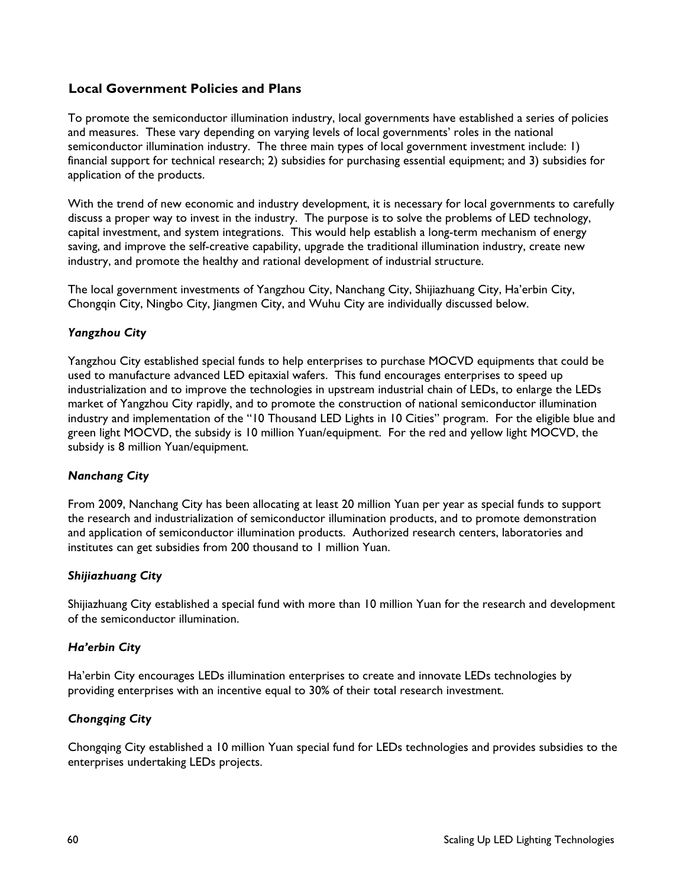## Local Government Policies and Plans

To promote the semiconductor illumination industry, local governments have established a series of policies and measures. These vary depending on varying levels of local governments' roles in the national semiconductor illumination industry. The three main types of local government investment include: 1) financial support for technical research; 2) subsidies for purchasing essential equipment; and 3) subsidies for application of the products.

With the trend of new economic and industry development, it is necessary for local governments to carefully discuss a proper way to invest in the industry. The purpose is to solve the problems of LED technology, capital investment, and system integrations. This would help establish a long-term mechanism of energy saving, and improve the self-creative capability, upgrade the traditional illumination industry, create new industry, and promote the healthy and rational development of industrial structure.

The local government investments of Yangzhou City, Nanchang City, Shijiazhuang City, Ha'erbin City, Chongqin City, Ningbo City, Jiangmen City, and Wuhu City are individually discussed below.

### *Yangzhou City*

Yangzhou City established special funds to help enterprises to purchase MOCVD equipments that could be used to manufacture advanced LED epitaxial wafers. This fund encourages enterprises to speed up industrialization and to improve the technologies in upstream industrial chain of LEDs, to enlarge the LEDs market of Yangzhou City rapidly, and to promote the construction of national semiconductor illumination industry and implementation of the "10 Thousand LED Lights in 10 Cities" program. For the eligible blue and green light MOCVD, the subsidy is 10 million Yuan/equipment. For the red and yellow light MOCVD, the subsidy is 8 million Yuan/equipment.

### *Nanchang City*

From 2009, Nanchang City has been allocating at least 20 million Yuan per year as special funds to support the research and industrialization of semiconductor illumination products, and to promote demonstration and application of semiconductor illumination products. Authorized research centers, laboratories and institutes can get subsidies from 200 thousand to 1 million Yuan.

### *Shijiazhuang City*

Shijiazhuang City established a special fund with more than 10 million Yuan for the research and development of the semiconductor illumination.

### *Ha'erbin City*

Ha'erbin City encourages LEDs illumination enterprises to create and innovate LEDs technologies by providing enterprises with an incentive equal to 30% of their total research investment.

### *Chongqing City*

Chongqing City established a 10 million Yuan special fund for LEDs technologies and provides subsidies to the enterprises undertaking LEDs projects.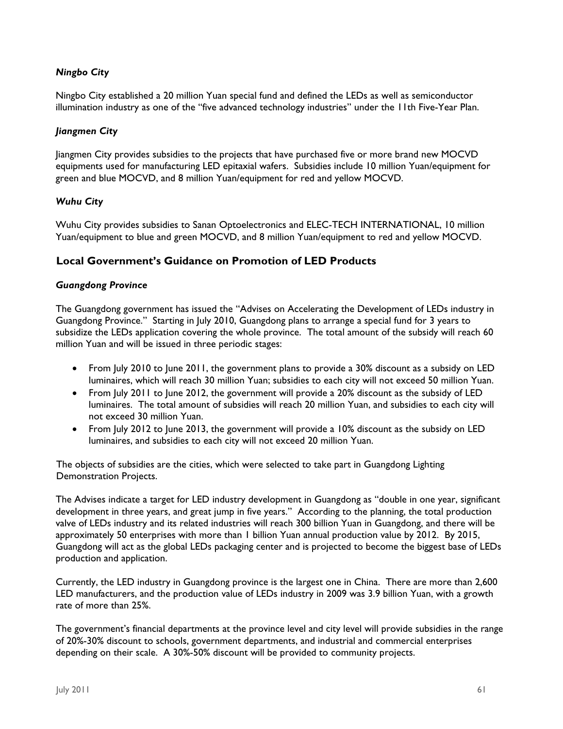***Ningbo City***

Ningbo City established a 20 million Yuan special fund and defined the LEDs as well as semiconductor illumination industry as one of the "five advanced technology industries" under the 11th Five-Year Plan.

***Jiangmen City***

Jiangmen City provides subsidies to the projects that have purchased five or more brand new MOCVD equipments used for manufacturing LED epitaxial wafers. Subsidies include 10 million Yuan/equipment for green and blue MOCVD, and 8 million Yuan/equipment for red and yellow MOCVD.

***Wuhu City***

Wuhu City provides subsidies to Sanan Optoelectronics and ELEC-TECH INTERNATIONAL, 10 million Yuan/equipment to blue and green MOCVD, and 8 million Yuan/equipment to red and yellow MOCVD.

## Local Government's Guidance on Promotion of LED Products

***Guangdong Province***

The Guangdong government has issued the "Advises on Accelerating the Development of LEDs industry in Guangdong Province." Starting in July 2010, Guangdong plans to arrange a special fund for 3 years to subsidize the LEDs application covering the whole province. The total amount of the subsidy will reach 60 million Yuan and will be issued in three periodic stages:

- From July 2010 to June 2011, the government plans to provide a 30% discount as a subsidy on LED luminaires, which will reach 30 million Yuan; subsidies to each city will not exceed 50 million Yuan.
- From July 2011 to June 2012, the government will provide a 20% discount as the subsidy of LED luminaires. The total amount of subsidies will reach 20 million Yuan, and subsidies to each city will not exceed 30 million Yuan.
- From July 2012 to June 2013, the government will provide a 10% discount as the subsidy on LED luminaires, and subsidies to each city will not exceed 20 million Yuan.

The objects of subsidies are the cities, which were selected to take part in Guangdong Lighting Demonstration Projects.

The Advises indicate a target for LED industry development in Guangdong as "double in one year, significant development in three years, and great jump in five years." According to the planning, the total production valve of LEDs industry and its related industries will reach 300 billion Yuan in Guangdong, and there will be approximately 50 enterprises with more than 1 billion Yuan annual production value by 2012. By 2015, Guangdong will act as the global LEDs packaging center and is projected to become the biggest base of LEDs production and application.

Currently, the LED industry in Guangdong province is the largest one in China. There are more than 2,600 LED manufacturers, and the production value of LEDs industry in 2009 was 3.9 billion Yuan, with a growth rate of more than 25%.

The government's financial departments at the province level and city level will provide subsidies in the range of 20%-30% discount to schools, government departments, and industrial and commercial enterprises depending on their scale. A 30%-50% discount will be provided to community projects.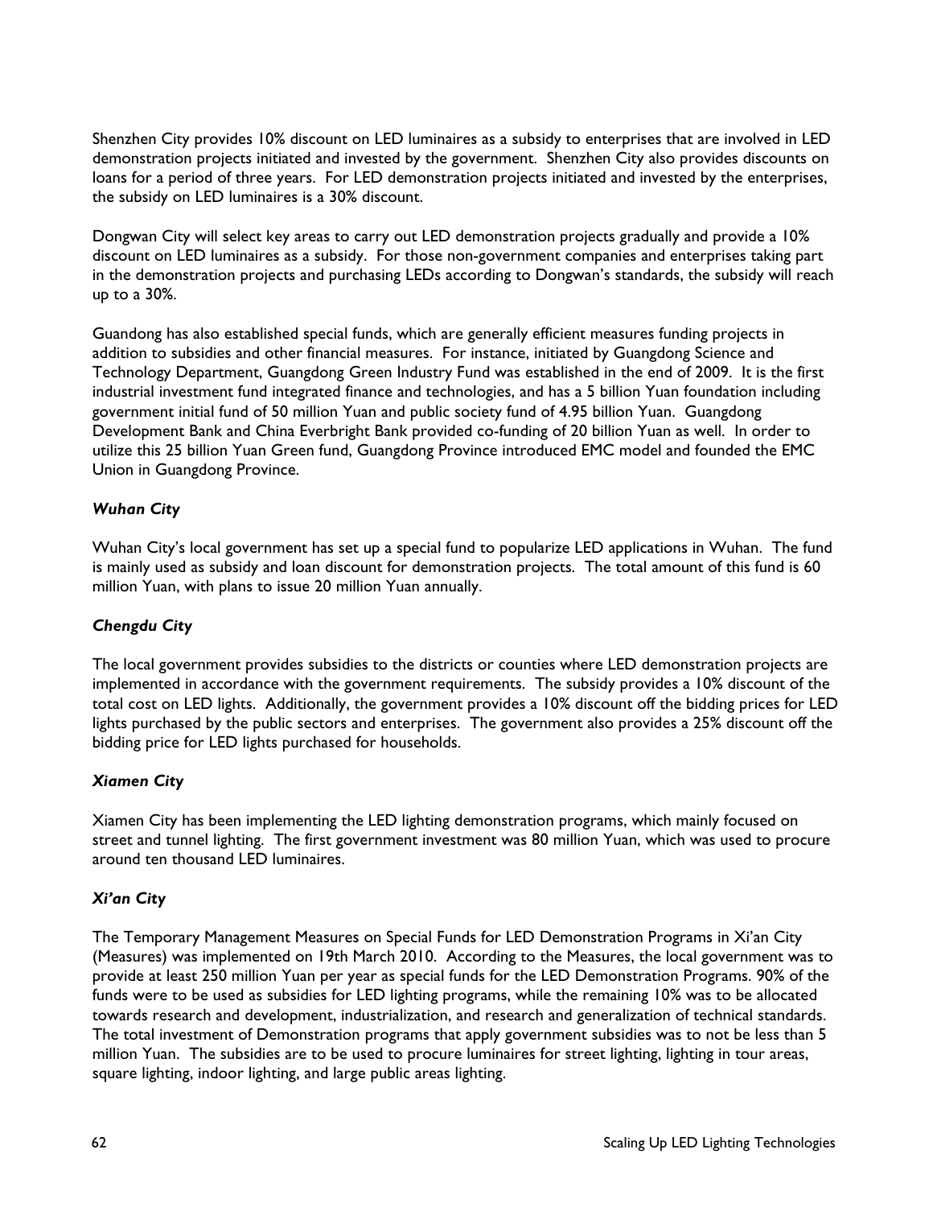Shenzhen City provides 10% discount on LED luminaires as a subsidy to enterprises that are involved in LED demonstration projects initiated and invested by the government. Shenzhen City also provides discounts on loans for a period of three years. For LED demonstration projects initiated and invested by the enterprises, the subsidy on LED luminaires is a 30% discount.

Dongwan City will select key areas to carry out LED demonstration projects gradually and provide a 10% discount on LED luminaires as a subsidy. For those non-government companies and enterprises taking part in the demonstration projects and purchasing LEDs according to Dongwan's standards, the subsidy will reach up to a 30%.

Guandong has also established special funds, which are generally efficient measures funding projects in addition to subsidies and other financial measures. For instance, initiated by Guangdong Science and Technology Department, Guangdong Green Industry Fund was established in the end of 2009. It is the first industrial investment fund integrated finance and technologies, and has a 5 billion Yuan foundation including government initial fund of 50 million Yuan and public society fund of 4.95 billion Yuan. Guangdong Development Bank and China Everbright Bank provided co-funding of 20 billion Yuan as well. In order to utilize this 25 billion Yuan Green fund, Guangdong Province introduced EMC model and founded the EMC Union in Guangdong Province.

### *Wuhan City*

Wuhan City's local government has set up a special fund to popularize LED applications in Wuhan. The fund is mainly used as subsidy and loan discount for demonstration projects. The total amount of this fund is 60 million Yuan, with plans to issue 20 million Yuan annually.

### *Chengdu City*

The local government provides subsidies to the districts or counties where LED demonstration projects are implemented in accordance with the government requirements. The subsidy provides a 10% discount of the total cost on LED lights. Additionally, the government provides a 10% discount off the bidding prices for LED lights purchased by the public sectors and enterprises. The government also provides a 25% discount off the bidding price for LED lights purchased for households.

### *Xiamen City*

Xiamen City has been implementing the LED lighting demonstration programs, which mainly focused on street and tunnel lighting. The first government investment was 80 million Yuan, which was used to procure around ten thousand LED luminaires.

### *Xi'an City*

The Temporary Management Measures on Special Funds for LED Demonstration Programs in Xi'an City (Measures) was implemented on 19th March 2010. According to the Measures, the local government was to provide at least 250 million Yuan per year as special funds for the LED Demonstration Programs. 90% of the funds were to be used as subsidies for LED lighting programs, while the remaining 10% was to be allocated towards research and development, industrialization, and research and generalization of technical standards. The total investment of Demonstration programs that apply government subsidies was to not be less than 5 million Yuan. The subsidies are to be used to procure luminaires for street lighting, lighting in tour areas, square lighting, indoor lighting, and large public areas lighting.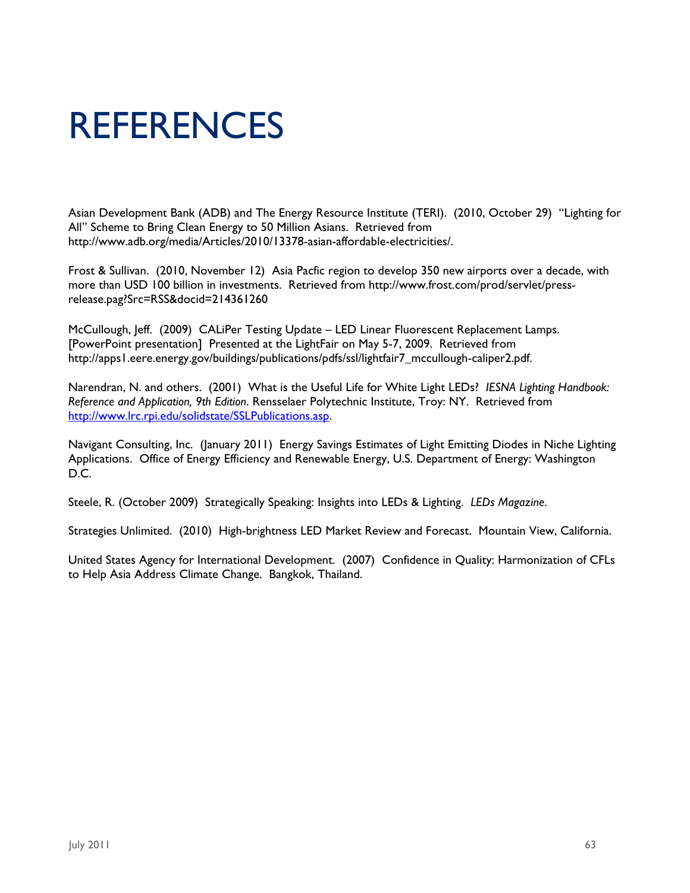# REFERENCES

Asian Development Bank (ADB) and The Energy Resource Institute (TERI). (2010, October 29) "Lighting for All" Scheme to Bring Clean Energy to 50 Million Asians. Retrieved from http://www.adb.org/media/Articles/2010/13378-asian-affordable-electricities/.

Frost & Sullivan. (2010, November 12) Asia Pacfic region to develop 350 new airports over a decade, with more than USD 100 billion in investments. Retrieved from http://www.frost.com/prod/servlet/press-release.pag?Src=RSS&docid=214361260

McCullough, Jeff. (2009) CALiPer Testing Update – LED Linear Fluorescent Replacement Lamps. [PowerPoint presentation] Presented at the LightFair on May 5-7, 2009. Retrieved from http://apps1.eere.energy.gov/buildings/publications/pdfs/ssl/lightfair7_mccullough-caliper2.pdf.

Narendran, N. and others. (2001) What is the Useful Life for White Light LEDs? *IESNA Lighting Handbook: Reference and Application, 9th Edition*. Rensselaer Polytechnic Institute, Troy: NY. Retrieved from http://www.lrc.rpi.edu/solidstate/SSLPublications.asp.

Navigant Consulting, Inc. (January 2011) Energy Savings Estimates of Light Emitting Diodes in Niche Lighting Applications. Office of Energy Efficiency and Renewable Energy, U.S. Department of Energy: Washington D.C.

Steele, R. (October 2009) Strategically Speaking: Insights into LEDs & Lighting. *LEDs Magazine*.

Strategies Unlimited. (2010) High-brightness LED Market Review and Forecast. Mountain View, California.

United States Agency for International Development. (2007) Confidence in Quality: Harmonization of CFLs to Help Asia Address Climate Change. Bangkok, Thailand.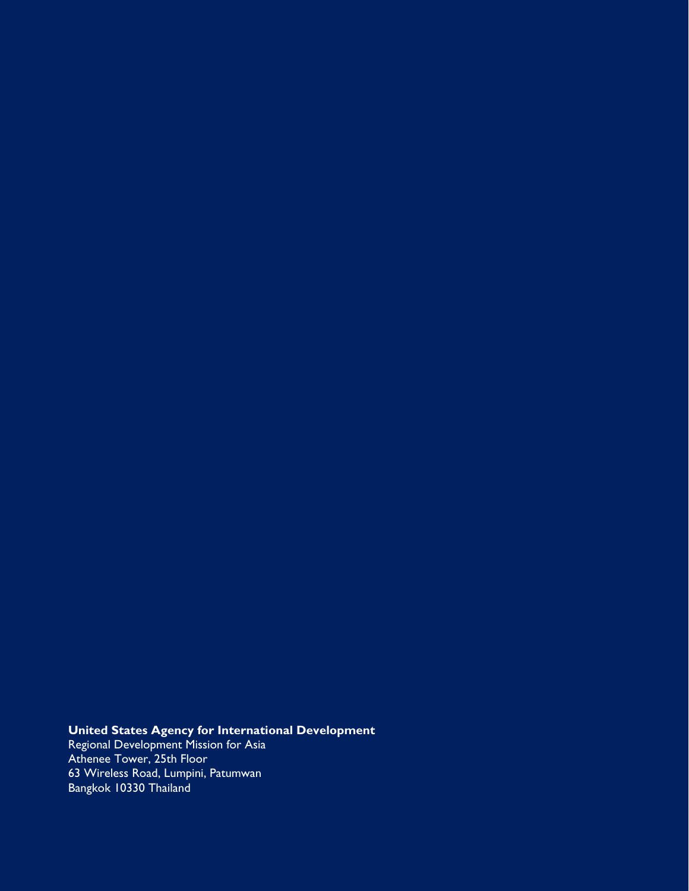**United States Agency for International Development**
Regional Development Mission for Asia
Athenee Tower, 25th Floor
63 Wireless Road, Lumpini, Patumwan
Bangkok 10330 Thailand